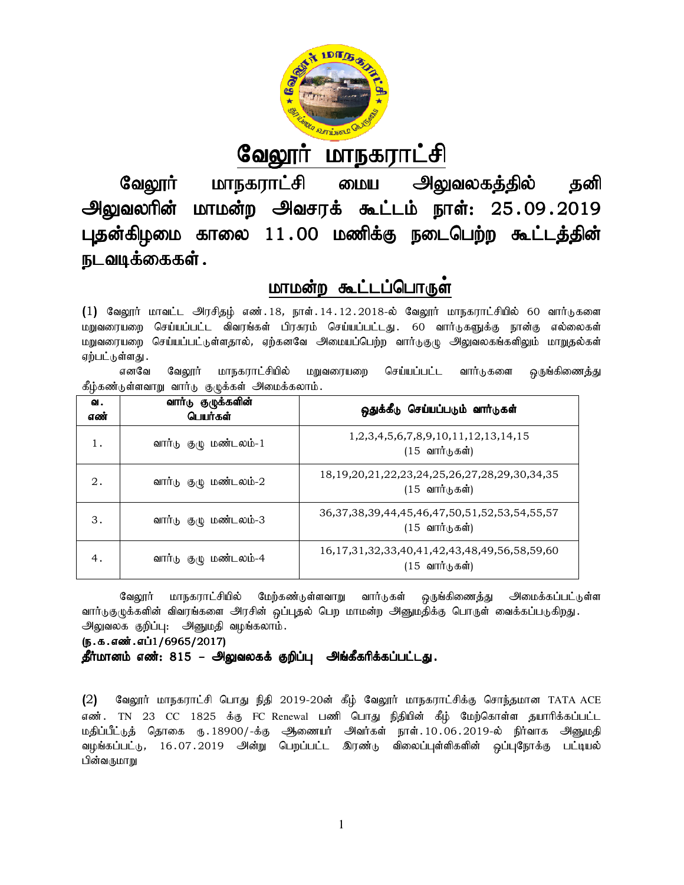# வேலூர் மாநகராட்சி

## வேலூர் மாநகராட்சி மைய அலுவலகத்தில் தனி அலுவலரின் மாமன்ற அவசரக் கூட்டம் நாள்: 25.09.2019 புதன்கிழமை காலை 11.00 மணிக்கு நடைபெற்ற கூட்டத்தின் நடவடிக்கைகள்.

## மாமன்ற கூட்டப்பொருள்

(1) வேலூர் மாவட்ட அரசிதழ் எண்.18, நாள்.14.12.2018-ல் வேலூர் மாநகராட்சியில் 60 வார்டுகளை மறுவரையறை செய்யப்பட்ட விவரங்கள் பிரசுரம் செய்யப்பட்டது. 60 வார்டுகளுக்கு நான்கு எல்லைகள் மறுவரையறை செய்யப்பட்டுள்ளதால், ஏற்கனவே அமையப்பெற்ற வார்டுகுழு அலுவலகங்களிலும் மாறுதல்கள் ஏற்பட்டுள்ளது.

எனவே வேலூர் மாநகராட்சியில் மறுவரையறை செய்யப்பட்ட வார்டுகளை ஒருங்கிணைத்து கீழ்கண்டுள்ளவாறு வார்டு குழுக்கள் அமைக்கலாம்.

| வ. எண் | வார்டு குழுக்களின் பெயர்கள் | ஒதுக்கீடு செய்யப்படும் வார்டுகள் |
|---|---|---|
| 1. | வார்டு குழு மண்டலம்-1 | 1,2,3,4,5,6,7,8,9,10,11,12,13,14,15 (15 வார்டுகள்) |
| 2. | வார்டு குழு மண்டலம்-2 | 18,19,20,21,22,23,24,25,26,27,28,29,30,34,35 (15 வார்டுகள்) |
| 3. | வார்டு குழு மண்டலம்-3 | 36,37,38,39,44,45,46,47,50,51,52,53,54,55,57 (15 வார்டுகள்) |
| 4. | வார்டு குழு மண்டலம்-4 | 16,17,31,32,33,40,41,42,43,48,49,56,58,59,60 (15 வார்டுகள்) |

வேலூர் மாநகராட்சியில் மேற்கண்டுள்ளவாறு வார்டுகள் ஒருங்கிணைத்து அமைக்கப்பட்டுள்ள வார்டுகுழுக்களின் விவரங்களை அரசின் ஒப்புதல் பெற மாமன்ற அனுமதிக்கு பொருள் வைக்கப்படுகிறது.

அலுவலக குறிப்பு: அனுமதி வழங்கலாம்.

**(ந.க.எண்.எப்1/6965/2017)**

**தீர்மானம் எண்: 815 – அலுவலகக் குறிப்பு அங்கீகரிக்கப்பட்டது.**

(2) வேலூர் மாநகராட்சி பொது நிதி 2019-20ன் கீழ் வேலூர் மாநகராட்சிக்கு சொந்தமான TATA ACE எண். TN 23 CC 1825 க்கு FC Renewal பணி பொது நிதியின் கீழ் மேற்கொள்ள தயாரிக்கப்பட்ட மதிப்பீட்டுத் தொகை ரு.18900/-க்கு ஆணையர் அவர்கள் நாள்.10.06.2019-ல் நிர்வாக அனுமதி வழங்கப்பட்டு, 16.07.2019 அன்று பெறப்பட்ட இரண்டு விலைப்புள்ளிகளின் ஒப்புநோக்கு பட்டியல் பின்வருமாறு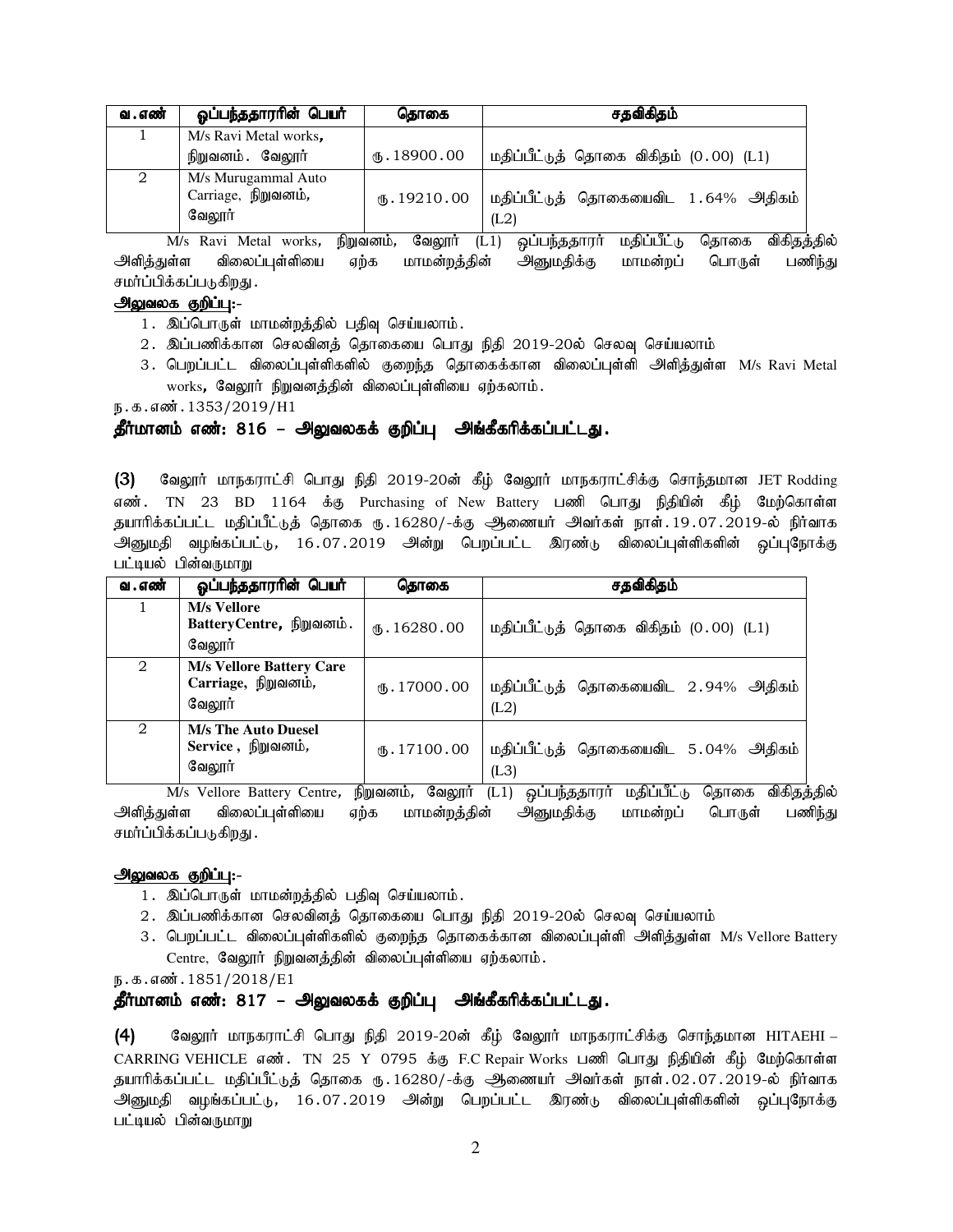| வ.எண் | ஒப்பந்ததாரரின் பெயர் | தொகை | சதவிகிதம் |
|---|---|---|---|
| 1 | M/s Ravi Metal works, நிறுவனம். வேலூர் | ரு.18900.00 | மதிப்பீட்டுத் தொகை விகிதம் (0.00) (L1) |
| 2 | M/s Murugammal Auto Carriage, நிறுவனம், வேலூர் | ரு.19210.00 | மதிப்பீட்டுத் தொகையைவிட 1.64% அதிகம் (L2) |

M/s Ravi Metal works, நிறுவனம், வேலூர் (L1) ஒப்பந்ததாரர் மதிப்பீட்டு தொகை விகிதத்தில் அளித்துள்ள விலைப்புள்ளியை ஏற்க மாமன்றத்தின் அனுமதிக்கு மாமன்றப் பொருள் பணிந்து சமர்ப்பிக்கப்படுகிறது.

**அலுவலக குறிப்பு:-**

1. இப்பொருள் மாமன்றத்தில் பதிவு செய்யலாம்.
2. இப்பணிக்கான செலவினத் தொகையை பொது நிதி 2019-20ல் செலவு செய்யலாம்
3. பெறப்பட்ட விலைப்புள்ளிகளில் குறைந்த தொகைக்கான விலைப்புள்ளி அளித்துள்ள M/s Ravi Metal works, வேலூர் நிறுவனத்தின் விலைப்புள்ளியை ஏற்கலாம்.

ந.க.எண்.1353/2019/H1

**தீர்மானம் எண்: 816 – அலுவலகக் குறிப்பு அங்கீகரிக்கப்பட்டது.**

**(3)** வேலூர் மாநகராட்சி பொது நிதி 2019-20ன் கீழ் வேலூர் மாநகராட்சிக்கு சொந்தமான JET Rodding எண். TN 23 BD 1164 க்கு Purchasing of New Battery பணி பொது நிதியின் கீழ் மேற்கொள்ள தயாரிக்கப்பட்ட மதிப்பீட்டுத் தொகை ரு.16280/-க்கு ஆணையர் அவர்கள் நாள்.19.07.2019-ல் நிர்வாக அனுமதி வழங்கப்பட்டு, 16.07.2019 அன்று பெறப்பட்ட இரண்டு விலைப்புள்ளிகளின் ஒப்புநோக்கு பட்டியல் பின்வருமாறு

| வ.எண் | ஒப்பந்ததாரரின் பெயர் | தொகை | சதவிகிதம் |
|---|---|---|---|
| 1 | **M/s Vellore BatteryCentre,** நிறுவனம். வேலூர் | ரு.16280.00 | மதிப்பீட்டுத் தொகை விகிதம் (0.00) (L1) |
| 2 | **M/s Vellore Battery Care Carriage,** நிறுவனம், வேலூர் | ரு.17000.00 | மதிப்பீட்டுத் தொகையைவிட 2.94% அதிகம் (L2) |
| 2 | **M/s The Auto Duesel Service ,** நிறுவனம், வேலூர் | ரு.17100.00 | மதிப்பீட்டுத் தொகையைவிட 5.04% அதிகம் (L3) |

M/s Vellore Battery Centre, நிறுவனம், வேலூர் (L1) ஒப்பந்ததாரர் மதிப்பீட்டு தொகை விகிதத்தில் அளித்துள்ள விலைப்புள்ளியை ஏற்க மாமன்றத்தின் அனுமதிக்கு மாமன்றப் பொருள் பணிந்து சமர்ப்பிக்கப்படுகிறது.

**அலுவலக குறிப்பு:-**

1. இப்பொருள் மாமன்றத்தில் பதிவு செய்யலாம்.
2. இப்பணிக்கான செலவினத் தொகையை பொது நிதி 2019-20ல் செலவு செய்யலாம்
3. பெறப்பட்ட விலைப்புள்ளிகளில் குறைந்த தொகைக்கான விலைப்புள்ளி அளித்துள்ள M/s Vellore Battery Centre, வேலூர் நிறுவனத்தின் விலைப்புள்ளியை ஏற்கலாம்.

ந.க.எண்.1851/2018/E1

**தீர்மானம் எண்: 817 – அலுவலகக் குறிப்பு அங்கீகரிக்கப்பட்டது.**

**(4)** வேலூர் மாநகராட்சி பொது நிதி 2019-20ன் கீழ் வேலூர் மாநகராட்சிக்கு சொந்தமான HITAEHI – CARRING VEHICLE எண். TN 25 Y 0795 க்கு F.C Repair Works பணி பொது நிதியின் கீழ் மேற்கொள்ள தயாரிக்கப்பட்ட மதிப்பீட்டுத் தொகை ரு.16280/-க்கு ஆணையர் அவர்கள் நாள்.02.07.2019-ல் நிர்வாக அனுமதி வழங்கப்பட்டு, 16.07.2019 அன்று பெறப்பட்ட இரண்டு விலைப்புள்ளிகளின் ஒப்புநோக்கு பட்டியல் பின்வருமாறு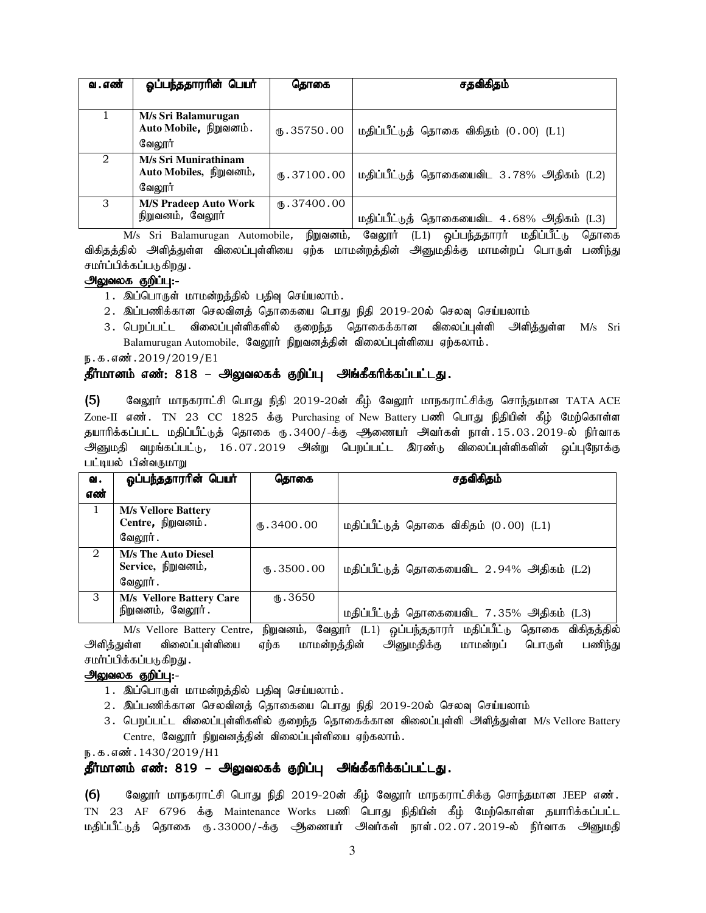| வ.எண் | ஒப்பந்ததாரரின் பெயர் | தொகை | சதவிகிதம் |
|---|---|---|---|
| 1 | **M/s Sri Balamurugan Auto Mobile,** நிறுவனம். வேலூர் | ரு.35750.00 | மதிப்பீட்டுத் தொகை விகிதம் (0.00) (L1) |
| 2 | **M/s Sri Munirathinam Auto Mobiles,** நிறுவனம், வேலூர் | ரு.37100.00 | மதிப்பீட்டுத் தொகையைவிட 3.78% அதிகம் (L2) |
| 3 | **M/S Pradeep Auto Work** நிறுவனம், வேலூர் | ரு.37400.00 | மதிப்பீட்டுத் தொகையைவிட 4.68% அதிகம் (L3) |

M/s Sri Balamurugan Automobile, நிறுவனம், வேலூர் (L1) ஒப்பந்ததாரர் மதிப்பீட்டு தொகை விகிதத்தில் அளித்துள்ள விலைப்புள்ளியை ஏற்க மாமன்றத்தின் அனுமதிக்கு மாமன்றப் பொருள் பணிந்து சமர்ப்பிக்கப்படுகிறது.

**அலுவலக குறிப்பு:-**

1. இப்பொருள் மாமன்றத்தில் பதிவு செய்யலாம்.
2. இப்பணிக்கான செலவினத் தொகையை பொது நிதி 2019-20ல் செலவு செய்யலாம்
3. பெறப்பட்ட விலைப்புள்ளிகளில் குறைந்த தொகைக்கான விலைப்புள்ளி அளித்துள்ள M/s Sri Balamurugan Automobile, வேலூர் நிறுவனத்தின் விலைப்புள்ளியை ஏற்கலாம்.

ந.க.எண்.2019/2019/E1

**தீர்மானம் எண்: 818 – அலுவலகக் குறிப்பு அங்கீகரிக்கப்பட்டது.**

**(5)** வேலூர் மாநகராட்சி பொது நிதி 2019-20ன் கீழ் வேலூர் மாநகராட்சிக்கு சொந்தமான TATA ACE Zone-II எண். TN 23 CC 1825 க்கு Purchasing of New Battery பணி பொது நிதியின் கீழ் மேற்கொள்ள தயாரிக்கப்பட்ட மதிப்பீட்டுத் தொகை ரு.3400/-க்கு ஆணையர் அவர்கள் நாள்.15.03.2019-ல் நிர்வாக அனுமதி வழங்கப்பட்டு, 16.07.2019 அன்று பெறப்பட்ட இரண்டு விலைப்புள்ளிகளின் ஒப்புநோக்கு பட்டியல் பின்வருமாறு

| வ. எண் | ஒப்பந்ததாரரின் பெயர் | தொகை | சதவிகிதம் |
|---|---|---|---|
| 1 | **M/s Vellore Battery Centre,** நிறுவனம். வேலூர். | ரு.3400.00 | மதிப்பீட்டுத் தொகை விகிதம் (0.00) (L1) |
| 2 | **M/s The Auto Diesel Service,** நிறுவனம், வேலூர். | ரு.3500.00 | மதிப்பீட்டுத் தொகையைவிட 2.94% அதிகம் (L2) |
| 3 | **M/s Vellore Battery Care** நிறுவனம், வேலூர். | ரு.3650 | மதிப்பீட்டுத் தொகையைவிட 7.35% அதிகம் (L3) |

M/s Vellore Battery Centre, நிறுவனம், வேலூர் (L1) ஒப்பந்ததாரர் மதிப்பீட்டு தொகை விகிதத்தில் அளித்துள்ள விலைப்புள்ளியை ஏற்க மாமன்றத்தின் அனுமதிக்கு மாமன்றப் பொருள் பணிந்து சமர்ப்பிக்கப்படுகிறது.

**அலுவலக குறிப்பு:-**

1. இப்பொருள் மாமன்றத்தில் பதிவு செய்யலாம்.
2. இப்பணிக்கான செலவினத் தொகையை பொது நிதி 2019-20ல் செலவு செய்யலாம்
3. பெறப்பட்ட விலைப்புள்ளிகளில் குறைந்த தொகைக்கான விலைப்புள்ளி அளித்துள்ள M/s Vellore Battery Centre, வேலூர் நிறுவனத்தின் விலைப்புள்ளியை ஏற்கலாம்.

ந.க.எண்.1430/2019/H1

**தீர்மானம் எண்: 819 – அலுவலகக் குறிப்பு அங்கீகரிக்கப்பட்டது.**

**(6)** வேலூர் மாநகராட்சி பொது நிதி 2019-20ன் கீழ் வேலூர் மாநகராட்சிக்கு சொந்தமான JEEP எண். TN 23 AF 6796 க்கு Maintenance Works பணி பொது நிதியின் கீழ் மேற்கொள்ள தயாரிக்கப்பட்ட மதிப்பீட்டுத் தொகை ரு.33000/-க்கு ஆணையர் அவர்கள் நாள்.02.07.2019-ல் நிர்வாக அனுமதி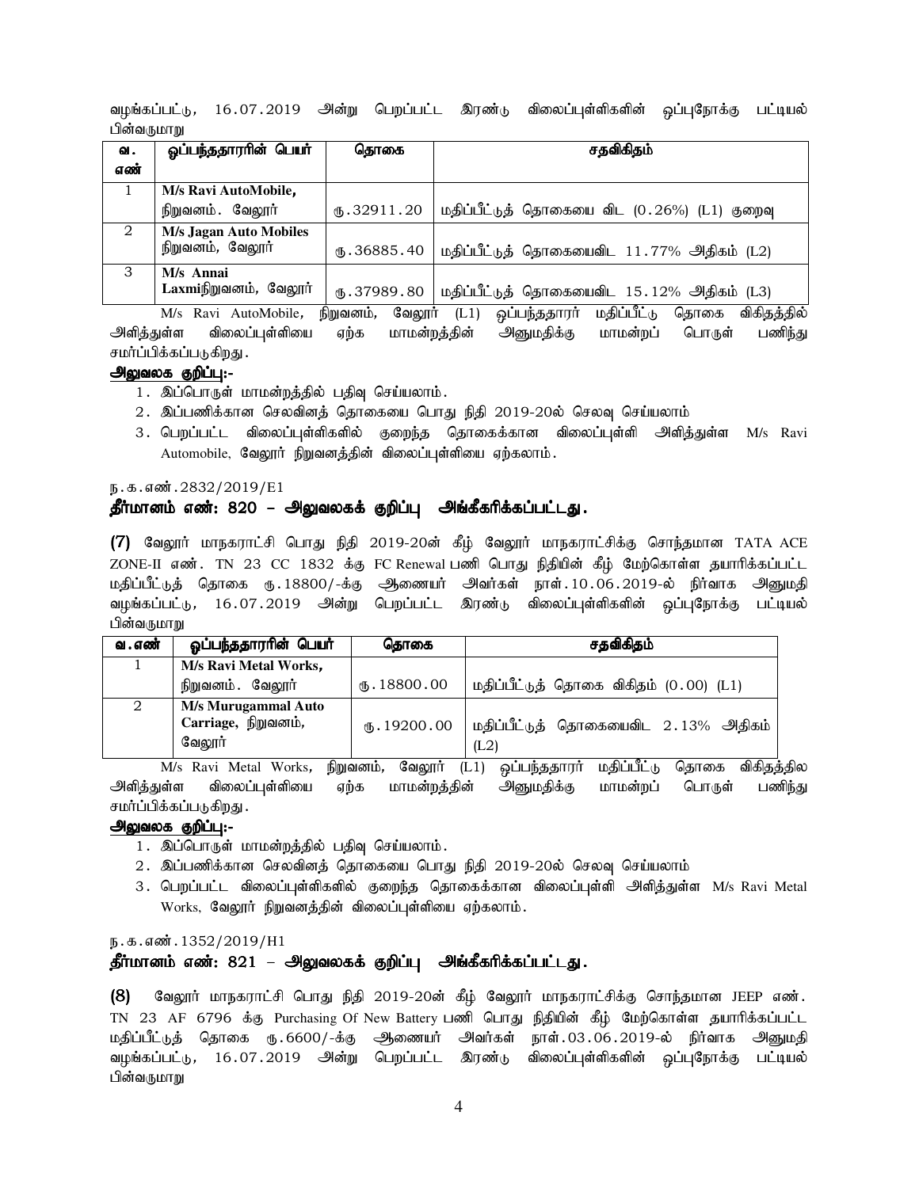வழங்கப்பட்டு, 16.07.2019 அன்று பெறப்பட்ட இரண்டு விலைப்புள்ளிகளின் ஒப்புநோக்கு பட்டியல் பின்வருமாறு

| வ. எண் | ஒப்பந்ததாரரின் பெயர் | தொகை | சதவிகிதம் |
|---|---|---|---|
| 1 | **M/s Ravi AutoMobile,** நிறுவனம். வேலூர் | ரூ.32911.20 | மதிப்பீட்டுத் தொகையை விட (0.26%) (L1) குறைவு |
| 2 | **M/s Jagan Auto Mobiles** நிறுவனம், வேலூர் | ரூ.36885.40 | மதிப்பீட்டுத் தொகையைவிட 11.77% அதிகம் (L2) |
| 3 | **M/s Annai Laxmi**நிறுவனம், வேலூர் | ரூ.37989.80 | மதிப்பீட்டுத் தொகையைவிட 15.12% அதிகம் (L3) |

M/s Ravi AutoMobile, நிறுவனம், வேலூர் (L1) ஒப்பந்ததாரர் மதிப்பீட்டு தொகை விகிதத்தில் அளித்துள்ள விலைப்புள்ளியை ஏற்க மாமன்றத்தின் அனுமதிக்கு மாமன்றப் பொருள் பணிந்து சமர்ப்பிக்கப்படுகிறது.

**அலுவலக குறிப்பு:-**

1. இப்பொருள் மாமன்றத்தில் பதிவு செய்யலாம்.
2. இப்பணிக்கான செலவினத் தொகையை பொது நிதி 2019-20ல் செலவு செய்யலாம்
3. பெறப்பட்ட விலைப்புள்ளிகளில் குறைந்த தொகைக்கான விலைப்புள்ளி அளித்துள்ள M/s Ravi Automobile, வேலூர் நிறுவனத்தின் விலைப்புள்ளியை ஏற்கலாம்.

ந.க.எண்.2832/2019/E1

## தீர்மானம் எண்: 820 – அலுவலகக் குறிப்பு அங்கீகரிக்கப்பட்டது.

**(7)** வேலூர் மாநகராட்சி பொது நிதி 2019-20ன் கீழ் வேலூர் மாநகராட்சிக்கு சொந்தமான TATA ACE ZONE-II எண். TN 23 CC 1832 க்கு FC Renewal பணி பொது நிதியின் கீழ் மேற்கொள்ள தயாரிக்கப்பட்ட மதிப்பீட்டுத் தொகை ரூ.18800/-க்கு ஆணையர் அவர்கள் நாள்.10.06.2019-ல் நிர்வாக அனுமதி வழங்கப்பட்டு, 16.07.2019 அன்று பெறப்பட்ட இரண்டு விலைப்புள்ளிகளின் ஒப்புநோக்கு பட்டியல் பின்வருமாறு

| வ.எண் | ஒப்பந்ததாரரின் பெயர் | தொகை | சதவிகிதம் |
|---|---|---|---|
| 1 | **M/s Ravi Metal Works,** நிறுவனம். வேலூர் | ரூ.18800.00 | மதிப்பீட்டுத் தொகை விகிதம் (0.00) (L1) |
| 2 | **M/s Murugammal Auto Carriage,** நிறுவனம், வேலூர் | ரூ.19200.00 | மதிப்பீட்டுத் தொகையைவிட 2.13% அதிகம் (L2) |

M/s Ravi Metal Works, நிறுவனம், வேலூர் (L1) ஒப்பந்ததாரர் மதிப்பீட்டு தொகை விகிதத்தில அளித்துள்ள விலைப்புள்ளியை ஏற்க மாமன்றத்தின் அனுமதிக்கு மாமன்றப் பொருள் பணிந்து சமர்ப்பிக்கப்படுகிறது.

**அலுவலக குறிப்பு:-**

1. இப்பொருள் மாமன்றத்தில் பதிவு செய்யலாம்.
2. இப்பணிக்கான செலவினத் தொகையை பொது நிதி 2019-20ல் செலவு செய்யலாம்
3. பெறப்பட்ட விலைப்புள்ளிகளில் குறைந்த தொகைக்கான விலைப்புள்ளி அளித்துள்ள M/s Ravi Metal Works, வேலூர் நிறுவனத்தின் விலைப்புள்ளியை ஏற்கலாம்.

ந.க.எண்.1352/2019/H1

## தீர்மானம் எண்: 821 – அலுவலகக் குறிப்பு அங்கீகரிக்கப்பட்டது.

**(8)** வேலூர் மாநகராட்சி பொது நிதி 2019-20ன் கீழ் வேலூர் மாநகராட்சிக்கு சொந்தமான JEEP எண். TN 23 AF 6796 க்கு Purchasing Of New Battery பணி பொது நிதியின் கீழ் மேற்கொள்ள தயாரிக்கப்பட்ட மதிப்பீட்டுத் தொகை ரூ.6600/-க்கு ஆணையர் அவர்கள் நாள்.03.06.2019-ல் நிர்வாக அனுமதி வழங்கப்பட்டு, 16.07.2019 அன்று பெறப்பட்ட இரண்டு விலைப்புள்ளிகளின் ஒப்புநோக்கு பட்டியல் பின்வருமாறு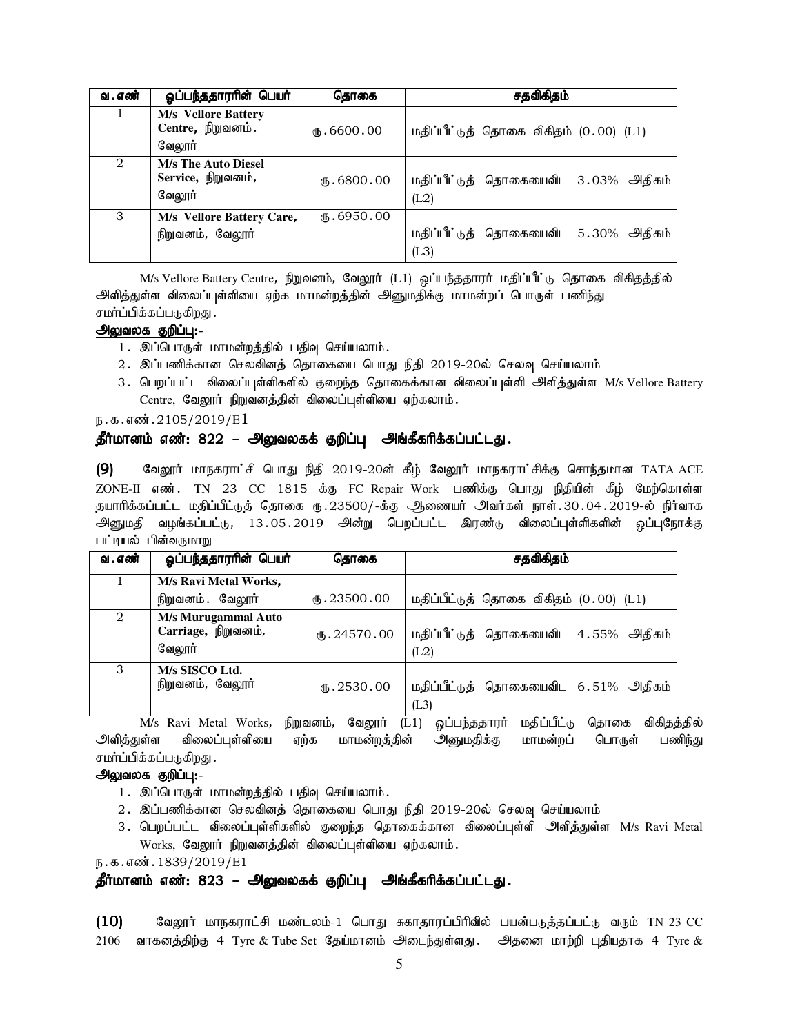| வ.எண் | ஒப்பந்ததாரரின் பெயர் | தொகை | சதவிகிதம் |
|---|---|---|---|
| 1 | **M/s Vellore Battery Centre,** நிறுவனம். வேலூர் | ரூ.6600.00 | மதிப்பீட்டுத் தொகை விகிதம் (0.00) (L1) |
| 2 | **M/s The Auto Diesel Service,** நிறுவனம், வேலூர் | ரூ.6800.00 | மதிப்பீட்டுத் தொகையைவிட 3.03% அதிகம் (L2) |
| 3 | **M/s Vellore Battery Care,** நிறுவனம், வேலூர் | ரூ.6950.00 | மதிப்பீட்டுத் தொகையைவிட 5.30% அதிகம் (L3) |

M/s Vellore Battery Centre, நிறுவனம், வேலூர் (L1) ஒப்பந்ததாரர் மதிப்பீட்டு தொகை விகிதத்தில் அளித்துள்ள விலைப்புள்ளியை ஏற்க மாமன்றத்தின் அனுமதிக்கு மாமன்றப் பொருள் பணிந்து சமர்ப்பிக்கப்படுகிறது.

**அலுவலக குறிப்பு:-**

1. இப்பொருள் மாமன்றத்தில் பதிவு செய்யலாம்.
2. இப்பணிக்கான செலவினத் தொகையை பொது நிதி 2019-20ல் செலவு செய்யலாம்
3. பெறப்பட்ட விலைப்புள்ளிகளில் குறைந்த தொகைக்கான விலைப்புள்ளி அளித்துள்ள M/s Vellore Battery Centre, வேலூர் நிறுவனத்தின் விலைப்புள்ளியை ஏற்கலாம்.

ந.க.எண்.2105/2019/E1

### தீர்மானம் எண்: 822 – அலுவலகக் குறிப்பு அங்கீகரிக்கப்பட்டது.

**(9)** வேலூர் மாநகராட்சி பொது நிதி 2019-20ன் கீழ் வேலூர் மாநகராட்சிக்கு சொந்தமான TATA ACE ZONE-II எண். TN 23 CC 1815 க்கு FC Repair Work பணிக்கு பொது நிதியின் கீழ் மேற்கொள்ள தயாரிக்கப்பட்ட மதிப்பீட்டுத் தொகை ரூ.23500/-க்கு ஆணையர் அவர்கள் நாள்.30.04.2019-ல் நிர்வாக அனுமதி வழங்கப்பட்டு, 13.05.2019 அன்று பெறப்பட்ட இரண்டு விலைப்புள்ளிகளின் ஒப்புநோக்கு பட்டியல் பின்வருமாறு

| வ.எண் | ஒப்பந்ததாரரின் பெயர் | தொகை | சதவிகிதம் |
|---|---|---|---|
| 1 | **M/s Ravi Metal Works,** நிறுவனம். வேலூர் | ரூ.23500.00 | மதிப்பீட்டுத் தொகை விகிதம் (0.00) (L1) |
| 2 | **M/s Murugammal Auto Carriage,** நிறுவனம், வேலூர் | ரூ.24570.00 | மதிப்பீட்டுத் தொகையைவிட 4.55% அதிகம் (L2) |
| 3 | **M/s SISCO Ltd.** நிறுவனம், வேலூர் | ரூ.2530.00 | மதிப்பீட்டுத் தொகையைவிட 6.51% அதிகம் (L3) |

M/s Ravi Metal Works, நிறுவனம், வேலூர் (L1) ஒப்பந்ததாரர் மதிப்பீட்டு தொகை விகிதத்தில் அளித்துள்ள விலைப்புள்ளியை ஏற்க மாமன்றத்தின் அனுமதிக்கு மாமன்றப் பொருள் பணிந்து சமர்ப்பிக்கப்படுகிறது.

**அலுவலக குறிப்பு:-**

1. இப்பொருள் மாமன்றத்தில் பதிவு செய்யலாம்.
2. இப்பணிக்கான செலவினத் தொகையை பொது நிதி 2019-20ல் செலவு செய்யலாம்
3. பெறப்பட்ட விலைப்புள்ளிகளில் குறைந்த தொகைக்கான விலைப்புள்ளி அளித்துள்ள M/s Ravi Metal Works, வேலூர் நிறுவனத்தின் விலைப்புள்ளியை ஏற்கலாம்.

ந.க.எண்.1839/2019/E1

### தீர்மானம் எண்: 823 – அலுவலகக் குறிப்பு அங்கீகரிக்கப்பட்டது.

**(10)** வேலூர் மாநகராட்சி மண்டலம்-1 பொது சுகாதாரப்பிரிவில் பயன்படுத்தப்பட்டு வரும் TN 23 CC 2106 வாகனத்திற்கு 4 Tyre & Tube Set தேய்மானம் அடைந்துள்ளது. அதனை மாற்றி புதியதாக 4 Tyre &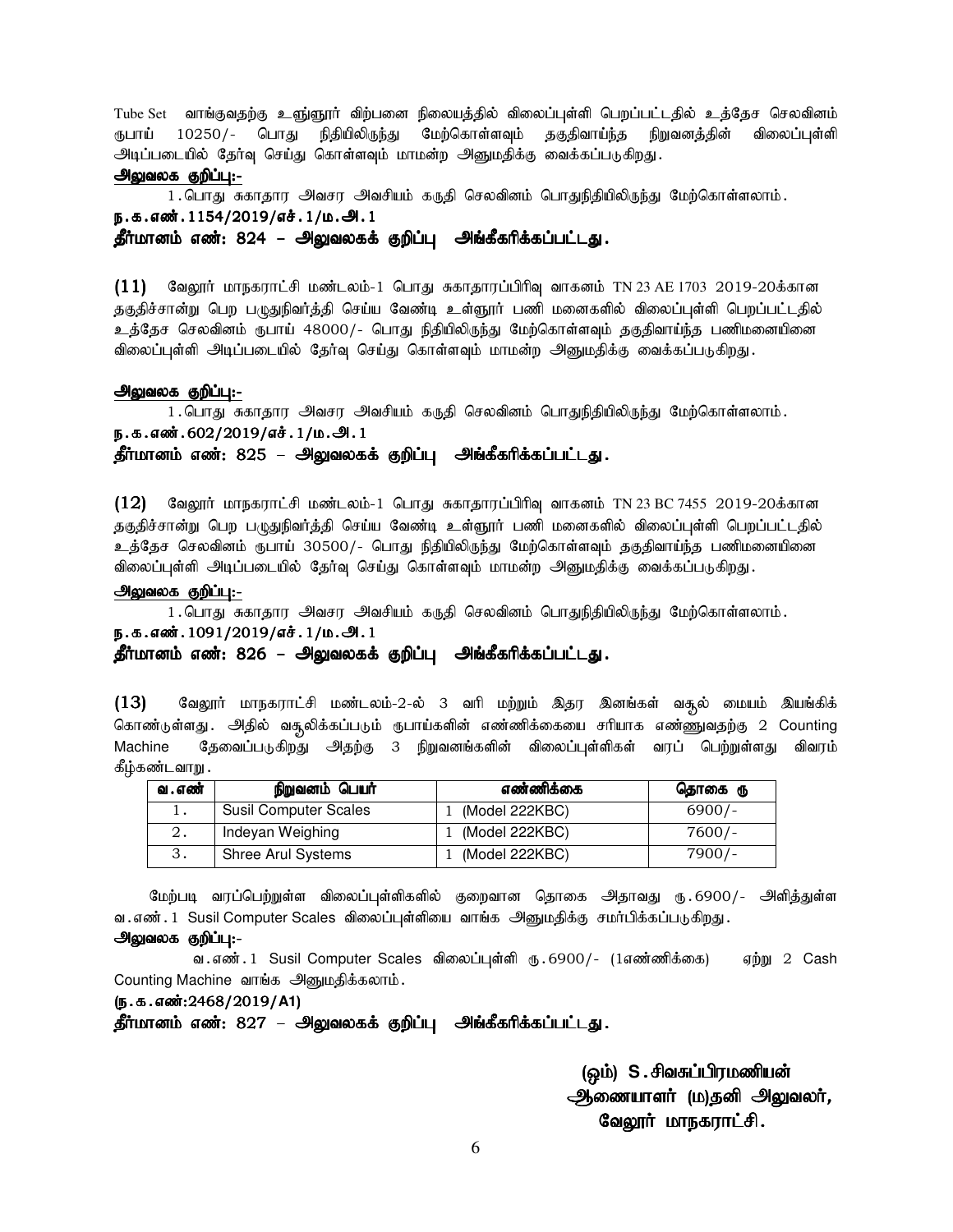Tube Set வாங்குவதற்கு உளுளூர் விற்பனை நிலையத்தில் விலைப்புள்ளி பெறப்பட்டதில் உத்தேச செலவினம் ரூபாய் 10250/- பொது நிதியிலிருந்து மேற்கொள்ளவும் தகுதிவாய்ந்த நிறுவனத்தின் விலைப்புள்ளி அடிப்படையில் தேர்வு செய்து கொள்ளவும் மாமன்ற அனுமதிக்கு வைக்கப்படுகிறது.

**அலுவலக குறிப்பு:-**

1.பொது சுகாதார அவசர அவசியம் கருதி செலவினம் பொதுநிதியிலிருந்து மேற்கொள்ளலாம்.

**ந.க.எண்.1154/2019/எச்.1/ம.அ.1**

**தீர்மானம் எண்: 824 – அலுவலகக் குறிப்பு அங்கீகரிக்கப்பட்டது.**

**(11)** வேலூர் மாநகராட்சி மண்டலம்-1 பொது சுகாதாரப்பிரிவு வாகனம் TN 23 AE 1703 2019-20க்கான தகுதிச்சான்று பெற பழுதுநிவர்த்தி செய்ய வேண்டி உள்ளூர் பணி மனைகளில் விலைப்புள்ளி பெறப்பட்டதில் உத்தேச செலவினம் ரூபாய் 48000/- பொது நிதியிலிருந்து மேற்கொள்ளவும் தகுதிவாய்ந்த பணிமனையினை விலைப்புள்ளி அடிப்படையில் தேர்வு செய்து கொள்ளவும் மாமன்ற அனுமதிக்கு வைக்கப்படுகிறது.

**அலுவலக குறிப்பு:-**

1.பொது சுகாதார அவசர அவசியம் கருதி செலவினம் பொதுநிதியிலிருந்து மேற்கொள்ளலாம்.

**ந.க.எண்.602/2019/எச்.1/ம.அ.1**

**தீர்மானம் எண்: 825 – அலுவலகக் குறிப்பு அங்கீகரிக்கப்பட்டது.**

**(12)** வேலூர் மாநகராட்சி மண்டலம்-1 பொது சுகாதாரப்பிரிவு வாகனம் TN 23 BC 7455 2019-20க்கான தகுதிச்சான்று பெற பழுதுநிவர்த்தி செய்ய வேண்டி உள்ளூர் பணி மனைகளில் விலைப்புள்ளி பெறப்பட்டதில் உத்தேச செலவினம் ரூபாய் 30500/- பொது நிதியிலிருந்து மேற்கொள்ளவும் தகுதிவாய்ந்த பணிமனையினை விலைப்புள்ளி அடிப்படையில் தேர்வு செய்து கொள்ளவும் மாமன்ற அனுமதிக்கு வைக்கப்படுகிறது.

**அலுவலக குறிப்பு:-**

1.பொது சுகாதார அவசர அவசியம் கருதி செலவினம் பொதுநிதியிலிருந்து மேற்கொள்ளலாம்.

**ந.க.எண்.1091/2019/எச்.1/ம.அ.1**

**தீர்மானம் எண்: 826 – அலுவலகக் குறிப்பு அங்கீகரிக்கப்பட்டது.**

**(13)** வேலூர் மாநகராட்சி மண்டலம்-2-ல் 3 வரி மற்றும் இதர இனங்கள் வசூல் மையம் இயங்கிக் கொண்டுள்ளது. அதில் வசூலிக்கப்படும் ரூபாய்களின் எண்ணிக்கையை சரியாக எண்ணுவதற்கு 2 Counting Machine தேவைப்படுகிறது அதற்கு 3 நிறுவனங்களின் விலைப்புள்ளிகள் வரப் பெற்றுள்ளது விவரம் கீழ்கண்டவாறு.

| வ.எண் | நிறுவனம் பெயர் | எண்ணிக்கை | தொகை ரூ |
|---|---|---|---|
| 1. | Susil Computer Scales | 1 (Model 222KBC) | 6900/- |
| 2. | Indeyan Weighing | 1 (Model 222KBC) | 7600/- |
| 3. | Shree Arul Systems | 1 (Model 222KBC) | 7900/- |

மேற்படி வரப்பெற்றுள்ள விலைப்புள்ளிகளில் குறைவான தொகை அதாவது ரூ.6900/- அளித்துள்ள வ.எண்.1 Susil Computer Scales விலைப்புள்ளியை வாங்க அனுமதிக்கு சமர்பிக்கப்படுகிறது.

**அலுவலக குறிப்பு:-**

வ.எண்.1 Susil Computer Scales விலைப்புள்ளி ரூ.6900/- (1எண்ணிக்கை) ஏற்று 2 Cash Counting Machine வாங்க அனுமதிக்கலாம்.

**(ந.க.எண்:2468/2019/A1)**

**தீர்மானம் எண்: 827 – அலுவலகக் குறிப்பு அங்கீகரிக்கப்பட்டது.**

**(ஒம்) S.சிவசுப்பிரமணியன்**
**ஆணையாளர் (ம)தனி அலுவலர்,**
**வேலூர் மாநகராட்சி.**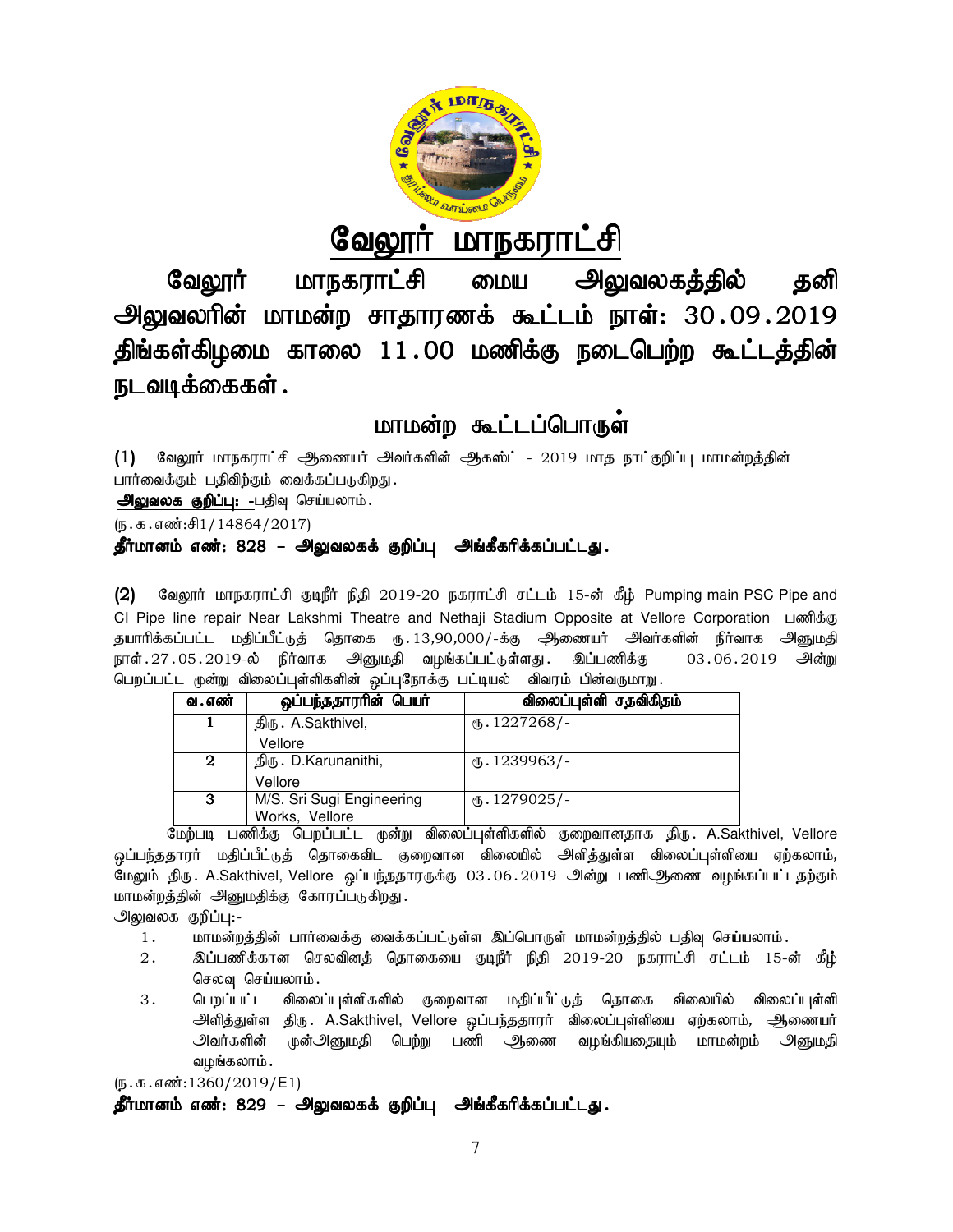# வேலூர் மாநகராட்சி

## வேலூர் மாநகராட்சி மைய அலுவலகத்தில் தனி அலுவலரின் மாமன்ற சாதாரணக் கூட்டம் நாள்: 30.09.2019 திங்கள்கிழமை காலை 11.00 மணிக்கு நடைபெற்ற கூட்டத்தின் நடவடிக்கைகள்.

### மாமன்ற கூட்டப்பொருள்

(1) வேலூர் மாநகராட்சி ஆணையர் அவர்களின் ஆகஸ்ட் - 2019 மாத நாட்குறிப்பு மாமன்றத்தின் பார்வைக்கும் பதிவிற்கும் வைக்கப்படுகிறது.

**அலுவலக குறிப்பு: -**பதிவு செய்யலாம்.

(ந.க.எண்:சி1/14864/2017)

**தீர்மானம் எண்: 828 – அலுவலகக் குறிப்பு அங்கீகரிக்கப்பட்டது.**

**(2)** வேலூர் மாநகராட்சி குடிநீர் நிதி 2019-20 நகராட்சி சட்டம் 15-ன் கீழ் Pumping main PSC Pipe and CI Pipe line repair Near Lakshmi Theatre and Nethaji Stadium Opposite at Vellore Corporation பணிக்கு தயாரிக்கப்பட்ட மதிப்பீட்டுத் தொகை ரூ.13,90,000/-க்கு ஆணையர் அவர்களின் நிர்வாக அனுமதி நாள்.27.05.2019-ல் நிர்வாக அனுமதி வழங்கப்பட்டுள்ளது. இப்பணிக்கு 03.06.2019 அன்று பெறப்பட்ட மூன்று விலைப்புள்ளிகளின் ஒப்புநோக்கு பட்டியல் விவரம் பின்வருமாறு.

| வ.எண் | ஒப்பந்ததாரரின் பெயர் | விலைப்புள்ளி சதவிகிதம் |
|---|---|---|
| 1 | திரு. A.Sakthivel, Vellore | ரூ.1227268/- |
| 2 | திரு. D.Karunanithi, Vellore | ரூ.1239963/- |
| 3 | M/S. Sri Sugi Engineering Works, Vellore | ரூ.1279025/- |

மேற்படி பணிக்கு பெறப்பட்ட மூன்று விலைப்புள்ளிகளில் குறைவானதாக திரு. A.Sakthivel, Vellore ஒப்பந்ததாரர் மதிப்பீட்டுத் தொகைவிட குறைவான விலையில் அளித்துள்ள விலைப்புள்ளியை ஏற்கலாம், மேலும் திரு. A.Sakthivel, Vellore ஒப்பந்ததாரருக்கு 03.06.2019 அன்று பணிஆணை வழங்கப்பட்டதற்கும் மாமன்றத்தின் அனுமதிக்கு கோரப்படுகிறது.

அலுவலக குறிப்பு:-

1. மாமன்றத்தின் பார்வைக்கு வைக்கப்பட்டுள்ள இப்பொருள் மாமன்றத்தில் பதிவு செய்யலாம்.
2. இப்பணிக்கான செலவினத் தொகையை குடிநீர் நிதி 2019-20 நகராட்சி சட்டம் 15-ன் கீழ் செலவு செய்யலாம்.
3. பெறப்பட்ட விலைப்புள்ளிகளில் குறைவான மதிப்பீட்டுத் தொகை விலையில் விலைப்புள்ளி அளித்துள்ள திரு. A.Sakthivel, Vellore ஒப்பந்ததாரர் விலைப்புள்ளியை ஏற்கலாம், ஆணையர் அவர்களின் முன்அனுமதி பெற்று பணி ஆணை வழங்கியதையும் மாமன்றம் அனுமதி வழங்கலாம்.

(ந.க.எண்:1360/2019/E1)

**தீர்மானம் எண்: 829 – அலுவலகக் குறிப்பு அங்கீகரிக்கப்பட்டது.**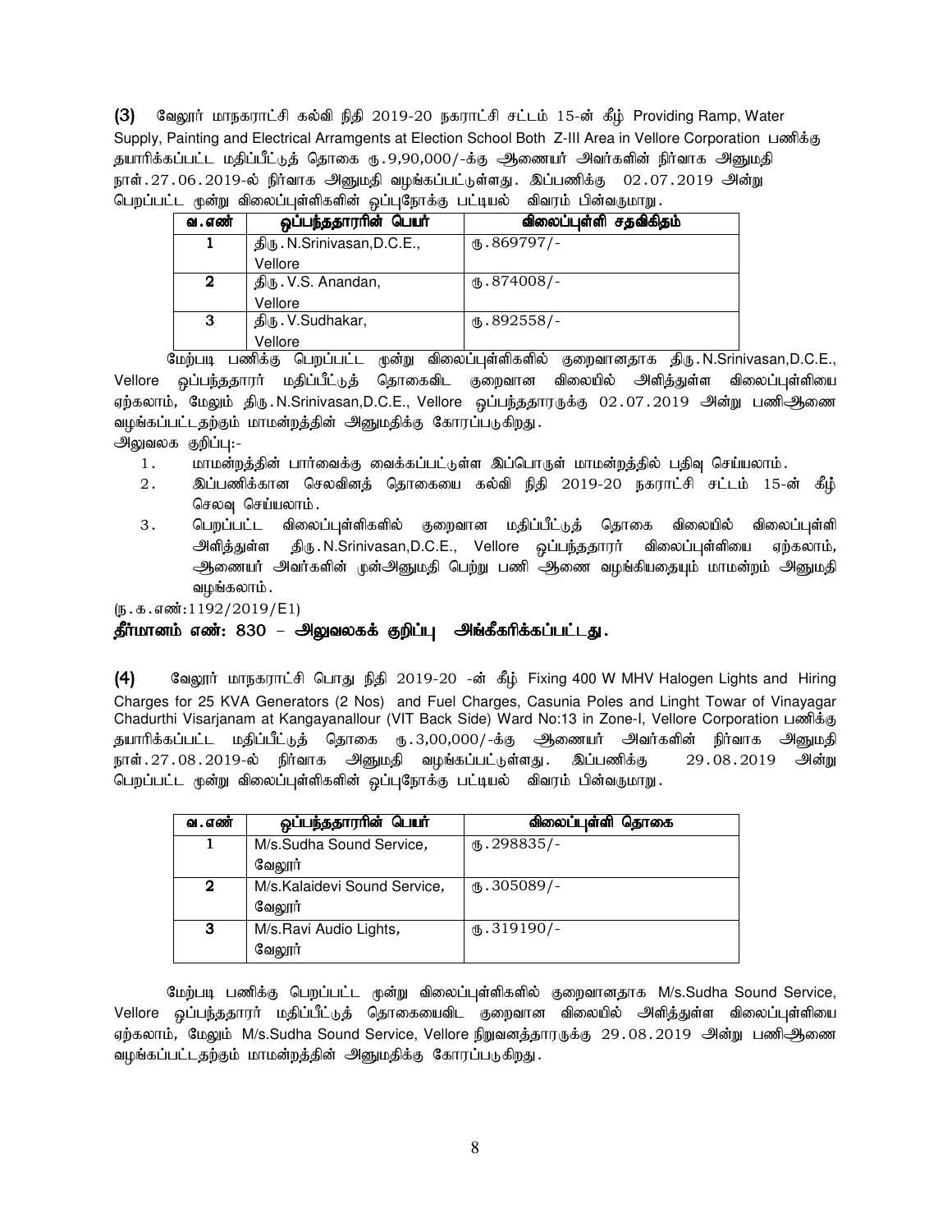**(3)** வேலூர் மாநகராட்சி கல்வி நிதி 2019-20 நகராட்சி சட்டம் 15-ன் கீழ் Providing Ramp, Water Supply, Painting and Electrical Arramgents at Election School Both Z-III Area in Vellore Corporation பணிக்கு தயாரிக்கப்பட்ட மதிப்பீட்டுத் தொகை ரு.9,90,000/-க்கு ஆணையர் அவர்களின் நிர்வாக அனுமதி நாள்.27.06.2019-ல் நிர்வாக அனுமதி வழங்கப்பட்டுள்ளது. இப்பணிக்கு 02.07.2019 அன்று பெறப்பட்ட மூன்று விலைப்புள்ளிகளின் ஒப்புநோக்கு பட்டியல் விவரம் பின்வருமாறு.

| வ.எண் | ஒப்பந்ததாரரின் பெயர் | விலைப்புள்ளி சதவிகிதம் |
|---|---|---|
| 1 | திரு.N.Srinivasan,D.C.E., Vellore | ரு.869797/- |
| 2 | திரு.V.S. Anandan, Vellore | ரு.874008/- |
| 3 | திரு.V.Sudhakar, Vellore | ரு.892558/- |

மேற்படி பணிக்கு பெறப்பட்ட மூன்று விலைப்புள்ளிகளில் குறைவானதாக திரு.N.Srinivasan,D.C.E., Vellore ஒப்பந்ததாரர் மதிப்பீட்டுத் தொகைவிட குறைவான விலையில் அளித்துள்ள விலைப்புள்ளியை ஏற்கலாம், மேலும் திரு.N.Srinivasan,D.C.E., Vellore ஒப்பந்ததாரருக்கு 02.07.2019 அன்று பணிஆணை வழங்கப்பட்டதற்கும் மாமன்றத்தின் அனுமதிக்கு கோரப்படுகிறது.

அலுவலக குறிப்பு:-

1. மாமன்றத்தின் பார்வைக்கு வைக்கப்பட்டுள்ள இப்பொருள் மாமன்றத்தில் பதிவு செய்யலாம்.
2. இப்பணிக்கான செலவினத் தொகையை கல்வி நிதி 2019-20 நகராட்சி சட்டம் 15-ன் கீழ் செலவு செய்யலாம்.
3. பெறப்பட்ட விலைப்புள்ளிகளில் குறைவான மதிப்பீட்டுத் தொகை விலையில் விலைப்புள்ளி அளித்துள்ள திரு.N.Srinivasan,D.C.E., Vellore ஒப்பந்ததாரர் விலைப்புள்ளியை ஏற்கலாம், ஆணையர் அவர்களின் முன்அனுமதி பெற்று பணி ஆணை வழங்கியதையும் மாமன்றம் அனுமதி வழங்கலாம்.

(ந.க.எண்:1192/2019/E1)

**தீர்மானம் எண்: 830 – அலுவலகக் குறிப்பு அங்கீகரிக்கப்பட்டது.**

**(4)** வேலூர் மாநகராட்சி பொது நிதி 2019-20 -ன் கீழ் Fixing 400 W MHV Halogen Lights and Hiring Charges for 25 KVA Generators (2 Nos) and Fuel Charges, Casunia Poles and Linght Towar of Vinayagar Chadurthi Visarjanam at Kangayanallour (VIT Back Side) Ward No:13 in Zone-I, Vellore Corporation பணிக்கு தயாரிக்கப்பட்ட மதிப்பீட்டுத் தொகை ரு.3,00,000/-க்கு ஆணையர் அவர்களின் நிர்வாக அனுமதி நாள்.27.08.2019-ல் நிர்வாக அனுமதி வழங்கப்பட்டுள்ளது. இப்பணிக்கு 29.08.2019 அன்று பெறப்பட்ட மூன்று விலைப்புள்ளிகளின் ஒப்புநோக்கு பட்டியல் விவரம் பின்வருமாறு.

| வ.எண் | ஒப்பந்ததாரரின் பெயர் | விலைப்புள்ளி தொகை |
|---|---|---|
| 1 | M/s.Sudha Sound Service, வேலூர் | ரு.298835/- |
| 2 | M/s.Kalaidevi Sound Service, வேலூர் | ரு.305089/- |
| 3 | M/s.Ravi Audio Lights, வேலூர் | ரு.319190/- |

மேற்படி பணிக்கு பெறப்பட்ட மூன்று விலைப்புள்ளிகளில் குறைவானதாக M/s.Sudha Sound Service, Vellore ஒப்பந்ததாரர் மதிப்பீட்டுத் தொகையைவிட குறைவான விலையில் அளித்துள்ள விலைப்புள்ளியை ஏற்கலாம், மேலும் M/s.Sudha Sound Service, Vellore நிறுவனத்தாரருக்கு 29.08.2019 அன்று பணிஆணை வழங்கப்பட்டதற்கும் மாமன்றத்தின் அனுமதிக்கு கோரப்படுகிறது.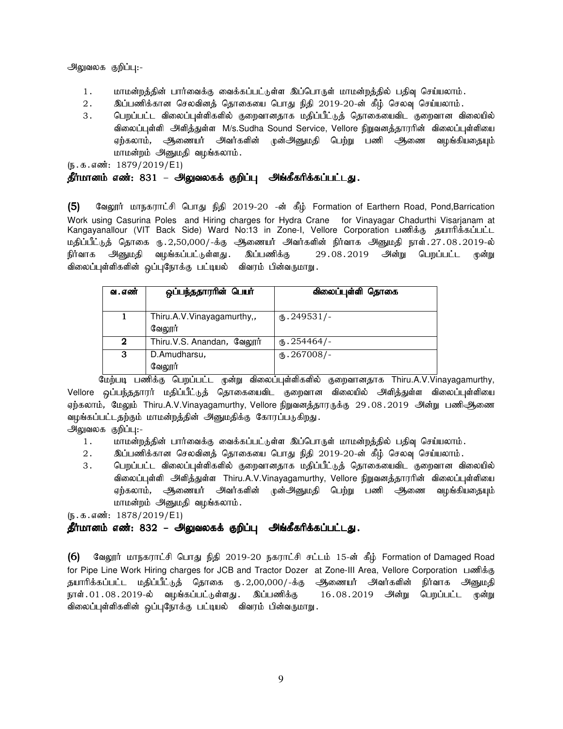அலுவலக குறிப்பு:-

1. மாமன்றத்தின் பார்வைக்கு வைக்கப்பட்டுள்ள இப்பொருள் மாமன்றத்தில் பதிவு செய்யலாம்.
2. இப்பணிக்கான செலவினத் தொகையை பொது நிதி 2019-20-ன் கீழ் செலவு செய்யலாம்.
3. பெறப்பட்ட விலைப்புள்ளிகளில் குறைவானதாக மதிப்பீட்டுத் தொகையைவிட குறைவான விலையில் விலைப்புள்ளி அளித்துள்ள M/s.Sudha Sound Service, Vellore நிறுவனத்தாரரின் விலைப்புள்ளியை ஏற்கலாம், ஆணையர் அவர்களின் முன்அனுமதி பெற்று பணி ஆணை வழங்கியதையும் மாமன்றம் அனுமதி வழங்கலாம்.

(ந.க.எண்: 1879/2019/E1)

**தீர்மானம் எண்: 831 – அலுவலகக் குறிப்பு அங்கீகரிக்கப்பட்டது.**

**(5)** வேலூர் மாநகராட்சி பொது நிதி 2019-20 -ன் கீழ் Formation of Earthern Road, Pond,Barrication Work using Casurina Poles and Hiring charges for Hydra Crane for Vinayagar Chadurthi Visarjanam at Kangayanallour (VIT Back Side) Ward No:13 in Zone-I, Vellore Corporation பணிக்கு தயாரிக்கப்பட்ட மதிப்பீட்டுத் தொகை ரு.2,50,000/-க்கு ஆணையர் அவர்களின் நிர்வாக அனுமதி நாள்.27.08.2019-ல் நிர்வாக அனுமதி வழங்கப்பட்டுள்ளது. இப்பணிக்கு 29.08.2019 அன்று பெறப்பட்ட மூன்று விலைப்புள்ளிகளின் ஒப்புநோக்கு பட்டியல் விவரம் பின்வருமாறு.

| வ.எண் | ஒப்பந்ததாரரின் பெயர் | விலைப்புள்ளி தொகை |
|---|---|---|
| 1 | Thiru.A.V.Vinayagamurthy,, வேலூர் | ரு.249531/- |
| 2 | Thiru.V.S. Anandan, வேலூர் | ரு.254464/- |
| 3 | D.Amudharsu, வேலூர் | ரு.267008/- |

மேற்படி பணிக்கு பெறப்பட்ட மூன்று விலைப்புள்ளிகளில் குறைவானதாக Thiru.A.V.Vinayagamurthy, Vellore ஒப்பந்ததாரர் மதிப்பீட்டுத் தொகையைவிட குறைவான விலையில் அளித்துள்ள விலைப்புள்ளியை ஏற்கலாம், மேலும் Thiru.A.V.Vinayagamurthy, Vellore நிறுவனத்தாரருக்கு 29.08.2019 அன்று பணிஆணை வழங்கப்பட்டதற்கும் மாமன்றத்தின் அனுமதிக்கு கோரப்படுகிறது.

அலுவலக குறிப்பு:-

1. மாமன்றத்தின் பார்வைக்கு வைக்கப்பட்டுள்ள இப்பொருள் மாமன்றத்தில் பதிவு செய்யலாம்.
2. இப்பணிக்கான செலவினத் தொகையை பொது நிதி 2019-20-ன் கீழ் செலவு செய்யலாம்.
3. பெறப்பட்ட விலைப்புள்ளிகளில் குறைவானதாக மதிப்பீட்டுத் தொகையைவிட குறைவான விலையில் விலைப்புள்ளி அளித்துள்ள Thiru.A.V.Vinayagamurthy, Vellore நிறுவனத்தாரரின் விலைப்புள்ளியை ஏற்கலாம், ஆணையர் அவர்களின் முன்அனுமதி பெற்று பணி ஆணை வழங்கியதையும் மாமன்றம் அனுமதி வழங்கலாம்.

(ந.க.எண்: 1878/2019/E1)

**தீர்மானம் எண்: 832 – அலுவலகக் குறிப்பு அங்கீகரிக்கப்பட்டது.**

**(6)** வேலூர் மாநகராட்சி பொது நிதி 2019-20 நகராட்சி சட்டம் 15-ன் கீழ் Formation of Damaged Road for Pipe Line Work Hiring charges for JCB and Tractor Dozer at Zone-III Area, Vellore Corporation பணிக்கு தயாரிக்கப்பட்ட மதிப்பீட்டுத் தொகை ரு.2,00,000/-க்கு ஆணையர் அவர்களின் நிர்வாக அனுமதி நாள்.01.08.2019-ல் வழங்கப்பட்டுள்ளது. இப்பணிக்கு 16.08.2019 அன்று பெறப்பட்ட மூன்று விலைப்புள்ளிகளின் ஒப்புநோக்கு பட்டியல் விவரம் பின்வருமாறு.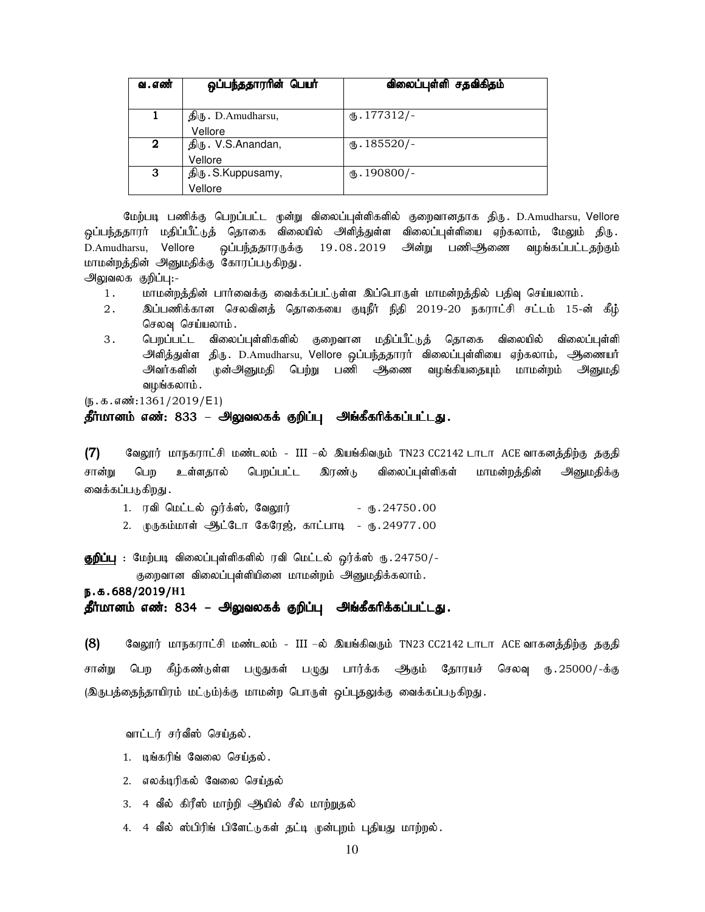| வ.எண் | ஒப்பந்ததாரரின் பெயர் | விலைப்புள்ளி சதவிகிதம் |
|---|---|---|
| 1 | திரு. D.Amudharsu, Vellore | ரு.177312/- |
| 2 | திரு. V.S.Anandan, Vellore | ரு.185520/- |
| 3 | திரு.S.Kuppusamy, Vellore | ரு.190800/- |

மேற்படி பணிக்கு பெறப்பட்ட மூன்று விலைப்புள்ளிகளில் குறைவானதாக திரு. D.Amudharsu, Vellore ஒப்பந்ததாரர் மதிப்பீட்டுத் தொகை விலையில் அளித்துள்ள விலைப்புள்ளியை ஏற்கலாம், மேலும் திரு. D.Amudharsu, Vellore ஒப்பந்ததாரருக்கு 19.08.2019 அன்று பணிஆணை வழங்கப்பட்டதற்கும் மாமன்றத்தின் அனுமதிக்கு கோரப்படுகிறது.

அலுவலக குறிப்பு:-

1. மாமன்றத்தின் பார்வைக்கு வைக்கப்பட்டுள்ள இப்பொருள் மாமன்றத்தில் பதிவு செய்யலாம்.
2. இப்பணிக்கான செலவினத் தொகையை குடிநீர் நிதி 2019-20 நகராட்சி சட்டம் 15-ன் கீழ் செலவு செய்யலாம்.
3. பெறப்பட்ட விலைப்புள்ளிகளில் குறைவான மதிப்பீட்டுத் தொகை விலையில் விலைப்புள்ளி அளித்துள்ள திரு. D.Amudharsu, Vellore ஒப்பந்ததாரர் விலைப்புள்ளியை ஏற்கலாம், ஆணையர் அவர்களின் முன்அனுமதி பெற்று பணி ஆணை வழங்கியதையும் மாமன்றம் அனுமதி வழங்கலாம்.

(ந.க.எண்:1361/2019/E1)

**தீர்மானம் எண்: 833 – அலுவலகக் குறிப்பு அங்கீகரிக்கப்பட்டது.**

**(7)** வேலூர் மாநகராட்சி மண்டலம் - III –ல் இயங்கிவரும் TN23 CC2142 டாடா ACE வாகனத்திற்கு தகுதி சான்று பெற உள்ளதால் பெறப்பட்ட இரண்டு விலைப்புள்ளிகள் மாமன்றத்தின் அனுமதிக்கு வைக்கப்படுகிறது.

1. ரவி மெட்டல் ஒர்க்ஸ், வேலூர் - ரு.24750.00
2. முருகம்மாள் ஆட்டோ கேரேஜ், காட்பாடி - ரு.24977.00

**குறிப்பு** : மேற்படி விலைப்புள்ளிகளில் ரவி மெட்டல் ஒர்க்ஸ் ரு.24750/- குறைவான விலைப்புள்ளியினை மாமன்றம் அனுமதிக்கலாம்.

**ந.க.688/2019/H1**

**தீர்மானம் எண்: 834 – அலுவலகக் குறிப்பு அங்கீகரிக்கப்பட்டது.**

**(8)** வேலூர் மாநகராட்சி மண்டலம் - III –ல் இயங்கிவரும் TN23 CC2142 டாடா ACE வாகனத்திற்கு தகுதி சான்று பெற கீழ்கண்டுள்ள பழுதுகள் பழுது பார்க்க ஆகும் தோரயச் செலவு ரு.25000/-க்கு (இருபத்தைந்தாயிரம் மட்டும்)க்கு மாமன்ற பொருள் ஒப்புதலுக்கு வைக்கப்படுகிறது.

வாட்டர் சர்வீஸ் செய்தல்.

1. டிங்கரிங் வேலை செய்தல்.
2. எலக்டிரிகல் வேலை செய்தல்
3. 4 வீல் கிரீஸ் மாற்றி ஆயில் சீல் மாற்றுதல்
4. 4 வீல் ஸ்பிரிங் பிளேட்டுகள் தட்டி முன்புறம் புதியது மாற்றல்.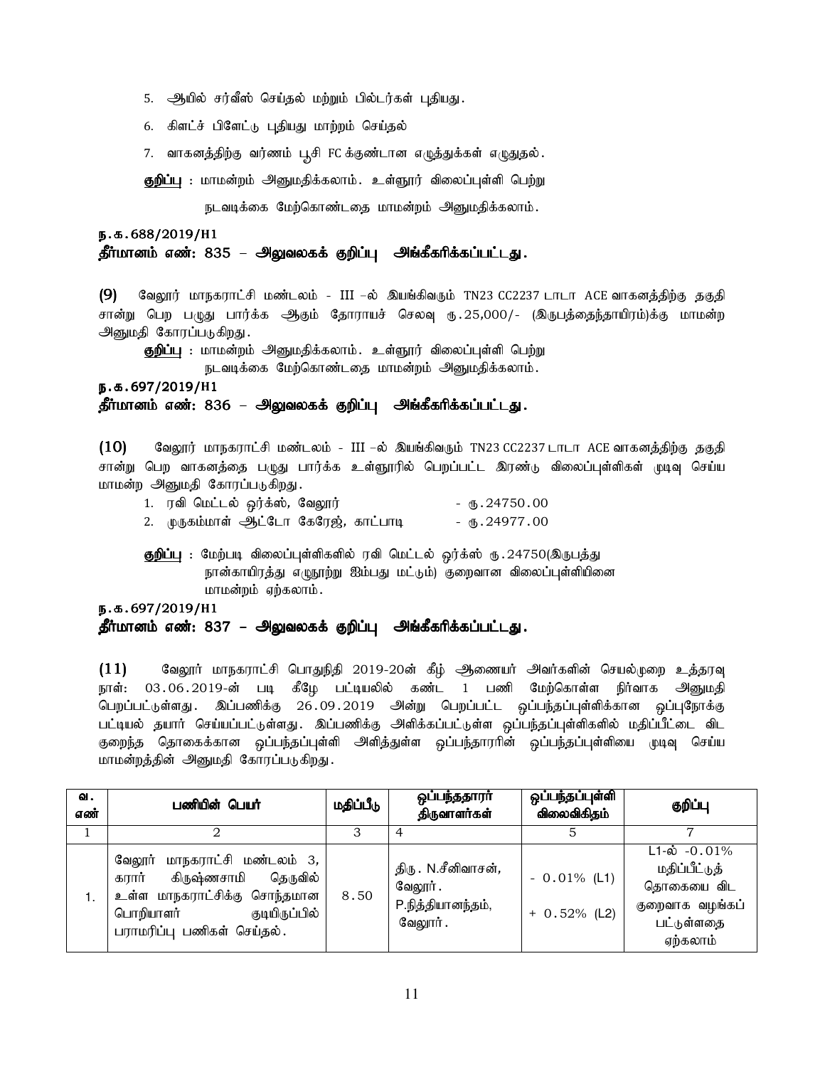5. ஆயில் சர்வீஸ் செய்தல் மற்றும் பில்டர்கள் புதியது.

6. கிளட்ச் பிளேட்டு புதியது மாற்றம் செய்தல்

7. வாகனத்திற்கு வர்ணம் பூசி FC க்குண்டான எழுத்துக்கள் எழுதுதல்.

**குறிப்பு** : மாமன்றம் அனுமதிக்கலாம். உள்ளூர் விலைப்புள்ளி பெற்று நடவடிக்கை மேற்கொண்டதை மாமன்றம் அனுமதிக்கலாம்.

**ந.க.688/2019/H1**

**தீர்மானம் எண்: 835 – அலுவலகக் குறிப்பு அங்கீகரிக்கப்பட்டது.**

**(9)** வேலூர் மாநகராட்சி மண்டலம் - III –ல் இயங்கிவரும் TN23 CC2237 டாடா ACE வாகனத்திற்கு தகுதி சான்று பெற பழுது பார்க்க ஆகும் தோராயச் செலவு ரு.25,000/- (இருபத்தைந்தாயிரம்)க்கு மாமன்ற அனுமதி கோரப்படுகிறது.

**குறிப்பு** : மாமன்றம் அனுமதிக்கலாம். உள்ளூர் விலைப்புள்ளி பெற்று நடவடிக்கை மேற்கொண்டதை மாமன்றம் அனுமதிக்கலாம்.

**ந.க.697/2019/H1**

**தீர்மானம் எண்: 836 – அலுவலகக் குறிப்பு அங்கீகரிக்கப்பட்டது.**

**(10)** வேலூர் மாநகராட்சி மண்டலம் - III –ல் இயங்கிவரும் TN23 CC2237 டாடா ACE வாகனத்திற்கு தகுதி சான்று பெற வாகனத்தை பழுது பார்க்க உள்ளூரில் பெறப்பட்ட இரண்டு விலைப்புள்ளிகள் முடிவு செய்ய மாமன்ற அனுமதி கோரப்படுகிறது.

1. ரவி மெட்டல் ஒர்க்ஸ், வேலூர் - ரு.24750.00
2. முருகம்மாள் ஆட்டோ கேரேஜ், காட்பாடி - ரு.24977.00

**குறிப்பு** : மேற்படி விலைப்புள்ளிகளில் ரவி மெட்டல் ஒர்க்ஸ் ரு.24750(இருபத்து நான்காயிரத்து எழுநூற்று ஐம்பது மட்டும்) குறைவான விலைப்புள்ளியினை மாமன்றம் ஏற்கலாம்.

**ந.க.697/2019/H1**

**தீர்மானம் எண்: 837 – அலுவலகக் குறிப்பு அங்கீகரிக்கப்பட்டது.**

**(11)** வேலூர் மாநகராட்சி பொதுநிதி 2019-20ன் கீழ் ஆணையர் அவர்களின் செயல்முறை உத்தரவு நாள்: 03.06.2019-ன் படி கீழே பட்டியலில் கண்ட 1 பணி மேற்கொள்ள நிர்வாக அனுமதி பெறப்பட்டுள்ளது. இப்பணிக்கு 26.09.2019 அன்று பெறப்பட்ட ஒப்பந்தப்புள்ளிக்கான ஒப்புநோக்கு பட்டியல் தயார் செய்யப்பட்டுள்ளது. இப்பணிக்கு அளிக்கப்பட்டுள்ள ஒப்பந்தப்புள்ளிகளில் மதிப்பீட்டை விட குறைந்த தொகைக்கான ஒப்பந்தப்புள்ளி அளித்துள்ள ஒப்பந்தாரரின் ஒப்பந்தப்புள்ளியை முடிவு செய்ய மாமன்றத்தின் அனுமதி கோரப்படுகிறது.

| வ. எண் | பணியின் பெயர் | மதிப்பீடு | ஒப்பந்ததாரர் திருவாளர்கள் | ஒப்பந்தப்புள்ளி விலைவிகிதம் | குறிப்பு |
|---|---|---|---|---|---|
| 1 | 2 | 3 | 4 | 5 | 7 |
| 1. | வேலூர் மாநகராட்சி மண்டலம் 3, கரார் கிருஷ்ணசாமி தெருவில் உள்ள மாநகராட்சிக்கு சொந்தமான பொறியாளர் குடியிருப்பில் பராமரிப்பு பணிகள் செய்தல். | 8.50 | திரு. N.சீனிவாசன், வேலூர். P.நித்தியானந்தம், வேலூர். | - 0.01% (L1) + 0.52% (L2) | L1-ல் -0.01% மதிப்பீட்டுத் தொகையை விட குறைவாக வழங்கப் பட்டுள்ளதை ஏற்கலாம் |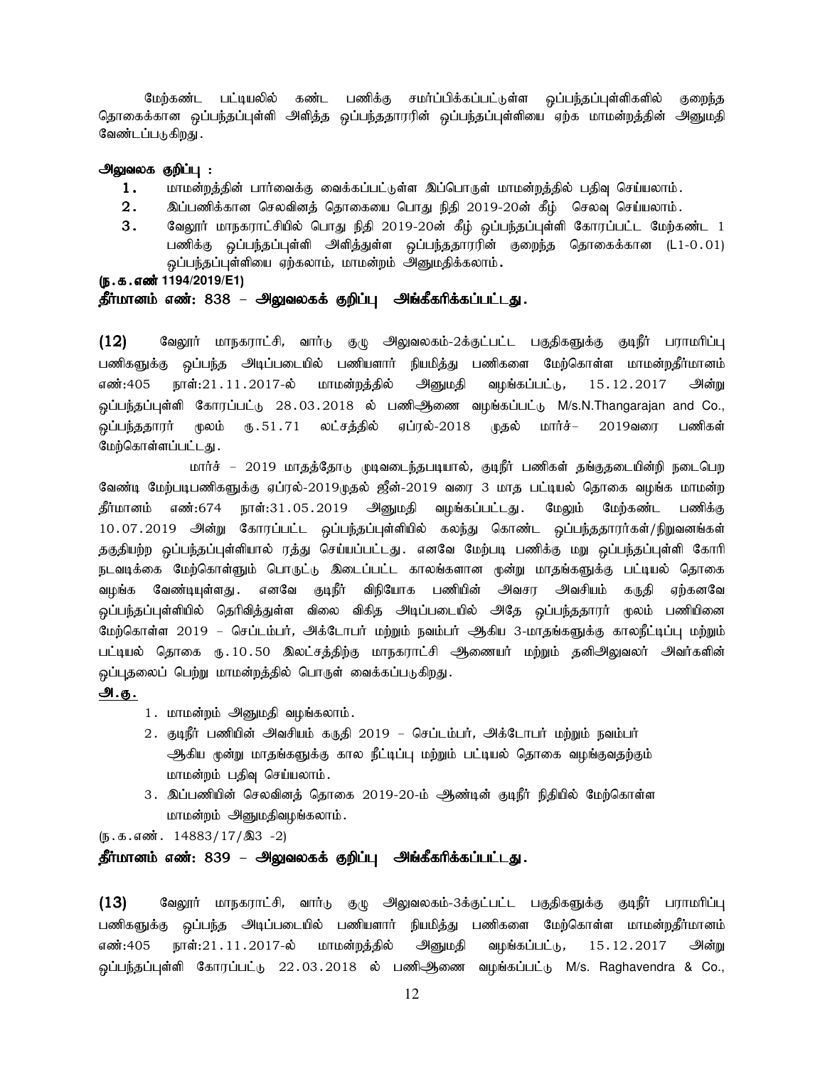மேற்கண்ட பட்டியலில் கண்ட பணிக்கு சமர்ப்பிக்கப்பட்டுள்ள ஒப்பந்தப்புள்ளிகளில் குறைந்த தொகைக்கான ஒப்பந்தப்புள்ளி அளித்த ஒப்பந்ததாரரின் ஒப்பந்தப்புள்ளியை ஏற்க மாமன்றத்தின் அனுமதி வேண்டப்படுகிறது.

**அலுவலக குறிப்பு :**

1. மாமன்றத்தின் பார்வைக்கு வைக்கப்பட்டுள்ள இப்பொருள் மாமன்றத்தில் பதிவு செய்யலாம்.
2. இப்பணிக்கான செலவினத் தொகையை பொது நிதி 2019-20ன் கீழ் செலவு செய்யலாம்.
3. வேலூர் மாநகராட்சியில் பொது நிதி 2019-20ன் கீழ் ஒப்பந்தப்புள்ளி கோரப்பட்ட மேற்கண்ட 1 பணிக்கு ஒப்பந்தப்புள்ளி அளித்துள்ள ஒப்பந்ததாரரின் குறைந்த தொகைக்கான (L1-0.01) ஒப்பந்தப்புள்ளியை ஏற்கலாம், மாமன்றம் அனுமதிக்கலாம்.

**(ந.க.எண் 1194/2019/E1)**

**தீர்மானம் எண்: 838 – அலுவலகக் குறிப்பு அங்கீகரிக்கப்பட்டது.**

**(12)** வேலூர் மாநகராட்சி, வார்டு குழு அலுவலகம்-2க்குட்பட்ட பகுதிகளுக்கு குடிநீர் பராமரிப்பு பணிகளுக்கு ஒப்பந்த அடிப்படையில் பணியாளர் நியமித்து பணிகளை மேற்கொள்ள மாமன்றதீர்மானம் எண்:405 நாள்:21.11.2017-ல் மாமன்றத்தில் அனுமதி வழங்கப்பட்டு, 15.12.2017 அன்று ஒப்பந்தப்புள்ளி கோரப்பட்டு 28.03.2018 ல் பணிஆணை வழங்கப்பட்டு M/s.N.Thangarajan and Co., ஒப்பந்ததாரர் மூலம் ரு.51.71 லட்சத்தில் ஏப்ரல்-2018 முதல் மார்ச்– 2019வரை பணிகள் மேற்கொள்ளப்பட்டது.

மார்ச் – 2019 மாதத்தோடு முடிவடைந்தபடியால், குடிநீர் பணிகள் தங்குதடையின்றி நடைபெற வேண்டி மேற்படிபணிகளுக்கு ஏப்ரல்-2019முதல் ஜீன்-2019 வரை 3 மாத பட்டியல் தொகை வழங்க மாமன்ற தீர்மானம் எண்:674 நாள்:31.05.2019 அனுமதி வழங்கப்பட்டது. மேலும் மேற்கண்ட பணிக்கு 10.07.2019 அன்று கோரப்பட்ட ஒப்பந்தப்புள்ளியில் கலந்து கொண்ட ஒப்பந்ததாரர்கள்/நிறுவனங்கள் தகுதியற்ற ஒப்பந்தப்புள்ளியால் ரத்து செய்யப்பட்டது. எனவே மேற்படி பணிக்கு மறு ஒப்பந்தப்புள்ளி கோரி நடவடிக்கை மேற்கொள்ளும் பொருட்டு இடைப்பட்ட காலங்களான மூன்று மாதங்களுக்கு பட்டியல் தொகை வழங்க வேண்டியுள்ளது. எனவே குடிநீர் விநியோக பணியின் அவசர அவசியம் கருதி ஏற்கனவே ஒப்பந்தப்புள்ளியில் தெரிவித்துள்ள விலை விகித அடிப்படையில் அதே ஒப்பந்ததாரர் மூலம் பணியினை மேற்கொள்ள 2019 – செப்டம்பர், அக்டோபர் மற்றும் நவம்பர் ஆகிய 3-மாதங்களுக்கு காலநீட்டிப்பு மற்றும் பட்டியல் தொகை ரு.10.50 இலட்சத்திற்கு மாநகராட்சி ஆணையர் மற்றும் தனிஅலுவலர் அவர்களின் ஒப்புதலைப் பெற்று மாமன்றத்தில் பொருள் வைக்கப்படுகிறது.

**அ.கு.**

1. மாமன்றம் அனுமதி வழங்கலாம்.
2. குடிநீர் பணியின் அவசியம் கருதி 2019 – செப்டம்பர், அக்டோபர் மற்றும் நவம்பர் ஆகிய மூன்று மாதங்களுக்கு கால நீட்டிப்பு மற்றும் பட்டியல் தொகை வழங்குவதற்கும் மாமன்றம் பதிவு செய்யலாம்.
3. இப்பணியின் செலவினத் தொகை 2019-20-ம் ஆண்டின் குடிநீர் நிதியில் மேற்கொள்ள மாமன்றம் அனுமதிவழங்கலாம்.

(ந.க.எண். 14883/17/இ3 -2)

**தீர்மானம் எண்: 839 – அலுவலகக் குறிப்பு அங்கீகரிக்கப்பட்டது.**

**(13)** வேலூர் மாநகராட்சி, வார்டு குழு அலுவலகம்-3க்குட்பட்ட பகுதிகளுக்கு குடிநீர் பராமரிப்பு பணிகளுக்கு ஒப்பந்த அடிப்படையில் பணியாளர் நியமித்து பணிகளை மேற்கொள்ள மாமன்றதீர்மானம் எண்:405 நாள்:21.11.2017-ல் மாமன்றத்தில் அனுமதி வழங்கப்பட்டு, 15.12.2017 அன்று ஒப்பந்தப்புள்ளி கோரப்பட்டு 22.03.2018 ல் பணிஆணை வழங்கப்பட்டு M/s. Raghavendra & Co.,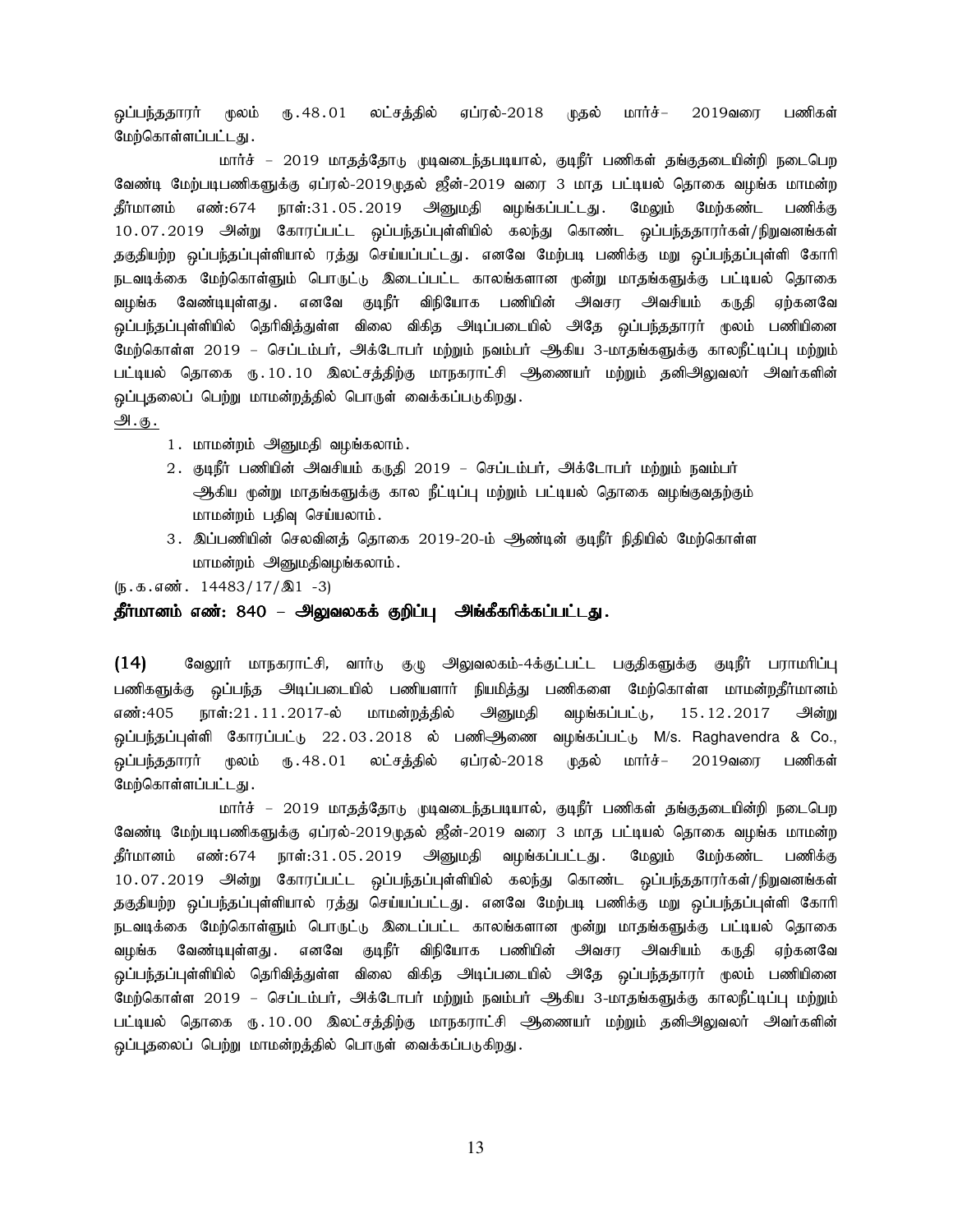ஒப்பந்ததாரர் மூலம் ரு.48.01 லட்சத்தில் ஏப்ரல்-2018 முதல் மார்ச்– 2019வரை பணிகள் மேற்கொள்ளப்பட்டது.

மார்ச் – 2019 மாதத்தோடு முடிவடைந்தபடியால், குடிநீர் பணிகள் தங்குதடையின்றி நடைபெற வேண்டி மேற்படிபணிகளுக்கு ஏப்ரல்-2019முதல் ஜீன்-2019 வரை 3 மாத பட்டியல் தொகை வழங்க மாமன்ற தீர்மானம் எண்:674 நாள்:31.05.2019 அனுமதி வழங்கப்பட்டது. மேலும் மேற்கண்ட பணிக்கு 10.07.2019 அன்று கோரப்பட்ட ஒப்பந்தப்புள்ளியில் கலந்து கொண்ட ஒப்பந்ததாரர்கள்/நிறுவனங்கள் தகுதியற்ற ஒப்பந்தப்புள்ளியால் ரத்து செய்யப்பட்டது. எனவே மேற்படி பணிக்கு மறு ஒப்பந்தப்புள்ளி கோரி நடவடிக்கை மேற்கொள்ளும் பொருட்டு இடைப்பட்ட காலங்களான மூன்று மாதங்களுக்கு பட்டியல் தொகை வழங்க வேண்டியுள்ளது. எனவே குடிநீர் விநியோக பணியின் அவசர அவசியம் கருதி ஏற்கனவே ஒப்பந்தப்புள்ளியில் தெரிவித்துள்ள விலை விகித அடிப்படையில் அதே ஒப்பந்ததாரர் மூலம் பணியினை மேற்கொள்ள 2019 – செப்டம்பர், அக்டோபர் மற்றும் நவம்பர் ஆகிய 3-மாதங்களுக்கு காலநீட்டிப்பு மற்றும் பட்டியல் தொகை ரு.10.10 இலட்சத்திற்கு மாநகராட்சி ஆணையர் மற்றும் தனிஅலுவலர் அவர்களின் ஒப்புதலைப் பெற்று மாமன்றத்தில் பொருள் வைக்கப்படுகிறது.

அ.கு.

1. மாமன்றம் அனுமதி வழங்கலாம்.
2. குடிநீர் பணியின் அவசியம் கருதி 2019 – செப்டம்பர், அக்டோபர் மற்றும் நவம்பர் ஆகிய மூன்று மாதங்களுக்கு கால நீட்டிப்பு மற்றும் பட்டியல் தொகை வழங்குவதற்கும் மாமன்றம் பதிவு செய்யலாம்.
3. இப்பணியின் செலவினத் தொகை 2019-20-ம் ஆண்டின் குடிநீர் நிதியில் மேற்கொள்ள மாமன்றம் அனுமதிவழங்கலாம்.

(ந.க.எண். 14483/17/இ1 -3)

**தீர்மானம் எண்: 840 – அலுவலகக் குறிப்பு அங்கீகரிக்கப்பட்டது.**

**(14)** வேலூர் மாநகராட்சி, வார்டு குழு அலுவலகம்-4க்குட்பட்ட பகுதிகளுக்கு குடிநீர் பராமரிப்பு பணிகளுக்கு ஒப்பந்த அடிப்படையில் பணியாளர் நியமித்து பணிகளை மேற்கொள்ள மாமன்றதீர்மானம் எண்:405 நாள்:21.11.2017-ல் மாமன்றத்தில் அனுமதி வழங்கப்பட்டு, 15.12.2017 அன்று ஒப்பந்தப்புள்ளி கோரப்பட்டு 22.03.2018 ல் பணிஆணை வழங்கப்பட்டு M/s. Raghavendra & Co., ஒப்பந்ததாரர் மூலம் ரு.48.01 லட்சத்தில் ஏப்ரல்-2018 முதல் மார்ச்– 2019வரை பணிகள் மேற்கொள்ளப்பட்டது.

மார்ச் – 2019 மாதத்தோடு முடிவடைந்தபடியால், குடிநீர் பணிகள் தங்குதடையின்றி நடைபெற வேண்டி மேற்படிபணிகளுக்கு ஏப்ரல்-2019முதல் ஜீன்-2019 வரை 3 மாத பட்டியல் தொகை வழங்க மாமன்ற தீர்மானம் எண்:674 நாள்:31.05.2019 அனுமதி வழங்கப்பட்டது. மேலும் மேற்கண்ட பணிக்கு 10.07.2019 அன்று கோரப்பட்ட ஒப்பந்தப்புள்ளியில் கலந்து கொண்ட ஒப்பந்ததாரர்கள்/நிறுவனங்கள் தகுதியற்ற ஒப்பந்தப்புள்ளியால் ரத்து செய்யப்பட்டது. எனவே மேற்படி பணிக்கு மறு ஒப்பந்தப்புள்ளி கோரி நடவடிக்கை மேற்கொள்ளும் பொருட்டு இடைப்பட்ட காலங்களான மூன்று மாதங்களுக்கு பட்டியல் தொகை வழங்க வேண்டியுள்ளது. எனவே குடிநீர் விநியோக பணியின் அவசர அவசியம் கருதி ஏற்கனவே ஒப்பந்தப்புள்ளியில் தெரிவித்துள்ள விலை விகித அடிப்படையில் அதே ஒப்பந்ததாரர் மூலம் பணியினை மேற்கொள்ள 2019 – செப்டம்பர், அக்டோபர் மற்றும் நவம்பர் ஆகிய 3-மாதங்களுக்கு காலநீட்டிப்பு மற்றும் பட்டியல் தொகை ரு.10.00 இலட்சத்திற்கு மாநகராட்சி ஆணையர் மற்றும் தனிஅலுவலர் அவர்களின் ஒப்புதலைப் பெற்று மாமன்றத்தில் பொருள் வைக்கப்படுகிறது.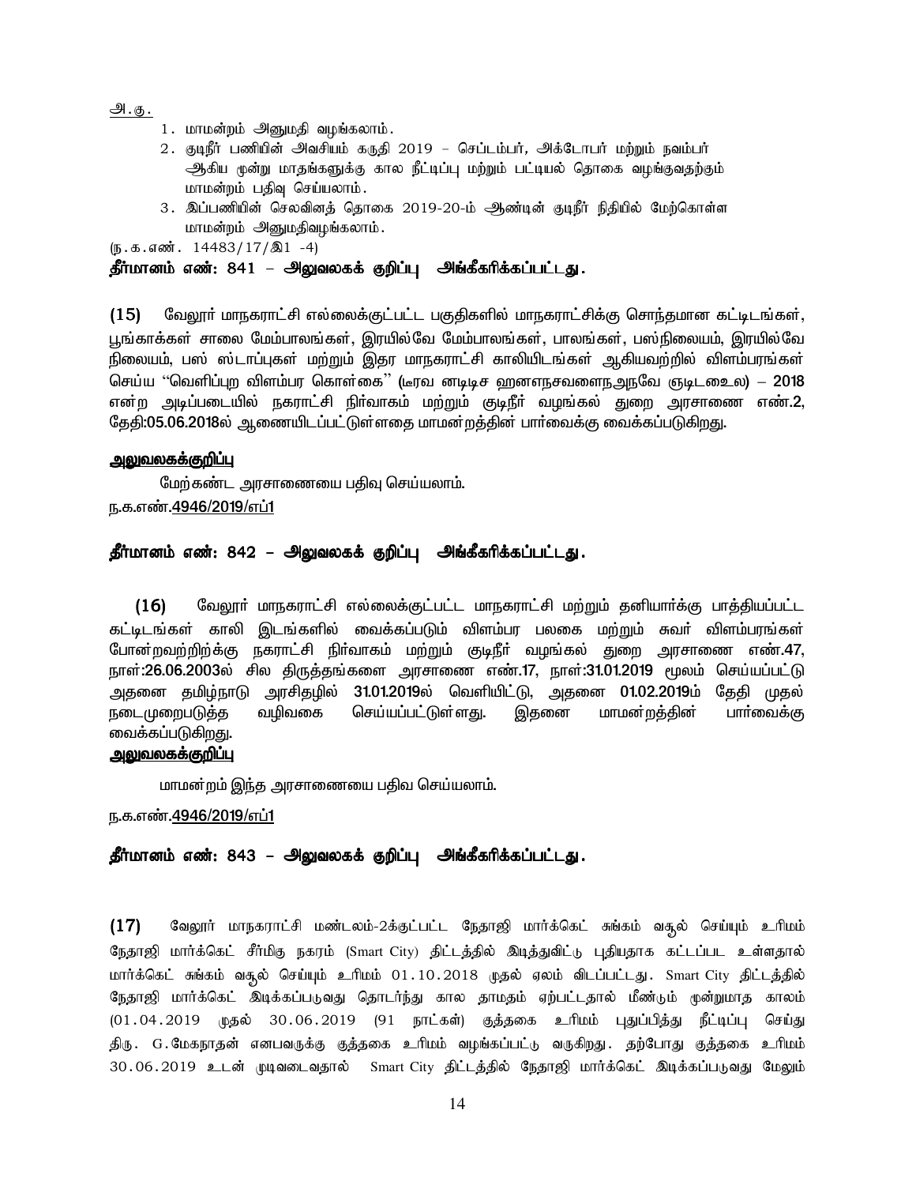அ.கு.

1. மாமன்றம் அனுமதி வழங்கலாம்.
2. குடிநீர் பணியின் அவசியம் கருதி 2019 – செப்டம்பர், அக்டோபர் மற்றும் நவம்பர் ஆகிய மூன்று மாதங்களுக்கு கால நீட்டிப்பு மற்றும் பட்டியல் தொகை வழங்குவதற்கும் மாமன்றம் பதிவு செய்யலாம்.
3. இப்பணியின் செலவினத் தொகை 2019-20-ம் ஆண்டின் குடிநீர் நிதியில் மேற்கொள்ள மாமன்றம் அனுமதிவழங்கலாம்.

(ந.க.எண். 14483/17/இ1 -4)

**தீர்மானம் எண்: 841 – அலுவலகக் குறிப்பு அங்கீகரிக்கப்பட்டது.**

**(15)** வேலூர் மாநகராட்சி எல்லைக்குட்பட்ட பகுதிகளில் மாநகராட்சிக்கு சொந்தமான கட்டிடங்கள், பூங்காக்கள் சாலை மேம்பாலங்கள், இரயில்வே மேம்பாலங்கள், பாலங்கள், பஸ்நிலையம், இரயில்வே நிலையம், பஸ் ஸ்டாப்புகள் மற்றும் இதர மாநகராட்சி காலியிடங்கள் ஆகியவற்றில் விளம்பரங்கள் செய்ய "வெளிப்புற விளம்பர கொள்கை" (஡ரவ னடிடிச ஹனஎநசவளைநஅநவே ஞடிடஉைல) – 2018 என்ற அடிப்படையில் நகராட்சி நிர்வாகம் மற்றும் குடிநீர் வழங்கல் துறை அரசாணை எண்.2, தேதி:05.06.2018ல் ஆணையிடப்பட்டுள்ளதை மாமன்றத்தின் பார்வைக்கு வைக்கப்படுகிறது.

**அலுவலகக்குறிப்பு**

மேற்கண்ட அரசாணையை பதிவு செய்யலாம்.

ந.க.எண்.4946/2019/எப்1

**தீர்மானம் எண்: 842 – அலுவலகக் குறிப்பு அங்கீகரிக்கப்பட்டது.**

**(16)** வேலூர் மாநகராட்சி எல்லைக்குட்பட்ட மாநகராட்சி மற்றும் தனியார்க்கு பாத்தியப்பட்ட கட்டிடங்கள் காலி இடங்களில் வைக்கப்படும் விளம்பர பலகை மற்றும் சுவர் விளம்பரங்கள் போன்றவற்றிற்க்கு நகராட்சி நிர்வாகம் மற்றும் குடிநீர் வழங்கல் துறை அரசாணை எண்.47, நாள்:26.06.2003ல் சில திருத்தங்களை அரசாணை எண்.17, நாள்:31.01.2019 மூலம் செய்யப்பட்டு அதனை தமிழ்நாடு அரசிதழில் 31.01.2019ல் வெளியிட்டு, அதனை 01.02.2019ம் தேதி முதல் நடைமுறைபடுத்த வழிவகை செய்யப்பட்டுள்ளது. இதனை மாமன்றத்தின் பார்வைக்கு வைக்கப்படுகிறது.

**அலுவலகக்குறிப்பு**

மாமன்றம் இந்த அரசாணையை பதிவ செய்யலாம்.

ந.க.எண்.4946/2019/எப்1

**தீர்மானம் எண்: 843 – அலுவலகக் குறிப்பு அங்கீகரிக்கப்பட்டது.**

**(17)** வேலூர் மாநகராட்சி மண்டலம்-2க்குட்பட்ட நேதாஜி மார்க்கெட் சுங்கம் வசூல் செய்யும் உரிமம் நேதாஜி மார்க்கெட் சீர்மிகு நகரம் (Smart City) திட்டத்தில் இடித்துவிட்டு புதியதாக கட்டப்பட உள்ளதால் மார்க்கெட் சுங்கம் வசூல் செய்யும் உரிமம் 01.10.2018 முதல் ஏலம் விடப்பட்டது. Smart City திட்டத்தில் நேதாஜி மார்க்கெட் இடிக்கப்படுவது தொடர்ந்து கால தாமதம் ஏற்பட்டதால் மீண்டும் மூன்றுமாத காலம் (01.04.2019 முதல் 30.06.2019 (91 நாட்கள்) குத்தகை உரிமம் புதுப்பித்து நீட்டிப்பு செய்து திரு. G.மேகநாதன் எனபவருக்கு குத்தகை உரிமம் வழங்கப்பட்டு வருகிறது. தற்போது குத்தகை உரிமம் 30.06.2019 உடன் முடிவடைவதால் Smart City திட்டத்தில் நேதாஜி மார்க்கெட் இடிக்கப்படுவது மேலும்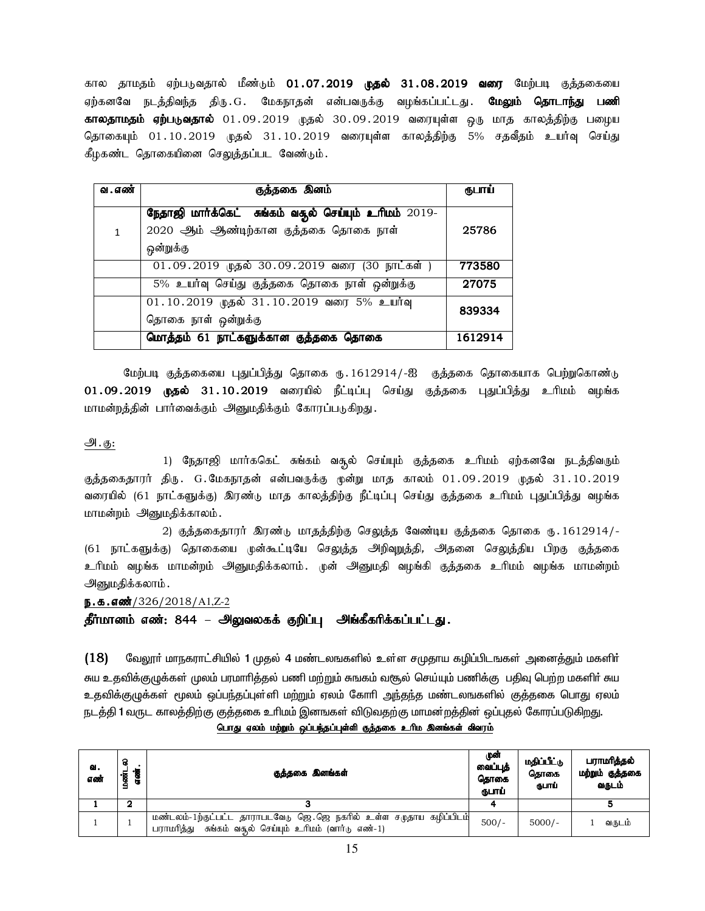கால தாமதம் ஏற்படுவதால் மீண்டும் **01.07.2019 முதல் 31.08.2019 வரை** மேற்படி குத்தகையை ஏற்கனவே நடத்திவந்த திரு.G. மேகநாதன் என்பவருக்கு வழங்கப்பட்டது. **மேலும் தொடாந்து பணி காலதாமதம் ஏற்படுவதால்** 01.09.2019 முதல் 30.09.2019 வரையுள்ள ஒரு மாத காலத்திற்கு பழைய தொகையும் 01.10.2019 முதல் 31.10.2019 வரையுள்ள காலத்திற்கு 5% சதவீதம் உயர்வு செய்து கீழகண்ட தொகையினை செலுத்தப்பட வேண்டும்.

| வ.எண் | குத்தகை இனம் | ரூபாய் |
|---|---|---|
| 1 | **நேதாஜி மார்க்கெட் சுங்கம் வசூல் செய்யும் உரிமம்** 2019-2020 ஆம் ஆண்டிற்கான குத்தகை தொகை நாள் ஒன்றுக்கு | **25786** |
| | 01.09.2019 முதல் 30.09.2019 வரை (30 நாட்கள் ) | **773580** |
| | 5% உயர்வு செய்து குத்தகை தொகை நாள் ஒன்றுக்கு | **27075** |
| | 01.10.2019 முதல் 31.10.2019 வரை 5% உயர்வு தொகை நாள் ஒன்றுக்கு | **839334** |
| | **மொத்தம் 61 நாட்களுக்கான குத்தகை தொகை** | **1612914** |

மேற்படி குத்தகையை புதுப்பித்து தொகை ரூ.1612914/-ஐ குத்தகை தொகையாக பெற்றுகொண்டு **01.09.2019 முதல் 31.10.2019** வரையில் நீட்டிப்பு செய்து குத்தகை புதுப்பித்து உரிமம் வழங்க மாமன்றத்தின் பார்வைக்கும் அனுமதிக்கும் கோரப்படுகிறது.

அ.கு:

1) நேதாஜி மார்கெட் சுங்கம் வசூல் செய்யும் குத்தகை உரிமம் ஏற்கனவே நடத்திவரும் குத்தகைதாரர் திரு. G.மேகநாதன் என்பவருக்கு மூன்று மாத காலம் 01.09.2019 முதல் 31.10.2019 வரையில் (61 நாட்களுக்கு) இரண்டு மாத காலத்திற்கு நீட்டிப்பு செய்து குத்தகை உரிமம் புதுப்பித்து வழங்க மாமன்றம் அனுமதிக்காலம்.

2) குத்தகைதாரர் இரண்டு மாதத்திற்கு செலுத்த வேண்டிய குத்தகை தொகை ரூ.1612914/- (61 நாட்களுக்கு) தொகையை முன்கூட்டியே செலுத்த அறிவுறுத்தி, அதனை செலுத்திய பிறகு குத்தகை உரிமம் வழங்க மாமன்றம் அனுமதிக்கலாம். முன் அனுமதி வழங்கி குத்தகை உரிமம் வழங்க மாமன்றம் அனுமதிக்கலாம்.

**ந.க.எண்**/326/2018/A1,Z-2

**தீர்மானம் எண்: 844 – அலுவலகக் குறிப்பு அங்கீகரிக்கப்பட்டது.**

**(18)** வேலூர் மாநகராட்சியில் 1 முதல் 4 மண்டலஙகளில் உள்ள சமுதாய கழிப்பிடஙகள் அனைத்தும் மகளிர் சுய உதவிக்குழுக்கள் மூலம் பராமரித்தல் பணி மற்றும் சுஙகம் வசூல் செய்யும் பணிக்கு பதிவு பெற்ற மகளிர் சுய உதவிக்குழுக்கள் மூலம் ஒப்பந்தப்புள்ளி மற்றும் ஏலம் கோரி அந்தந்த மண்டலஙகளில் குத்தகை பொது ஏலம் நடத்தி 1 வருட காலத்திற்கு குத்தகை உரிமம் இனஙகள் விடுவதற்கு மாமன்றத்தின் ஒப்புதல் கோரப்படுகிறது.

**பொது ஏலம் மற்றும் ஒப்பந்தப்புள்ளி குத்தகை உரிம இனஙகள் விவரம்**

| வ. எண் | மண்டல எண் | குத்தகை இனங்கள் | முன் வைப்புத் தொகை ரூபாய் | மதிப்பீட்டு தொகை ரூபாய் | பராமரித்தல் மற்றும் குத்தகை வருடம் |
|---|---|---|---|---|---|
| 1 | 2 | 3 | 4 | | 5 |
| 1 | 1 | மண்டலம்-1ற்குட்பட்ட தாராபடவேடு ஜெ.ஜெ நகரில் உள்ள சமுதாய கழிப்பிடம் பராமரித்து சுங்கம் வசூல் செய்யும் உரிமம் (வார்டு எண்-1) | 500/- | 5000/- | 1 வருடம் |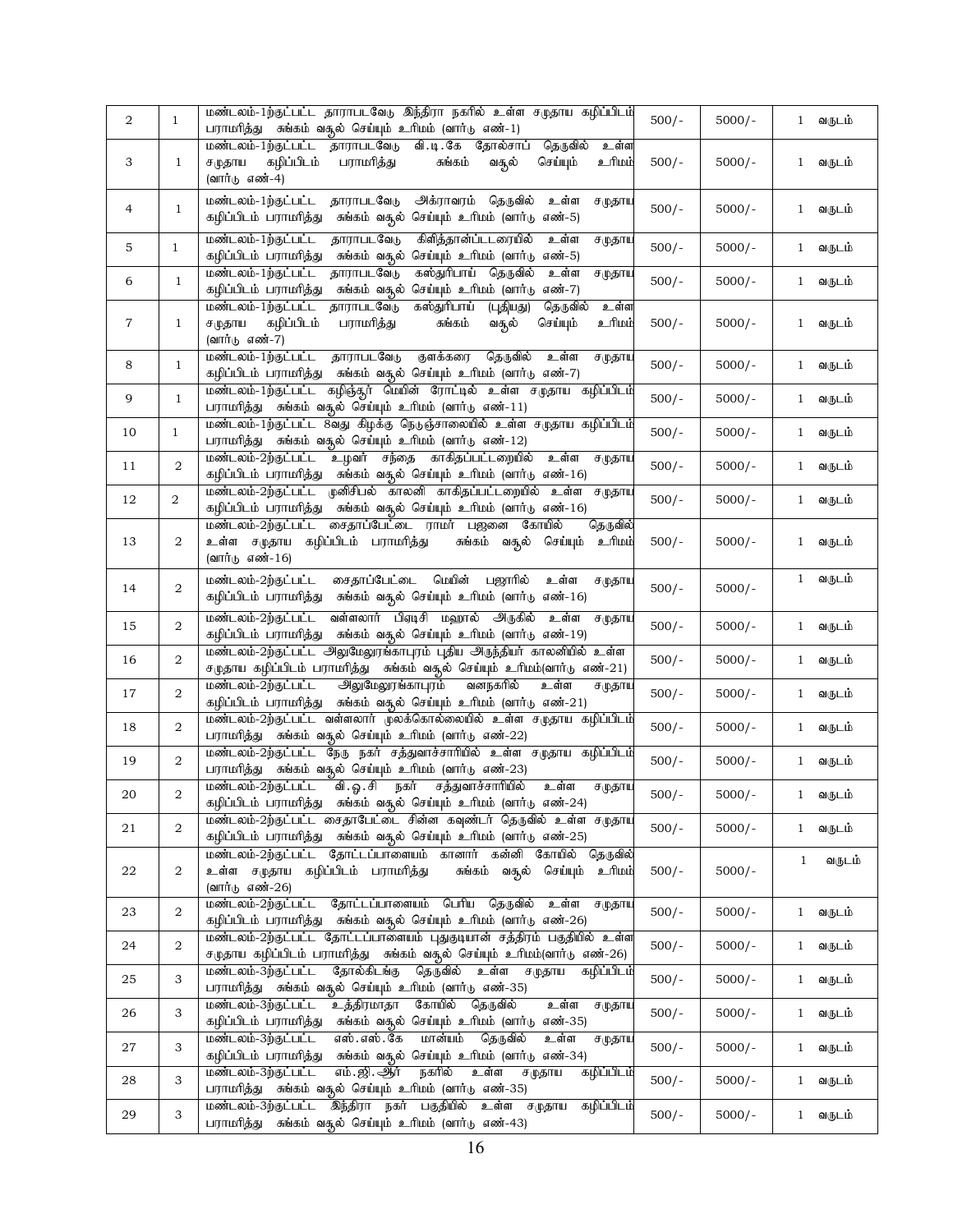| 2 | 1 | மண்டலம்-1ற்குட்பட்ட தாராபடவேடு இந்திரா நகரில் உள்ள சமுதாய கழிப்பிடம் பராமரித்து சுங்கம் வசூல் செய்யும் உரிமம் (வார்டு எண்-1) | 500/- | 5000/- | 1 வருடம் |
|---|---|---|---|---|---|
| 3 | 1 | மண்டலம்-1ற்குட்பட்ட தாராபடவேடு வி.டி.கே தோல்சாப் தெருவில் உள்ள சமுதாய கழிப்பிடம் பராமரித்து சுங்கம் வசூல் செய்யும் உரிமம் (வார்டு எண்-4) | 500/- | 5000/- | 1 வருடம் |
| 4 | 1 | மண்டலம்-1ற்குட்பட்ட தாராபடவேடு அக்ராவரம் தெருவில் உள்ள சமுதாய கழிப்பிடம் பராமரித்து சுங்கம் வசூல் செய்யும் உரிமம் (வார்டு எண்-5) | 500/- | 5000/- | 1 வருடம் |
| 5 | 1 | மண்டலம்-1ற்குட்பட்ட தாராபடவேடு கிளித்தான்பட்டரையில் உள்ள சமுதாய கழிப்பிடம் பராமரித்து சுங்கம் வசூல் செய்யும் உரிமம் (வார்டு எண்-5) | 500/- | 5000/- | 1 வருடம் |
| 6 | 1 | மண்டலம்-1ற்குட்பட்ட தாராபடவேடு கஸ்தூரிபாய் தெருவில் உள்ள சமுதாய கழிப்பிடம் பராமரித்து சுங்கம் வசூல் செய்யும் உரிமம் (வார்டு எண்-7) | 500/- | 5000/- | 1 வருடம் |
| 7 | 1 | மண்டலம்-1ற்குட்பட்ட தாராபடவேடு கஸ்தூரிபாய் (புதியது) தெருவில் உள்ள சமுதாய கழிப்பிடம் பராமரித்து சுங்கம் வசூல் செய்யும் உரிமம் (வார்டு எண்-7) | 500/- | 5000/- | 1 வருடம் |
| 8 | 1 | மண்டலம்-1ற்குட்பட்ட தாராபடவேடு குளக்கரை தெருவில் உள்ள சமுதாய கழிப்பிடம் பராமரித்து சுங்கம் வசூல் செய்யும் உரிமம் (வார்டு எண்-7) | 500/- | 5000/- | 1 வருடம் |
| 9 | 1 | மண்டலம்-1ற்குட்பட்ட கழிஞ்சூர் மெயின் ரோட்டில் உள்ள சமுதாய கழிப்பிடம் பராமரித்து சுங்கம் வசூல் செய்யும் உரிமம் (வார்டு எண்-11) | 500/- | 5000/- | 1 வருடம் |
| 10 | 1 | மண்டலம்-1ற்குட்பட்ட 8வது கிழக்கு நெடுஞ்சாலையில் உள்ள சமுதாய கழிப்பிடம் பராமரித்து சுங்கம் வசூல் செய்யும் உரிமம் (வார்டு எண்-12) | 500/- | 5000/- | 1 வருடம் |
| 11 | 2 | மண்டலம்-2ற்குட்பட்ட உழவர் சந்தை காகிதப்பட்டறையில் உள்ள சமுதாய கழிப்பிடம் பராமரித்து சுங்கம் வசூல் செய்யும் உரிமம் (வார்டு எண்-16) | 500/- | 5000/- | 1 வருடம் |
| 12 | 2 | மண்டலம்-2ற்குட்பட்ட முனிசிபல் காலனி காகிதப்பட்டறையில் உள்ள சமுதாய கழிப்பிடம் பராமரித்து சுங்கம் வசூல் செய்யும் உரிமம் (வார்டு எண்-16) | 500/- | 5000/- | 1 வருடம் |
| 13 | 2 | மண்டலம்-2ற்குட்பட்ட சைதாப்பேட்டை ராமர் பஜனை கோயில் தெருவில் உள்ள சமுதாய கழிப்பிடம் பராமரித்து சுங்கம் வசூல் செய்யும் உரிமம் (வார்டு எண்-16) | 500/- | 5000/- | 1 வருடம் |
| 14 | 2 | மண்டலம்-2ற்குட்பட்ட சைதாப்பேட்டை மெயின் பஜாரில் உள்ள சமுதாய கழிப்பிடம் பராமரித்து சுங்கம் வசூல் செய்யும் உரிமம் (வார்டு எண்-16) | 500/- | 5000/- | 1 வருடம் |
| 15 | 2 | மண்டலம்-2ற்குட்பட்ட வள்ளலார் பிஎடிசி மஹால் அருகில் உள்ள சமுதாய கழிப்பிடம் பராமரித்து சுங்கம் வசூல் செய்யும் உரிமம் (வார்டு எண்-19) | 500/- | 5000/- | 1 வருடம் |
| 16 | 2 | மண்டலம்-2ற்குட்பட்ட அலுமேலுரங்காபுரம் புதிய அருந்தியர் காலனியில் உள்ள சமுதாய கழிப்பிடம் பராமரித்து சுங்கம் வசூல் செய்யும் உரிமம்(வார்டு எண்-21) | 500/- | 5000/- | 1 வருடம் |
| 17 | 2 | மண்டலம்-2ற்குட்பட்ட அலுமேலுரங்காபுரம் வனநகரில் உள்ள சமுதாய கழிப்பிடம் பராமரித்து சுங்கம் வசூல் செய்யும் உரிமம் (வார்டு எண்-21) | 500/- | 5000/- | 1 வருடம் |
| 18 | 2 | மண்டலம்-2ற்குட்பட்ட வள்ளலார் முலக்கொல்லையில் உள்ள சமுதாய கழிப்பிடம் பராமரித்து சுங்கம் வசூல் செய்யும் உரிமம் (வார்டு எண்-22) | 500/- | 5000/- | 1 வருடம் |
| 19 | 2 | மண்டலம்-2ற்குட்பட்ட நேரு நகர் சத்துவாச்சாரியில் உள்ள சமுதாய கழிப்பிடம் பராமரித்து சுங்கம் வசூல் செய்யும் உரிமம் (வார்டு எண்-23) | 500/- | 5000/- | 1 வருடம் |
| 20 | 2 | மண்டலம்-2ற்குட்பட்ட வி.ஓ.சி நகர் சத்துவாச்சாரியில் உள்ள சமுதாய கழிப்பிடம் பராமரித்து சுங்கம் வசூல் செய்யும் உரிமம் (வார்டு எண்-24) | 500/- | 5000/- | 1 வருடம் |
| 21 | 2 | மண்டலம்-2ற்குட்பட்ட சைதாபேட்டை சின்ன கவுண்டர் தெருவில் உள்ள சமுதாய கழிப்பிடம் பராமரித்து சுங்கம் வசூல் செய்யும் உரிமம் (வார்டு எண்-25) | 500/- | 5000/- | 1 வருடம் |
| 22 | 2 | மண்டலம்-2ற்குட்பட்ட தோட்டப்பாளையம் கானார் கன்னி கோயில் தெருவில் உள்ள சமுதாய கழிப்பிடம் பராமரித்து சுங்கம் வசூல் செய்யும் உரிமம் (வார்டு எண்-26) | 500/- | 5000/- | 1 வருடம் |
| 23 | 2 | மண்டலம்-2ற்குட்பட்ட தோட்டப்பாளையம் பெரிய தெருவில் உள்ள சமுதாய கழிப்பிடம் பராமரித்து சுங்கம் வசூல் செய்யும் உரிமம் (வார்டு எண்-26) | 500/- | 5000/- | 1 வருடம் |
| 24 | 2 | மண்டலம்-2ற்குட்பட்ட தோட்டப்பாளையம் புதுகுடியான் சத்திரம் பகுதியில் உள்ள சமுதாய கழிப்பிடம் பராமரித்து சுங்கம் வசூல் செய்யும் உரிமம்(வார்டு எண்-26) | 500/- | 5000/- | 1 வருடம் |
| 25 | 3 | மண்டலம்-3ற்குட்பட்ட தோல்கிடங்கு தெருவில் உள்ள சமுதாய கழிப்பிடம் பராமரித்து சுங்கம் வசூல் செய்யும் உரிமம் (வார்டு எண்-35) | 500/- | 5000/- | 1 வருடம் |
| 26 | 3 | மண்டலம்-3ற்குட்பட்ட உத்திரமாதா கோயில் தெருவில் உள்ள சமுதாய கழிப்பிடம் பராமரித்து சுங்கம் வசூல் செய்யும் உரிமம் (வார்டு எண்-35) | 500/- | 5000/- | 1 வருடம் |
| 27 | 3 | மண்டலம்-3ற்குட்பட்ட எஸ்.எஸ்.கே மான்யம் தெருவில் உள்ள சமுதாய கழிப்பிடம் பராமரித்து சுங்கம் வசூல் செய்யும் உரிமம் (வார்டு எண்-34) | 500/- | 5000/- | 1 வருடம் |
| 28 | 3 | மண்டலம்-3ற்குட்பட்ட எம்.ஜி.ஆர் நகரில் உள்ள சமுதாய கழிப்பிடம் பராமரித்து சுங்கம் வசூல் செய்யும் உரிமம் (வார்டு எண்-35) | 500/- | 5000/- | 1 வருடம் |
| 29 | 3 | மண்டலம்-3ற்குட்பட்ட இந்திரா நகர் பகுதியில் உள்ள சமுதாய கழிப்பிடம் பராமரித்து சுங்கம் வசூல் செய்யும் உரிமம் (வார்டு எண்-43) | 500/- | 5000/- | 1 வருடம் |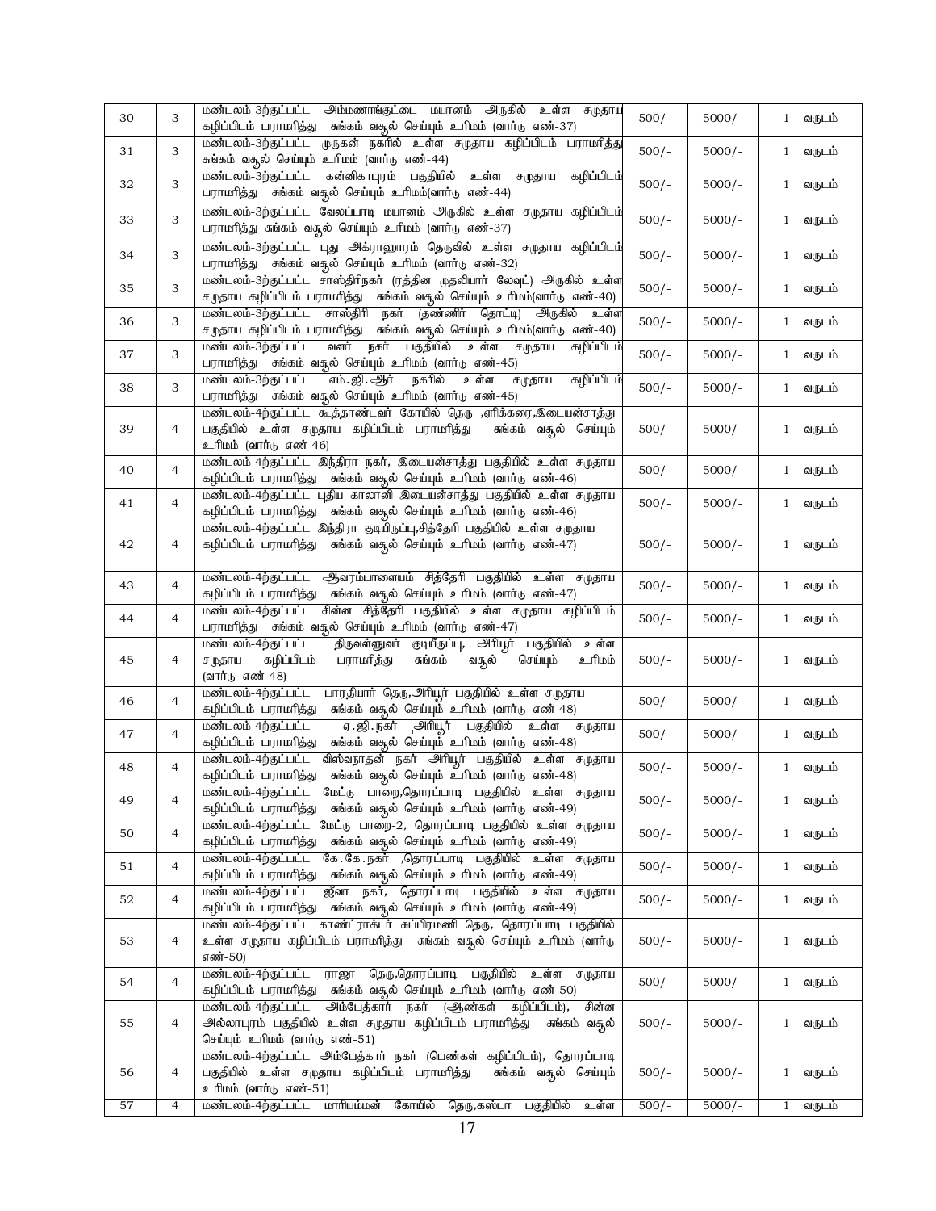| 30 | 3 | மண்டலம்-3ற்குட்பட்ட அம்மணாங்குட்டை மயானம் அருகில் உள்ள சமுதாய கழிப்பிடம் பராமரித்து சுங்கம் வசூல் செய்யும் உரிமம் (வார்டு எண்-37) | 500/- | 5000/- | 1 வருடம் |
|---|---|---|---|---|---|
| 31 | 3 | மண்டலம்-3ற்குட்பட்ட முருகன் நகரில் உள்ள சமுதாய கழிப்பிடம் பராமரித்து சுங்கம் வசூல் செய்யும் உரிமம் (வார்டு எண்-44) | 500/- | 5000/- | 1 வருடம் |
| 32 | 3 | மண்டலம்-3ற்குட்பட்ட கன்னிகாபுரம் பகுதியில் உள்ள சமுதாய கழிப்பிடம் பராமரித்து சுங்கம் வசூல் செய்யும் உரிமம்(வார்டு எண்-44) | 500/- | 5000/- | 1 வருடம் |
| 33 | 3 | மண்டலம்-3ற்குட்பட்ட வேலப்பாடி மயானம் அருகில் உள்ள சமுதாய கழிப்பிடம் பராமரித்து சுங்கம் வசூல் செய்யும் உரிமம் (வார்டு எண்-37) | 500/- | 5000/- | 1 வருடம் |
| 34 | 3 | மண்டலம்-3ற்குட்பட்ட புது அக்ராஹாரம் தெருவில் உள்ள சமுதாய கழிப்பிடம் பராமரித்து சுங்கம் வசூல் செய்யும் உரிமம் (வார்டு எண்-32) | 500/- | 5000/- | 1 வருடம் |
| 35 | 3 | மண்டலம்-3ற்குட்பட்ட சாஸ்திரிநகர் (ரத்தின முதலியார் லேவுட்) அருகில் உள்ள சமுதாய கழிப்பிடம் பராமரித்து சுங்கம் வசூல் செய்யும் உரிமம்(வார்டு எண்-40) | 500/- | 5000/- | 1 வருடம் |
| 36 | 3 | மண்டலம்-3ற்குட்பட்ட சாஸ்திரி நகர் (தண்ணீர் தொட்டி) அருகில் உள்ள சமுதாய கழிப்பிடம் பராமரித்து சுங்கம் வசூல் செய்யும் உரிமம்(வார்டு எண்-40) | 500/- | 5000/- | 1 வருடம் |
| 37 | 3 | மண்டலம்-3ற்குட்பட்ட வளர் நகர் பகுதியில் உள்ள சமுதாய கழிப்பிடம் பராமரித்து சுங்கம் வசூல் செய்யும் உரிமம் (வார்டு எண்-45) | 500/- | 5000/- | 1 வருடம் |
| 38 | 3 | மண்டலம்-3ற்குட்பட்ட எம்.ஜி.ஆர் நகரில் உள்ள சமுதாய கழிப்பிடம் பராமரித்து சுங்கம் வசூல் செய்யும் உரிமம் (வார்டு எண்-45) | 500/- | 5000/- | 1 வருடம் |
| 39 | 4 | மண்டலம்-4ற்குட்பட்ட கூத்தாண்டவர் கோயில் தெரு ,ஏரிக்கரை,இடையன்சாத்து பகுதியில் உள்ள சமுதாய கழிப்பிடம் பராமரித்து சுங்கம் வசூல் செய்யும் உரிமம் (வார்டு எண்-46) | 500/- | 5000/- | 1 வருடம் |
| 40 | 4 | மண்டலம்-4ற்குட்பட்ட இந்திரா நகர், இடையன்சாத்து பகுதியில் உள்ள சமுதாய கழிப்பிடம் பராமரித்து சுங்கம் வசூல் செய்யும் உரிமம் (வார்டு எண்-46) | 500/- | 5000/- | 1 வருடம் |
| 41 | 4 | மண்டலம்-4ற்குட்பட்ட புதிய காலனி இடையன்சாத்து பகுதியில் உள்ள சமுதாய கழிப்பிடம் பராமரித்து சுங்கம் வசூல் செய்யும் உரிமம் (வார்டு எண்-46) | 500/- | 5000/- | 1 வருடம் |
| 42 | 4 | மண்டலம்-4ற்குட்பட்ட இந்திரா குடியிருப்பு,சித்தேரி பகுதியில் உள்ள சமுதாய கழிப்பிடம் பராமரித்து சுங்கம் வசூல் செய்யும் உரிமம் (வார்டு எண்-47) | 500/- | 5000/- | 1 வருடம் |
| 43 | 4 | மண்டலம்-4ற்குட்பட்ட ஆவரம்பாளையம் சித்தேரி பகுதியில் உள்ள சமுதாய கழிப்பிடம் பராமரித்து சுங்கம் வசூல் செய்யும் உரிமம் (வார்டு எண்-47) | 500/- | 5000/- | 1 வருடம் |
| 44 | 4 | மண்டலம்-4ற்குட்பட்ட சின்ன சித்தேரி பகுதியில் உள்ள சமுதாய கழிப்பிடம் பராமரித்து சுங்கம் வசூல் செய்யும் உரிமம் (வார்டு எண்-47) | 500/- | 5000/- | 1 வருடம் |
| 45 | 4 | மண்டலம்-4ற்குட்பட்ட திருவள்ளுவர் குடியிருப்பு, அரியூர் பகுதியில் உள்ள சமுதாய கழிப்பிடம் பராமரித்து சுங்கம் வசூல் செய்யும் உரிமம் (வார்டு எண்-48) | 500/- | 5000/- | 1 வருடம் |
| 46 | 4 | மண்டலம்-4ற்குட்பட்ட பாரதியார் தெரு,அரியூர் பகுதியில் உள்ள சமுதாய கழிப்பிடம் பராமரித்து சுங்கம் வசூல் செய்யும் உரிமம் (வார்டு எண்-48) | 500/- | 5000/- | 1 வருடம் |
| 47 | 4 | மண்டலம்-4ற்குட்பட்ட ஏ.ஜி.நகர் ,அரியூர் பகுதியில் உள்ள சமுதாய கழிப்பிடம் பராமரித்து சுங்கம் வசூல் செய்யும் உரிமம் (வார்டு எண்-48) | 500/- | 5000/- | 1 வருடம் |
| 48 | 4 | மண்டலம்-4ற்குட்பட்ட விஸ்வநாதன் நகர் அரியூர் பகுதியில் உள்ள சமுதாய கழிப்பிடம் பராமரித்து சுங்கம் வசூல் செய்யும் உரிமம் (வார்டு எண்-48) | 500/- | 5000/- | 1 வருடம் |
| 49 | 4 | மண்டலம்-4ற்குட்பட்ட மேட்டு பாறை,தொரப்பாடி பகுதியில் உள்ள சமுதாய கழிப்பிடம் பராமரித்து சுங்கம் வசூல் செய்யும் உரிமம் (வார்டு எண்-49) | 500/- | 5000/- | 1 வருடம் |
| 50 | 4 | மண்டலம்-4ற்குட்பட்ட மேட்டு பாறை-2, தொரப்பாடி பகுதியில் உள்ள சமுதாய கழிப்பிடம் பராமரித்து சுங்கம் வசூல் செய்யும் உரிமம் (வார்டு எண்-49) | 500/- | 5000/- | 1 வருடம் |
| 51 | 4 | மண்டலம்-4ற்குட்பட்ட கே.கே.நகர் ,தொரப்பாடி பகுதியில் உள்ள சமுதாய கழிப்பிடம் பராமரித்து சுங்கம் வசூல் செய்யும் உரிமம் (வார்டு எண்-49) | 500/- | 5000/- | 1 வருடம் |
| 52 | 4 | மண்டலம்-4ற்குட்பட்ட ஜீவா நகர், தொரப்பாடி பகுதியில் உள்ள சமுதாய கழிப்பிடம் பராமரித்து சுங்கம் வசூல் செய்யும் உரிமம் (வார்டு எண்-49) | 500/- | 5000/- | 1 வருடம் |
| 53 | 4 | மண்டலம்-4ற்குட்பட்ட காண்ட்ராக்டர் சுப்பிரமணி தெரு, தொரப்பாடி பகுதியில் உள்ள சமுதாய கழிப்பிடம் பராமரித்து சுங்கம் வசூல் செய்யும் உரிமம் (வார்டு எண்-50) | 500/- | 5000/- | 1 வருடம் |
| 54 | 4 | மண்டலம்-4ற்குட்பட்ட ராஜா தெரு,தொரப்பாடி பகுதியில் உள்ள சமுதாய கழிப்பிடம் பராமரித்து சுங்கம் வசூல் செய்யும் உரிமம் (வார்டு எண்-50) | 500/- | 5000/- | 1 வருடம் |
| 55 | 4 | மண்டலம்-4ற்குட்பட்ட அம்பேத்கார் நகர் (ஆண்கள் கழிப்பிடம்), சின்ன அல்லாபுரம் பகுதியில் உள்ள சமுதாய கழிப்பிடம் பராமரித்து சுங்கம் வசூல் செய்யும் உரிமம் (வார்டு எண்-51) | 500/- | 5000/- | 1 வருடம் |
| 56 | 4 | மண்டலம்-4ற்குட்பட்ட அம்பேத்கார் நகர் (பெண்கள் கழிப்பிடம்), தொரப்பாடி பகுதியில் உள்ள சமுதாய கழிப்பிடம் பராமரித்து சுங்கம் வசூல் செய்யும் உரிமம் (வார்டு எண்-51) | 500/- | 5000/- | 1 வருடம் |
| 57 | 4 | மண்டலம்-4ற்குட்பட்ட மாரியம்மன் கோயில் தெரு,கஸ்பா பகுதியில் உள்ள | 500/- | 5000/- | 1 வருடம் |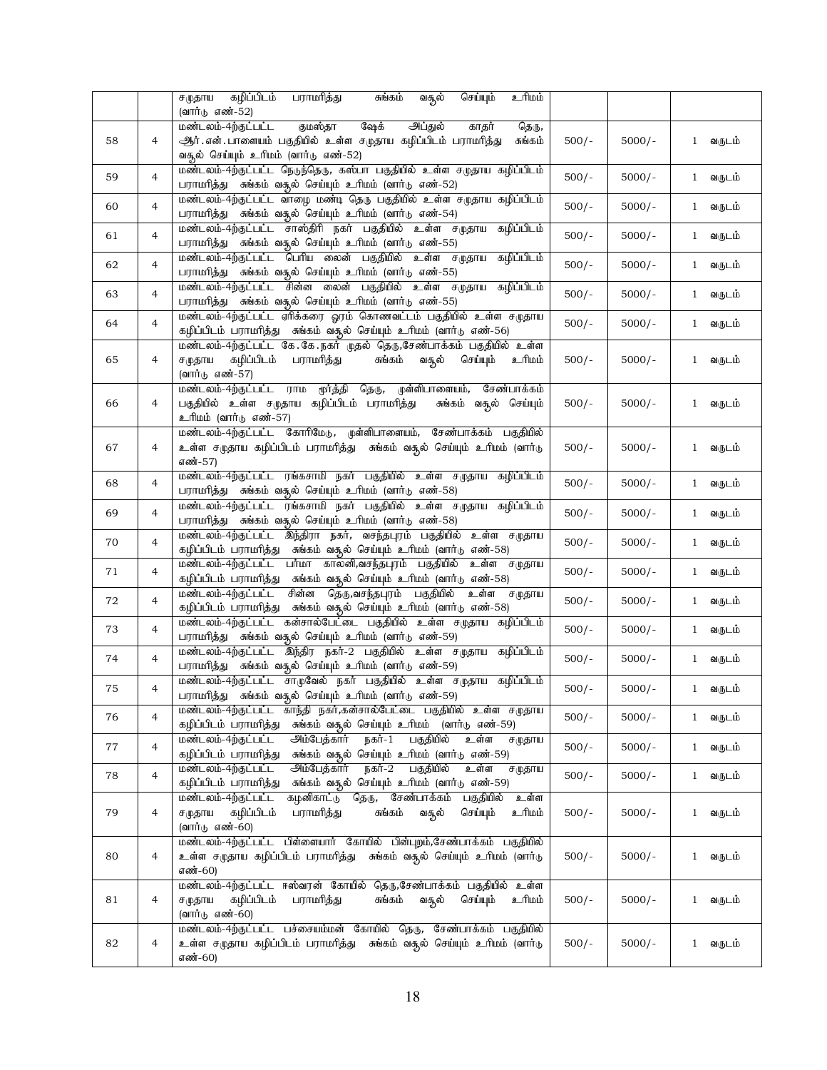| | | | | | |
|---|---|---|---|---|---|
| | | சமுதாய கழிப்பிடம் பராமரித்து சுங்கம் வசூல் செய்யும் உரிமம் (வார்டு எண்-52) | | | |
| 58 | 4 | மண்டலம்-4ற்குட்பட்ட குமஸ்தா ஷேக் அப்துல் காதர் தெரு, ஆர்.என்.பாளையம் பகுதியில் உள்ள சமுதாய கழிப்பிடம் பராமரித்து சுங்கம் வசூல் செய்யும் உரிமம் (வார்டு எண்-52) | 500/- | 5000/- | 1 வருடம் |
| 59 | 4 | மண்டலம்-4ற்குட்பட்ட நெடுந்தெரு, கஸ்பா பகுதியில் உள்ள சமுதாய கழிப்பிடம் பராமரித்து சுங்கம் வசூல் செய்யும் உரிமம் (வார்டு எண்-52) | 500/- | 5000/- | 1 வருடம் |
| 60 | 4 | மண்டலம்-4ற்குட்பட்ட வாழை மண்டி தெரு பகுதியில் உள்ள சமுதாய கழிப்பிடம் பராமரித்து சுங்கம் வசூல் செய்யும் உரிமம் (வார்டு எண்-54) | 500/- | 5000/- | 1 வருடம் |
| 61 | 4 | மண்டலம்-4ற்குட்பட்ட சாஸ்திரி நகர் பகுதியில் உள்ள சமுதாய கழிப்பிடம் பராமரித்து சுங்கம் வசூல் செய்யும் உரிமம் (வார்டு எண்-55) | 500/- | 5000/- | 1 வருடம் |
| 62 | 4 | மண்டலம்-4ற்குட்பட்ட பெரிய லைன் பகுதியில் உள்ள சமுதாய கழிப்பிடம் பராமரித்து சுங்கம் வசூல் செய்யும் உரிமம் (வார்டு எண்-55) | 500/- | 5000/- | 1 வருடம் |
| 63 | 4 | மண்டலம்-4ற்குட்பட்ட சின்ன லைன் பகுதியில் உள்ள சமுதாய கழிப்பிடம் பராமரித்து சுங்கம் வசூல் செய்யும் உரிமம் (வார்டு எண்-55) | 500/- | 5000/- | 1 வருடம் |
| 64 | 4 | மண்டலம்-4ற்குட்பட்ட ஏரிக்கரை ஓரம் கொணவட்டம் பகுதியில் உள்ள சமுதாய கழிப்பிடம் பராமரித்து சுங்கம் வசூல் செய்யும் உரிமம் (வார்டு எண்-56) | 500/- | 5000/- | 1 வருடம் |
| 65 | 4 | மண்டலம்-4ற்குட்பட்ட கே.கே.நகர் முதல் தெரு,சேண்பாக்கம் பகுதியில் உள்ள சமுதாய கழிப்பிடம் பராமரித்து சுங்கம் வசூல் செய்யும் உரிமம் (வார்டு எண்-57) | 500/- | 5000/- | 1 வருடம் |
| 66 | 4 | மண்டலம்-4ற்குட்பட்ட ராம மூர்த்தி தெரு, முள்ளிபாளையம், சேண்பாக்கம் பகுதியில் உள்ள சமுதாய கழிப்பிடம் பராமரித்து சுங்கம் வசூல் செய்யும் உரிமம் (வார்டு எண்-57) | 500/- | 5000/- | 1 வருடம் |
| 67 | 4 | மண்டலம்-4ற்குட்பட்ட கோரிமேடு, முள்ளிபாளையம், சேண்பாக்கம் பகுதியில் உள்ள சமுதாய கழிப்பிடம் பராமரித்து சுங்கம் வசூல் செய்யும் உரிமம் (வார்டு எண்-57) | 500/- | 5000/- | 1 வருடம் |
| 68 | 4 | மண்டலம்-4ற்குட்பட்ட ரங்கசாமி நகர் பகுதியில் உள்ள சமுதாய கழிப்பிடம் பராமரித்து சுங்கம் வசூல் செய்யும் உரிமம் (வார்டு எண்-58) | 500/- | 5000/- | 1 வருடம் |
| 69 | 4 | மண்டலம்-4ற்குட்பட்ட ரங்கசாமி நகர் பகுதியில் உள்ள சமுதாய கழிப்பிடம் பராமரித்து சுங்கம் வசூல் செய்யும் உரிமம் (வார்டு எண்-58) | 500/- | 5000/- | 1 வருடம் |
| 70 | 4 | மண்டலம்-4ற்குட்பட்ட இந்திரா நகர், வசந்தபுரம் பகுதியில் உள்ள சமுதாய கழிப்பிடம் பராமரித்து சுங்கம் வசூல் செய்யும் உரிமம் (வார்டு எண்-58) | 500/- | 5000/- | 1 வருடம் |
| 71 | 4 | மண்டலம்-4ற்குட்பட்ட பர்மா காலனி,வசந்தபுரம் பகுதியில் உள்ள சமுதாய கழிப்பிடம் பராமரித்து சுங்கம் வசூல் செய்யும் உரிமம் (வார்டு எண்-58) | 500/- | 5000/- | 1 வருடம் |
| 72 | 4 | மண்டலம்-4ற்குட்பட்ட சின்ன தெரு,வசந்தபுரம் பகுதியில் உள்ள சமுதாய கழிப்பிடம் பராமரித்து சுங்கம் வசூல் செய்யும் உரிமம் (வார்டு எண்-58) | 500/- | 5000/- | 1 வருடம் |
| 73 | 4 | மண்டலம்-4ற்குட்பட்ட கன்சால்பேட்டை பகுதியில் உள்ள சமுதாய கழிப்பிடம் பராமரித்து சுங்கம் வசூல் செய்யும் உரிமம் (வார்டு எண்-59) | 500/- | 5000/- | 1 வருடம் |
| 74 | 4 | மண்டலம்-4ற்குட்பட்ட இந்திர நகர்-2 பகுதியில் உள்ள சமுதாய கழிப்பிடம் பராமரித்து சுங்கம் வசூல் செய்யும் உரிமம் (வார்டு எண்-59) | 500/- | 5000/- | 1 வருடம் |
| 75 | 4 | மண்டலம்-4ற்குட்பட்ட சாமுவேல் நகர் பகுதியில் உள்ள சமுதாய கழிப்பிடம் பராமரித்து சுங்கம் வசூல் செய்யும் உரிமம் (வார்டு எண்-59) | 500/- | 5000/- | 1 வருடம் |
| 76 | 4 | மண்டலம்-4ற்குட்பட்ட காந்தி நகர்,கன்சால்பேட்டை பகுதியில் உள்ள சமுதாய கழிப்பிடம் பராமரித்து சுங்கம் வசூல் செய்யும் உரிமம் (வார்டு எண்-59) | 500/- | 5000/- | 1 வருடம் |
| 77 | 4 | மண்டலம்-4ற்குட்பட்ட அம்பேத்கார் நகர்-1 பகுதியில் உள்ள சமுதாய கழிப்பிடம் பராமரித்து சுங்கம் வசூல் செய்யும் உரிமம் (வார்டு எண்-59) | 500/- | 5000/- | 1 வருடம் |
| 78 | 4 | மண்டலம்-4ற்குட்பட்ட அம்பேத்கார் நகர்-2 பகுதியில் உள்ள சமுதாய கழிப்பிடம் பராமரித்து சுங்கம் வசூல் செய்யும் உரிமம் (வார்டு எண்-59) | 500/- | 5000/- | 1 வருடம் |
| 79 | 4 | மண்டலம்-4ற்குட்பட்ட கழனிகாட்டு தெரு, சேண்பாக்கம் பகுதியில் உள்ள சமுதாய கழிப்பிடம் பராமரித்து சுங்கம் வசூல் செய்யும் உரிமம் (வார்டு எண்-60) | 500/- | 5000/- | 1 வருடம் |
| 80 | 4 | மண்டலம்-4ற்குட்பட்ட பிள்ளையார் கோயில் பின்புறம்,சேண்பாக்கம் பகுதியில் உள்ள சமுதாய கழிப்பிடம் பராமரித்து சுங்கம் வசூல் செய்யும் உரிமம் (வார்டு எண்-60) | 500/- | 5000/- | 1 வருடம் |
| 81 | 4 | மண்டலம்-4ற்குட்பட்ட ஈஸ்வரன் கோயில் தெரு,சேண்பாக்கம் பகுதியில் உள்ள சமுதாய கழிப்பிடம் பராமரித்து சுங்கம் வசூல் செய்யும் உரிமம் (வார்டு எண்-60) | 500/- | 5000/- | 1 வருடம் |
| 82 | 4 | மண்டலம்-4ற்குட்பட்ட பச்சையம்மன் கோயில் தெரு, சேண்பாக்கம் பகுதியில் உள்ள சமுதாய கழிப்பிடம் பராமரித்து சுங்கம் வசூல் செய்யும் உரிமம் (வார்டு எண்-60) | 500/- | 5000/- | 1 வருடம் |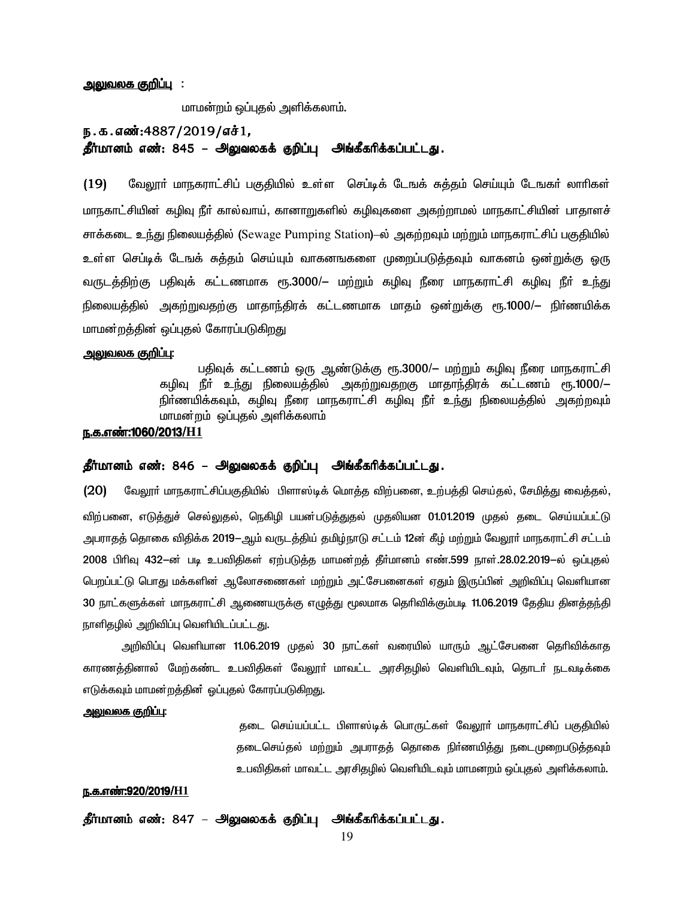**அலுவலக குறிப்பு** :

மாமன்றம் ஒப்புதல் அளிக்கலாம்.

**ந.க.எண்:4887/2019/எச்1,**

**தீர்மானம் எண்: 845 – அலுவலகக் குறிப்பு அங்கீகரிக்கப்பட்டது.**

**(19)** வேலூர் மாநகராட்சிப் பகுதியில் உள்ள செப்டிக் டேங்க் சுத்தம் செய்யும் டேங்கர் லாரிகள் மாநகாட்சியின் கழிவு நீர் கால்வாய், கானாறுகளில் கழிவுகளை அகற்றாமல் மாநகாட்சியின் பாதாளச் சாக்கடை உந்து நிலையத்தில் (Sewage Pumping Station)–ல் அகற்றவும் மற்றும் மாநகராட்சிப் பகுதியில் உள்ள செப்டிக் டேங்க் சுத்தம் செய்யும் வாகனங்களை முறைப்படுத்தவும் வாகனம் ஒன்றுக்கு ஒரு வருடத்திற்கு பதிவுக் கட்டணமாக ரூ.3000/– மற்றும் கழிவு நீரை மாநகராட்சி கழிவு நீர் உந்து நிலையத்தில் அகற்றுவதற்கு மாதாந்திரக் கட்டணமாக மாதம் ஒன்றுக்கு ரூ.1000/– நிர்ணயிக்க மாமன்றத்தின் ஒப்புதல் கோரப்படுகிறது

**அலுவலக குறிப்பு:**

பதிவுக் கட்டணம் ஒரு ஆண்டுக்கு ரூ.3000/– மற்றும் கழிவு நீரை மாநகராட்சி கழிவு நீர் உந்து நிலையத்தில் அகற்றுவதறகு மாதாந்திரக் கட்டணம் ரூ.1000/– நிர்ணயிக்கவும், கழிவு நீரை மாநகராட்சி கழிவு நீர் உந்து நிலையத்தில் அகற்றவும் மாமன்றம் ஒப்புதல் அளிக்கலாம்

**ந.க.எண்:1060/2013/H1**

**தீர்மானம் எண்: 846 – அலுவலகக் குறிப்பு அங்கீகரிக்கப்பட்டது.**

**(20)** வேலூர் மாநகராட்சிப்பகுதியில் பிளாஸ்டிக் மொத்த விற்பனை, உற்பத்தி செய்தல், சேமித்து வைத்தல், விற்பனை, எடுத்துச் செல்லுதல், நெகிழி பயன்படுத்துதல் முதலியன 01.01.2019 முதல் தடை செய்யப்பட்டு அபராதத் தொகை விதிக்க 2019–ஆம் வருடத்திய் தமிழ்நாடு சட்டம் 12ன் கீழ் மற்றும் வேலூர் மாநகராட்சி சட்டம் 2008 பிரிவு 432–ன் படி உபவிதிகள் ஏற்படுத்த மாமன்றத் தீர்மானம் எண்.599 நாள்.28.02.2019–ல் ஒப்புதல் பெறப்பட்டு பொது மக்களின் ஆலோசணைகள் மற்றும் அட்சேபனைகள் ஏதும் இருப்பின் அறிவிப்பு வெளியான 30 நாட்களுக்கள் மாநகராட்சி ஆணையருக்கு எழுத்து மூலமாக தெரிவிக்கும்படி 11.06.2019 தேதிய தினத்தந்தி நாளிதழில் அறிவிப்பு வெளியிடப்பட்டது.

அறிவிப்பு வெளியான 11.06.2019 முதல் 30 நாட்கள் வரையில் யாரும் ஆட்சேபனை தெரிவிக்காத காரணத்தினால் மேற்கண்ட உபவிதிகள் வேலூர் மாவட்ட அரசிதழில் வெளியிடவும், தொடர் நடவடிக்கை எடுக்கவும் மாமன்றத்தின் ஒப்புதல் கோரப்படுகிறது.

**அலுவலக குறிப்பு:**

தடை செய்யப்பட்ட பிளாஸ்டிக் பொருட்கள் வேலூர் மாநகராட்சிப் பகுதியில் தடைசெய்தல் மற்றும் அபராதத் தொகை நிர்ணயித்து நடைமுறைபடுத்தவும் உபவிதிகள் மாவட்ட அரசிதழில் வெளியிடவும் மாமனறம் ஒப்புதல் அளிக்கலாம்.

**ந.க.எண்:920/2019/H1**

**தீர்மானம் எண்: 847 – அலுவலகக் குறிப்பு அங்கீகரிக்கப்பட்டது.**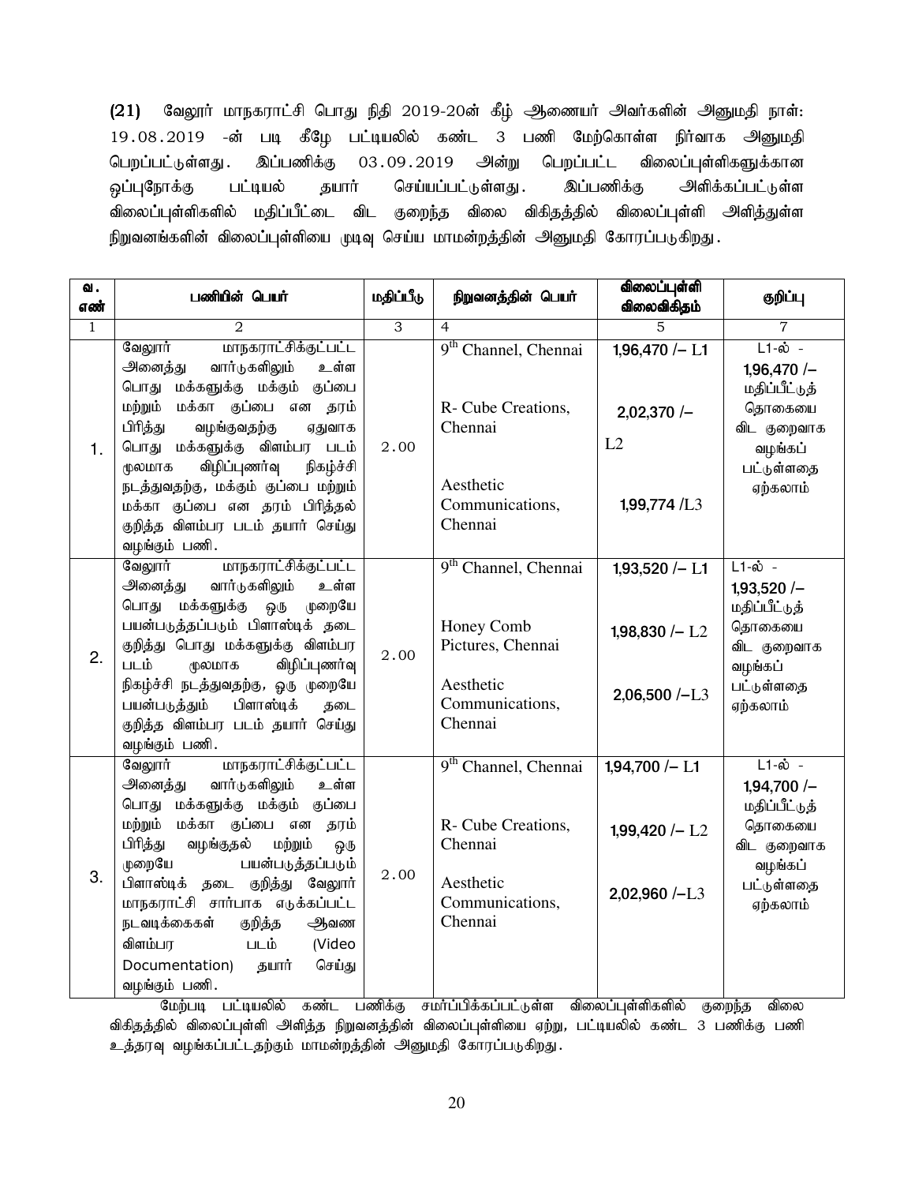(21) வேலூர் மாநகராட்சி பொது நிதி 2019-20ன் கீழ் ஆணையர் அவர்களின் அனுமதி நாள்: 19.08.2019 -ன் படி கீழே பட்டியலில் கண்ட 3 பணி மேற்கொள்ள நிர்வாக அனுமதி பெறப்பட்டுள்ளது. இப்பணிக்கு 03.09.2019 அன்று பெறப்பட்ட விலைப்புள்ளிகளுக்கான ஒப்புநோக்கு பட்டியல் தயார் செய்யப்பட்டுள்ளது. இப்பணிக்கு அளிக்கப்பட்டுள்ள விலைப்புள்ளிகளில் மதிப்பீட்டை விட குறைந்த விலை விகிதத்தில் விலைப்புள்ளி அளித்துள்ள நிறுவனங்களின் விலைப்புள்ளியை முடிவு செய்ய மாமன்றத்தின் அனுமதி கோரப்படுகிறது.

| வ. எண் | பணியின் பெயர் | மதிப்பீடு | நிறுவனத்தின் பெயர் | விலைப்புள்ளி விலைவிகிதம் | குறிப்பு |
|---|---|---|---|---|---|
| 1 | 2 | 3 | 4 | 5 | 7 |
| 1. | வேலூர் மாநகராட்சிக்குட்பட்ட அனைத்து வார்டுகளிலும் உள்ள பொது மக்களுக்கு மக்கும் குப்பை மற்றும் மக்கா குப்பை என தரம் பிரித்து வழங்குவதற்கு ஏதுவாக பொது மக்களுக்கு விளம்பர படம் மூலமாக விழிப்புணர்வு நிகழ்ச்சி நடத்துவதற்கு, மக்கும் குப்பை மற்றும் மக்கா குப்பை என தரம் பிரித்தல் குறித்த விளம்பர படம் தயார் செய்து வழங்கும் பணி. | 2.00 | 9th Channel, Chennai<br>R- Cube Creations, Chennai<br>Aesthetic Communications, Chennai | 1,96,470 /– L1<br>2,02,370 /– L2<br>1,99,774 /L3 | L1-ல் - 1,96,470 /– மதிப்பீட்டுத் தொகையை விட குறைவாக வழங்கப் பட்டுள்ளதை ஏற்கலாம் |
| 2. | வேலூர் மாநகராட்சிக்குட்பட்ட அனைத்து வார்டுகளிலும் உள்ள பொது மக்களுக்கு ஒரு முறையே பயன்படுத்தப்படும் பிளாஸ்டிக் தடை குறித்து பொது மக்களுக்கு விளம்பர படம் மூலமாக விழிப்புணர்வு நிகழ்ச்சி நடத்துவதற்கு, ஒரு முறையே பயன்படுத்தும் பிளாஸ்டிக் தடை குறித்த விளம்பர படம் தயார் செய்து வழங்கும் பணி. | 2.00 | 9th Channel, Chennai<br>Honey Comb Pictures, Chennai<br>Aesthetic Communications, Chennai | 1,93,520 /– L1<br>1,98,830 /– L2<br>2,06,500 /–L3 | L1-ல் - 1,93,520 /– மதிப்பீட்டுத் தொகையை விட குறைவாக வழங்கப் பட்டுள்ளதை ஏற்கலாம் |
| 3. | வேலூர் மாநகராட்சிக்குட்பட்ட அனைத்து வார்டுகளிலும் உள்ள பொது மக்களுக்கு மக்கும் குப்பை மற்றும் மக்கா குப்பை என தரம் பிரித்து வழங்குதல் மற்றும் ஒரு முறையே பயன்படுத்தப்படும் பிளாஸ்டிக் தடை குறித்து வேலூர் மாநகராட்சி சார்பாக எடுக்கப்பட்ட நடவடிக்கைகள் குறித்த ஆவண விளம்பர படம் (Video Documentation) தயார் செய்து வழங்கும் பணி. | 2.00 | 9th Channel, Chennai<br>R- Cube Creations, Chennai<br>Aesthetic Communications, Chennai | 1,94,700 /– L1<br>1,99,420 /– L2<br>2,02,960 /–L3 | L1-ல் - 1,94,700 /– மதிப்பீட்டுத் தொகையை விட குறைவாக வழங்கப் பட்டுள்ளதை ஏற்கலாம் |

மேற்படி பட்டியலில் கண்ட பணிக்கு சமர்ப்பிக்கப்பட்டுள்ள விலைப்புள்ளிகளில் குறைந்த விலை விகிதத்தில் விலைப்புள்ளி அளித்த நிறுவனத்தின் விலைப்புள்ளியை ஏற்று, பட்டியலில் கண்ட 3 பணிக்கு பணி உத்தரவு வழங்கப்பட்டதற்கும் மாமன்றத்தின் அனுமதி கோரப்படுகிறது.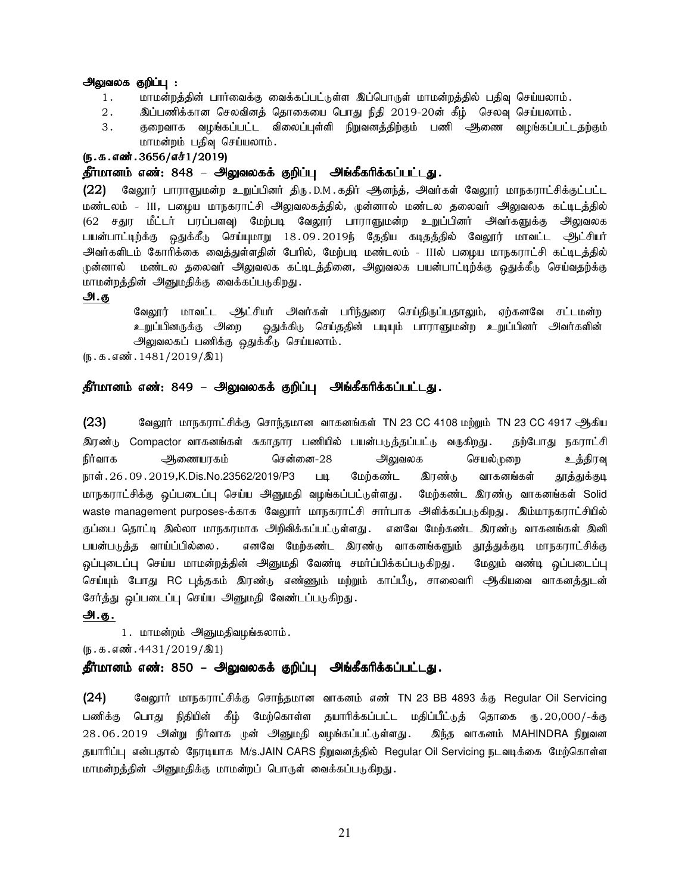**அலுவலக குறிப்பு :**

1. மாமன்றத்தின் பார்வைக்கு வைக்கப்பட்டுள்ள இப்பொருள் மாமன்றத்தில் பதிவு செய்யலாம்.
2. இப்பணிக்கான செலவினத் தொகையை பொது நிதி 2019-20ன் கீழ் செலவு செய்யலாம்.
3. குறைவாக வழங்கப்பட்ட விலைப்புள்ளி நிறுவனத்திற்கும் பணி ஆணை வழங்கப்பட்டதற்கும் மாமன்றம் பதிவு செய்யலாம்.

**(ந.க.எண்.3656/எச்1/2019)**

**தீர்மானம் எண்: 848 – அலுவலகக் குறிப்பு அங்கீகரிக்கப்பட்டது.**

**(22)** வேலூர் பாராளுமன்ற உறுப்பினர் திரு.D.M.கதிர் ஆனந்த், அவர்கள் வேலூர் மாநகராட்சிக்குட்பட்ட மண்டலம் - III, பழைய மாநகராட்சி அலுவலகத்தில், முன்னால் மண்டல தலைவர் அலுவலக கட்டிடத்தில் (62 சதுர மீட்டர் பரப்பளவு) மேற்படி வேலூர் பாராளுமன்ற உறுப்பினர் அவர்களுக்கு அலுவலக பயன்பாட்டிற்க்கு ஒதுக்கீடு செய்யுமாறு 18.09.2019ந் தேதிய கடிதத்தில் வேலூர் மாவட்ட ஆட்சியர் அவர்களிடம் கோரிக்கை வைத்துள்ளதின் பேரில், மேற்படி மண்டலம் - IIIல் பழைய மாநகராட்சி கட்டிடத்தில் முன்னால் மண்டல தலைவர் அலுவலக கட்டிடத்தினை, அலுவலக பயன்பாட்டிற்க்கு ஒதுக்கீடு செய்வதற்க்கு மாமன்றத்தின் அனுமதிக்கு வைக்கப்படுகிறது.

**அ.கு**

வேலூர் மாவட்ட ஆட்சியர் அவர்கள் பரிந்துரை செய்திருப்பதாலும், ஏற்கனவே சட்டமன்ற உறுப்பினருக்கு அறை ஒதுக்கிடு செய்ததின் படியும் பாராளுமன்ற உறுப்பினர் அவர்களின் அலுவலகப் பணிக்கு ஒதுக்கீடு செய்யலாம்.

(ந.க.எண்.1481/2019/இ1)

**தீர்மானம் எண்: 849 – அலுவலகக் குறிப்பு அங்கீகரிக்கப்பட்டது.**

**(23)** வேலூர் மாநகராட்சிக்கு சொந்தமான வாகனங்கள் TN 23 CC 4108 மற்றும் TN 23 CC 4917 ஆகிய இரண்டு Compactor வாகனங்கள் சுகாதார பணியில் பயன்படுத்தப்பட்டு வருகிறது. தற்போது நகராட்சி நிர்வாக ஆணையரகம் சென்னை-28 அலுவலக செயல்முறை உத்திரவு நாள்.26.09.2019,K.Dis.No.23562/2019/P3 படி மேற்கண்ட இரண்டு வாகனங்கள் தூத்துக்குடி மாநகராட்சிக்கு ஒப்படைப்பு செய்ய அனுமதி வழங்கப்பட்டுள்ளது. மேற்கண்ட இரண்டு வாகனங்கள் Solid waste management purposes-க்காக வேலூர் மாநகராட்சி சார்பாக அளிக்கப்படுகிறது. இம்மாநகராட்சியில் குப்பை தொட்டி இல்லா மாநகரமாக அறிவிக்கப்பட்டுள்ளது. எனவே மேற்கண்ட இரண்டு வாகனங்கள் இனி பயன்படுத்த வாய்ப்பில்லை. எனவே மேற்கண்ட இரண்டு வாகனங்களும் தூத்துக்குடி மாநகராட்சிக்கு ஒப்புடைப்பு செய்ய மாமன்றத்தின் அனுமதி வேண்டி சமர்ப்பிக்கப்படுகிறது. மேலும் வண்டி ஒப்படைப்பு செய்யும் போது RC புத்தகம் இரண்டு எண்ணும் மற்றும் காப்பீடு, சாலைவரி ஆகியவை வாகனத்துடன் சேர்த்து ஒப்படைப்பு செய்ய அனுமதி வேண்டப்படுகிறது.

**அ.கு.**

1. மாமன்றம் அனுமதிவழங்கலாம்.

(ந.க.எண்.4431/2019/இ1)

**தீர்மானம் எண்: 850 – அலுவலகக் குறிப்பு அங்கீகரிக்கப்பட்டது.**

**(24)** வேலூர் மாநகராட்சிக்கு சொந்தமான வாகனம் எண் TN 23 BB 4893 க்கு Regular Oil Servicing பணிக்கு பொது நிதியின் கீழ் மேற்கொள்ள தயாரிக்கப்பட்ட மதிப்பீட்டுத் தொகை ரு.20,000/-க்கு 28.06.2019 அன்று நிர்வாக முன் அனுமதி வழங்கப்பட்டுள்ளது. இந்த வாகனம் MAHINDRA நிறுவன தயாரிப்பு என்பதால் நேரடியாக M/s.JAIN CARS நிறுவனத்தில் Regular Oil Servicing நடவடிக்கை மேற்கொள்ள மாமன்றத்தின் அனுமதிக்கு மாமன்றப் பொருள் வைக்கப்படுகிறது.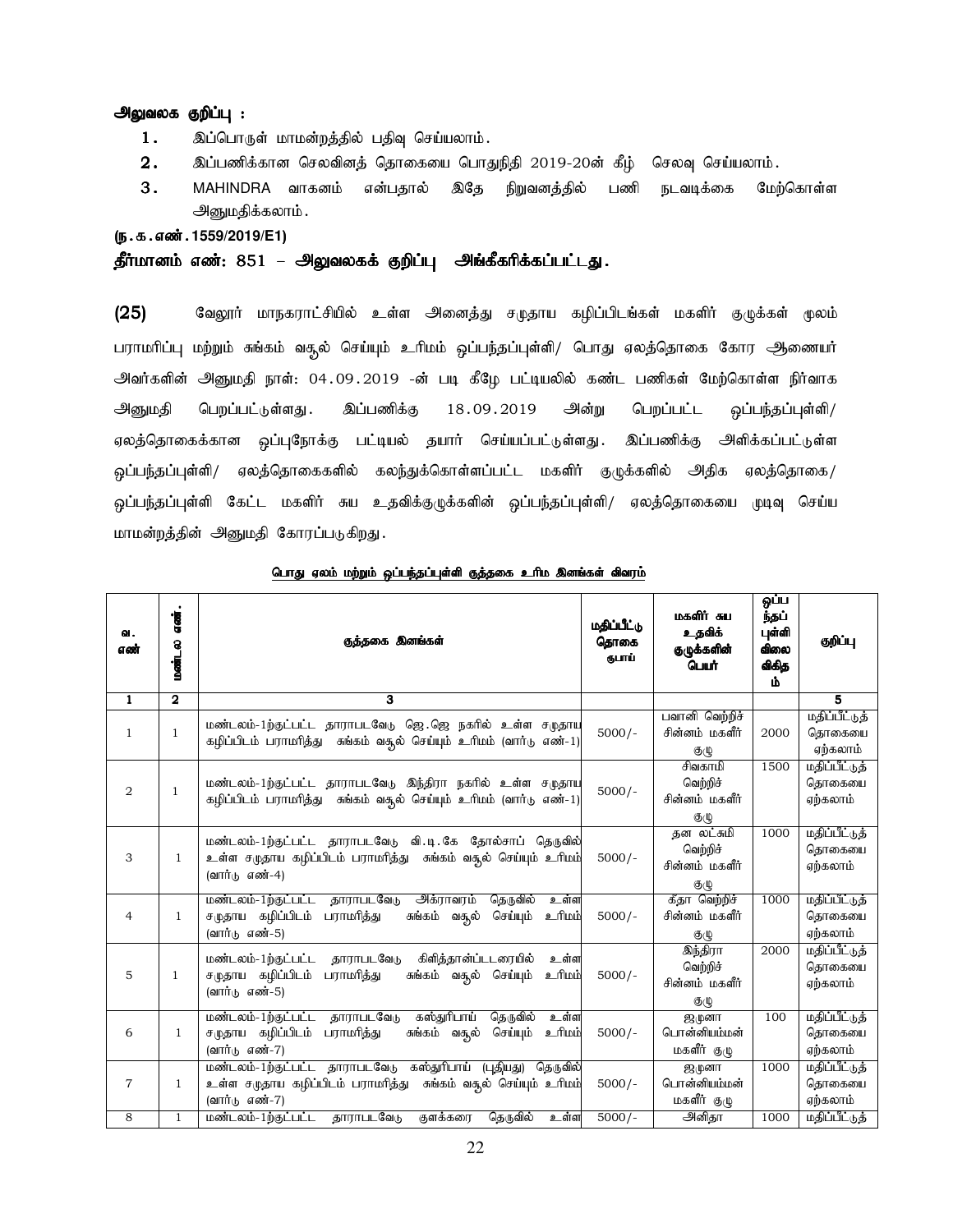**அலுவலக குறிப்பு :**

1. இப்பொருள் மாமன்றத்தில் பதிவு செய்யலாம்.
2. இப்பணிக்கான செலவினத் தொகையை பொதுநிதி 2019-20ன் கீழ் செலவு செய்யலாம்.
3. MAHINDRA வாகனம் என்பதால் இதே நிறுவனத்தில் பணி நடவடிக்கை மேற்கொள்ள அனுமதிக்கலாம்.

**(ந.க.எண்.1559/2019/E1)**

**தீர்மானம் எண்: 851 – அலுவலகக் குறிப்பு அங்கீகரிக்கப்பட்டது.**

**(25)** வேலூர் மாநகராட்சியில் உள்ள அனைத்து சமுதாய கழிப்பிடங்கள் மகளிர் குழுக்கள் மூலம் பராமரிப்பு மற்றும் சுங்கம் வசூல் செய்யும் உரிமம் ஒப்பந்தப்புள்ளி/ பொது ஏலத்தொகை கோர ஆணையர் அவர்களின் அனுமதி நாள்: 04.09.2019 -ன் படி கீழே பட்டியலில் கண்ட பணிகள் மேற்கொள்ள நிர்வாக அனுமதி பெறப்பட்டுள்ளது. இப்பணிக்கு 18.09.2019 அன்று பெறப்பட்ட ஒப்பந்தப்புள்ளி/ ஏலத்தொகைக்கான ஒப்புநோக்கு பட்டியல் தயார் செய்யப்பட்டுள்ளது. இப்பணிக்கு அளிக்கப்பட்டுள்ள ஒப்பந்தப்புள்ளி/ ஏலத்தொகைகளில் கலந்துக்கொள்ளப்பட்ட மகளிர் குழுக்களில் அதிக ஏலத்தொகை/ ஒப்பந்தப்புள்ளி கேட்ட மகளிர் சுய உதவிக்குழுக்களின் ஒப்பந்தப்புள்ளி/ ஏலத்தொகையை முடிவு செய்ய மாமன்றத்தின் அனுமதி கோரப்படுகிறது.

<u>பொது ஏலம் மற்றும் ஒப்பந்தப்புள்ளி குத்தகை உரிம இனங்கள் விவரம்</u>

| வ. எண் | மண்டல எண். | குத்தகை இனங்கள் | மதிப்பீட்டு தொகை ரூபாய் | மகளிர் சுய உதவிக் குழுக்களின் பெயர் | ஒப்பந்தப் புள்ளி விலை விகிதம் | குறிப்பு |
|---|---|---|---|---|---|---|
| 1 | 2 | 3 | | | | 5 |
| 1 | 1 | மண்டலம்-1ற்குட்பட்ட தாராபடவேடு ஜெ.ஜெ நகரில் உள்ள சமுதாய கழிப்பிடம் பராமரித்து சுங்கம் வசூல் செய்யும் உரிமம் (வார்டு எண்-1) | 5000/- | பவானி வெற்றிச் சின்னம் மகளீர் குழு | 2000 | மதிப்பீட்டுத் தொகையை ஏற்கலாம் |
| 2 | 1 | மண்டலம்-1ற்குட்பட்ட தாராபடவேடு இந்திரா நகரில் உள்ள சமுதாய கழிப்பிடம் பராமரித்து சுங்கம் வசூல் செய்யும் உரிமம் (வார்டு எண்-1) | 5000/- | சிவகாமி வெற்றிச் சின்னம் மகளீர் குழு | 1500 | மதிப்பீட்டுத் தொகையை ஏற்கலாம் |
| 3 | 1 | மண்டலம்-1ற்குட்பட்ட தாராபடவேடு வி.டி.கே தோல்சாப் தெருவில் உள்ள சமுதாய கழிப்பிடம் பராமரித்து சுங்கம் வசூல் செய்யும் உரிமம் (வார்டு எண்-4) | 5000/- | தன லட்சுமி வெற்றிச் சின்னம் மகளீர் குழு | 1000 | மதிப்பீட்டுத் தொகையை ஏற்கலாம் |
| 4 | 1 | மண்டலம்-1ற்குட்பட்ட தாராபடவேடு அக்ராவரம் தெருவில் உள்ள சமுதாய கழிப்பிடம் பராமரித்து சுங்கம் வசூல் செய்யும் உரிமம் (வார்டு எண்-5) | 5000/- | கீதா வெற்றிச் சின்னம் மகளீர் குழு | 1000 | மதிப்பீட்டுத் தொகையை ஏற்கலாம் |
| 5 | 1 | மண்டலம்-1ற்குட்பட்ட தாராபடவேடு கிளித்தான்பட்டரையில் உள்ள சமுதாய கழிப்பிடம் பராமரித்து சுங்கம் வசூல் செய்யும் உரிமம் (வார்டு எண்-5) | 5000/- | இந்திரா வெற்றிச் சின்னம் மகளீர் குழு | 2000 | மதிப்பீட்டுத் தொகையை ஏற்கலாம் |
| 6 | 1 | மண்டலம்-1ற்குட்பட்ட தாராபடவேடு கஸ்தூரிபாய் தெருவில் உள்ள சமுதாய கழிப்பிடம் பராமரித்து சுங்கம் வசூல் செய்யும் உரிமம் (வார்டு எண்-7) | 5000/- | ஜமுனா பொன்னியம்மன் மகளீர் குழு | 100 | மதிப்பீட்டுத் தொகையை ஏற்கலாம் |
| 7 | 1 | மண்டலம்-1ற்குட்பட்ட தாராபடவேடு கஸ்தூரிபாய் (புதியது) தெருவில் உள்ள சமுதாய கழிப்பிடம் பராமரித்து சுங்கம் வசூல் செய்யும் உரிமம் (வார்டு எண்-7) | 5000/- | ஜமுனா பொன்னியம்மன் மகளீர் குழு | 1000 | மதிப்பீட்டுத் தொகையை ஏற்கலாம் |
| 8 | 1 | மண்டலம்-1ற்குட்பட்ட தாராபடவேடு குளக்கரை தெருவில் உள்ள | 5000/- | அனிதா | 1000 | மதிப்பீட்டுத் |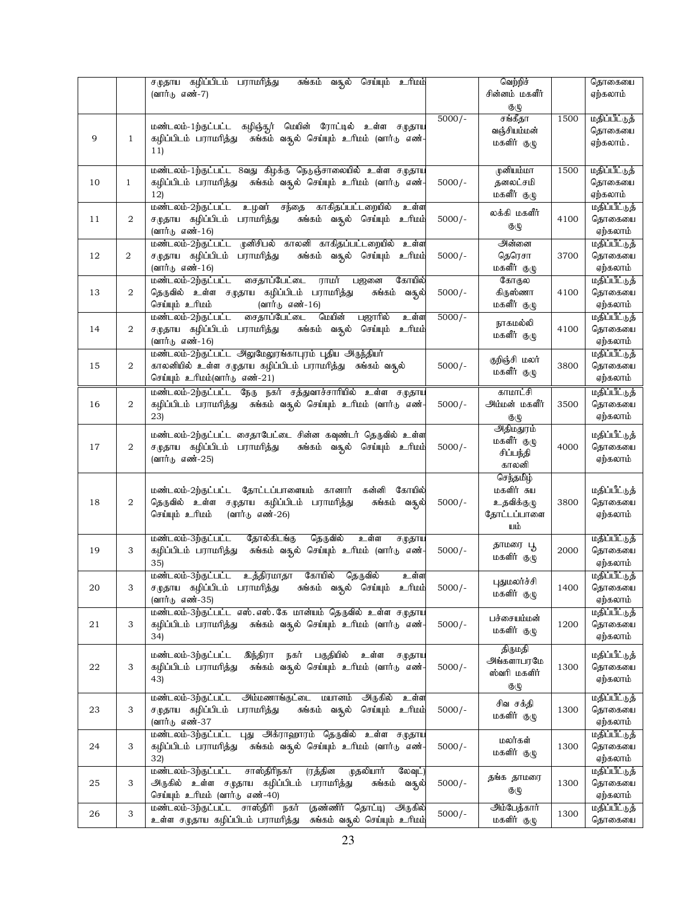|  |  | சமுதாய கழிப்பிடம் பராமரித்து சுங்கம் வசூல் செய்யும் உரிமம் (வார்டு எண்-7) |  | வெற்றிச் சின்னம் மகளிர் குழு |  | தொகையை ஏற்கலாம் |
|---|---|---|---|---|---|---|
| 9 | 1 | மண்டலம்-1ற்குட்பட்ட கழிஞ்சூர் மெயின் ரோட்டில் உள்ள சமுதாய கழிப்பிடம் பராமரித்து சுங்கம் வசூல் செய்யும் உரிமம் (வார்டு எண்-11) | 5000/- | சங்கீதா வஞ்சியம்மன் மகளிர் குழு | 1500 | மதிப்பீட்டுத் தொகையை ஏற்கலாம். |
| 10 | 1 | மண்டலம்-1ற்குட்பட்ட 8வது கிழக்கு நெடுஞ்சாலையில் உள்ள சமுதாய கழிப்பிடம் பராமரித்து சுங்கம் வசூல் செய்யும் உரிமம் (வார்டு எண்-12) | 5000/- | முனியம்மா தனலட்சுமி மகளிர் குழு | 1500 | மதிப்பீட்டுத் தொகையை ஏற்கலாம் |
| 11 | 2 | மண்டலம்-2ற்குட்பட்ட உழவர் சந்தை காகிதப்பட்டறையில் உள்ள சமுதாய கழிப்பிடம் பராமரித்து சுங்கம் வசூல் செய்யும் உரிமம் (வார்டு எண்-16) | 5000/- | லக்கி மகளிர் குழு | 4100 | மதிப்பீட்டுத் தொகையை ஏற்கலாம் |
| 12 | 2 | மண்டலம்-2ற்குட்பட்ட முனிசிபல் காலனி காகிதப்பட்டறையில் உள்ள சமுதாய கழிப்பிடம் பராமரித்து சுங்கம் வசூல் செய்யும் உரிமம் (வார்டு எண்-16) | 5000/- | அன்னை தெரெசா மகளிர் குழு | 3700 | மதிப்பீட்டுத் தொகையை ஏற்கலாம் |
| 13 | 2 | மண்டலம்-2ற்குட்பட்ட சைதாப்பேட்டை ராமர் பஜனை கோயில் தெருவில் உள்ள சமுதாய கழிப்பிடம் பராமரித்து சுங்கம் வசூல் செய்யும் உரிமம் (வார்டு எண்-16) | 5000/- | கோகுல கிருஸ்ணா மகளிர் குழு | 4100 | மதிப்பீட்டுத் தொகையை ஏற்கலாம் |
| 14 | 2 | மண்டலம்-2ற்குட்பட்ட சைதாப்பேட்டை மெயின் பஜாரில் உள்ள சமுதாய கழிப்பிடம் பராமரித்து சுங்கம் வசூல் செய்யும் உரிமம் (வார்டு எண்-16) | 5000/- | நாகமல்லி மகளிர் குழு | 4100 | மதிப்பீட்டுத் தொகையை ஏற்கலாம் |
| 15 | 2 | மண்டலம்-2ற்குட்பட்ட அலுமேலுரங்காபுரம் புதிய அருந்தியர் காலனியில் உள்ள சமுதாய கழிப்பிடம் பராமரித்து சுங்கம் வசூல் செய்யும் உரிமம்(வார்டு எண்-21) | 5000/- | குறிஞ்சி மலர் மகளிர் குழு | 3800 | மதிப்பீட்டுத் தொகையை ஏற்கலாம் |
| 16 | 2 | மண்டலம்-2ற்குட்பட்ட நேரு நகர் சத்துவாச்சாரியில் உள்ள சமுதாய கழிப்பிடம் பராமரித்து சுங்கம் வசூல் செய்யும் உரிமம் (வார்டு எண்-23) | 5000/- | காமாட்சி அம்மன் மகளிர் குழு | 3500 | மதிப்பீட்டுத் தொகையை ஏற்கலாம் |
| 17 | 2 | மண்டலம்-2ற்குட்பட்ட சைதாபேட்டை சின்ன கவுண்டர் தெருவில் உள்ள சமுதாய கழிப்பிடம் பராமரித்து சுங்கம் வசூல் செய்யும் உரிமம் (வார்டு எண்-25) | 5000/- | அதிமதுரம் மகளிர் குழு சிப்பந்தி காலனி | 4000 | மதிப்பீட்டுத் தொகையை ஏற்கலாம் |
| 18 | 2 | மண்டலம்-2ற்குட்பட்ட தோட்டப்பாளையம் கானார் கன்னி கோயில் தெருவில் உள்ள சமுதாய கழிப்பிடம் பராமரித்து சுங்கம் வசூல் செய்யும் உரிமம் (வார்டு எண்-26) | 5000/- | செந்தமிழ் மகளிர் சுய உதவிக்குழு தோட்டப்பாளையம் | 3800 | மதிப்பீட்டுத் தொகையை ஏற்கலாம் |
| 19 | 3 | மண்டலம்-3ற்குட்பட்ட தோல்கிடங்கு தெருவில் உள்ள சமுதாய கழிப்பிடம் பராமரித்து சுங்கம் வசூல் செய்யும் உரிமம் (வார்டு எண்-35) | 5000/- | தாமரை பூ மகளிர் குழு | 2000 | மதிப்பீட்டுத் தொகையை ஏற்கலாம் |
| 20 | 3 | மண்டலம்-3ற்குட்பட்ட உத்திரமாதா கோயில் தெருவில் உள்ள சமுதாய கழிப்பிடம் பராமரித்து சுங்கம் வசூல் செய்யும் உரிமம் (வார்டு எண்-35) | 5000/- | புதுமலர்ச்சி மகளிர் குழு | 1400 | மதிப்பீட்டுத் தொகையை ஏற்கலாம் |
| 21 | 3 | மண்டலம்-3ற்குட்பட்ட எஸ்.எஸ்.கே மான்யம் தெருவில் உள்ள சமுதாய கழிப்பிடம் பராமரித்து சுங்கம் வசூல் செய்யும் உரிமம் (வார்டு எண்-34) | 5000/- | பச்சையம்மன் மகளிர் குழு | 1200 | மதிப்பீட்டுத் தொகையை ஏற்கலாம் |
| 22 | 3 | மண்டலம்-3ற்குட்பட்ட இந்திரா நகர் பகுதியில் உள்ள சமுதாய கழிப்பிடம் பராமரித்து சுங்கம் வசூல் செய்யும் உரிமம் (வார்டு எண்-43) | 5000/- | திருமதி அங்களாபரமேஸ்வரி மகளிர் குழு | 1300 | மதிப்பீட்டுத் தொகையை ஏற்கலாம் |
| 23 | 3 | மண்டலம்-3ற்குட்பட்ட அம்மணாங்குட்டை மயானம் அருகில் உள்ள சமுதாய கழிப்பிடம் பராமரித்து சுங்கம் வசூல் செய்யும் உரிமம் (வார்டு எண்-37 | 5000/- | சிவ சக்தி மகளிர் குழு | 1300 | மதிப்பீட்டுத் தொகையை ஏற்கலாம் |
| 24 | 3 | மண்டலம்-3ற்குட்பட்ட புது அக்ராஹாரம் தெருவில் உள்ள சமுதாய கழிப்பிடம் பராமரித்து சுங்கம் வசூல் செய்யும் உரிமம் (வார்டு எண்-32) | 5000/- | மலர்கள் மகளிர் குழு | 1300 | மதிப்பீட்டுத் தொகையை ஏற்கலாம் |
| 25 | 3 | மண்டலம்-3ற்குட்பட்ட சாஸ்திரிநகர் (ரத்தின முதலியார் லேவுட்) அருகில் உள்ள சமுதாய கழிப்பிடம் பராமரித்து சுங்கம் வசூல் செய்யும் உரிமம் (வார்டு எண்-40) | 5000/- | தங்க தாமரை குழு | 1300 | மதிப்பீட்டுத் தொகையை ஏற்கலாம் |
| 26 | 3 | மண்டலம்-3ற்குட்பட்ட சாஸ்திரி நகர் (தண்ணீர் தொட்டி) அருகில் உள்ள சமுதாய கழிப்பிடம் பராமரித்து சுங்கம் வசூல் செய்யும் உரிமம் | 5000/- | அம்பேத்கார் மகளிர் குழு | 1300 | மதிப்பீட்டுத் தொகையை |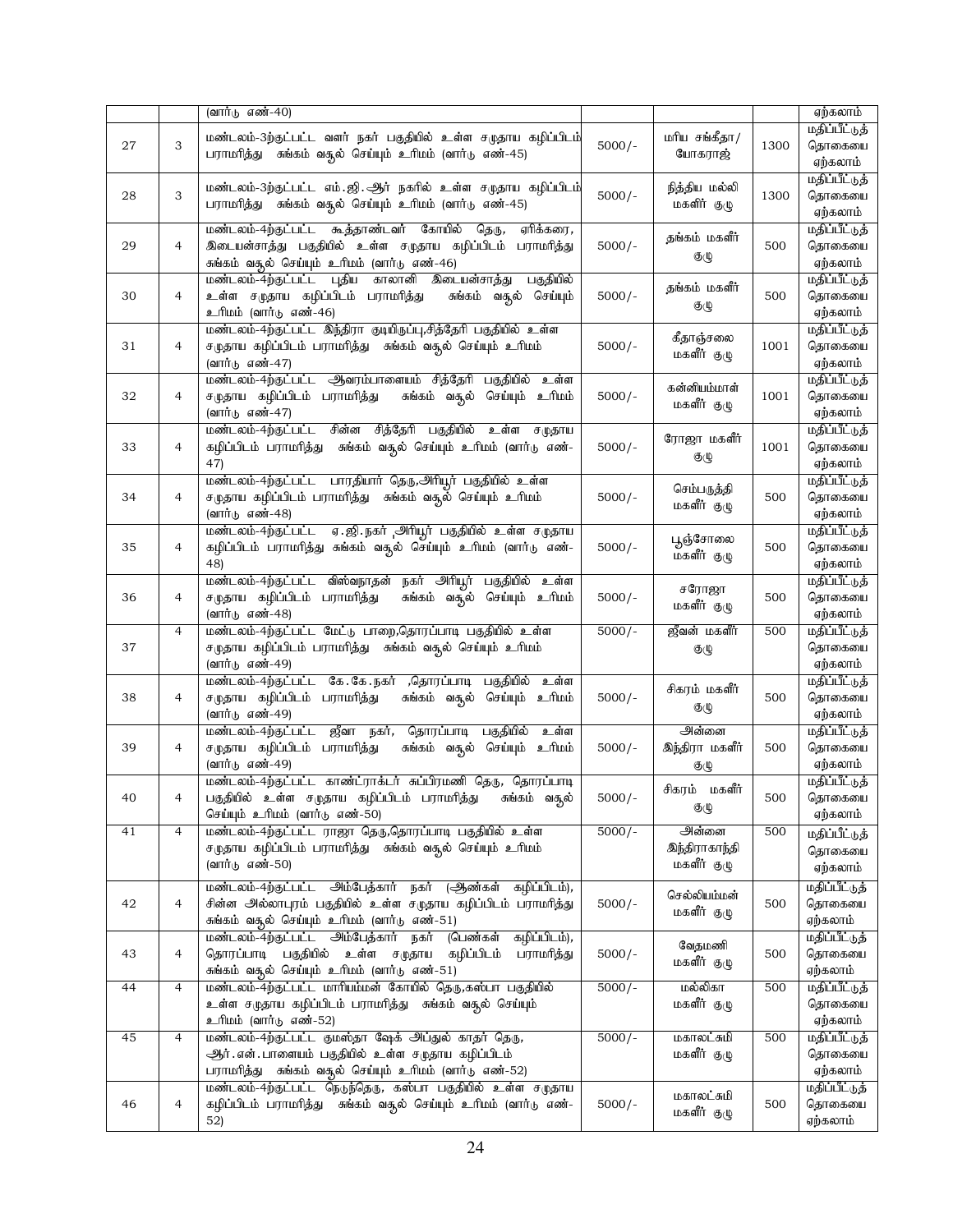| | | | | | | |
|---|---|---|---|---|---|---|
| | | (வார்டு எண்-40) | | | | ஏற்கலாம் |
| 27 | 3 | மண்டலம்-3ற்குட்பட்ட வளர் நகர் பகுதியில் உள்ள சமுதாய கழிப்பிடம் பராமரித்து சுங்கம் வசூல் செய்யும் உரிமம் (வார்டு எண்-45) | 5000/- | மரிய சங்கீதா/ யோகராஜ் | 1300 | மதிப்பீட்டுத் தொகையை ஏற்கலாம் |
| 28 | 3 | மண்டலம்-3ற்குட்பட்ட எம்.ஜி.ஆர் நகரில் உள்ள சமுதாய கழிப்பிடம் பராமரித்து சுங்கம் வசூல் செய்யும் உரிமம் (வார்டு எண்-45) | 5000/- | நித்திய மல்லி மகளிர் குழு | 1300 | மதிப்பீட்டுத் தொகையை ஏற்கலாம் |
| 29 | 4 | மண்டலம்-4ற்குட்பட்ட கூத்தாண்டவர் கோயில் தெரு, ஏரிக்கரை, இடையன்சாத்து பகுதியில் உள்ள சமுதாய கழிப்பிடம் பராமரித்து சுங்கம் வசூல் செய்யும் உரிமம் (வார்டு எண்-46) | 5000/- | தங்கம் மகளிர் குழு | 500 | மதிப்பீட்டுத் தொகையை ஏற்கலாம் |
| 30 | 4 | மண்டலம்-4ற்குட்பட்ட புதிய காலானி இடையன்சாத்து பகுதியில் உள்ள சமுதாய கழிப்பிடம் பராமரித்து சுங்கம் வசூல் செய்யும் உரிமம் (வார்டு எண்-46) | 5000/- | தங்கம் மகளிர் குழு | 500 | மதிப்பீட்டுத் தொகையை ஏற்கலாம் |
| 31 | 4 | மண்டலம்-4ற்குட்பட்ட இந்திரா குடியிருப்பு,சித்தேரி பகுதியில் உள்ள சமுதாய கழிப்பிடம் பராமரித்து சுங்கம் வசூல் செய்யும் உரிமம் (வார்டு எண்-47) | 5000/- | கீதாஞ்சலை மகளிர் குழு | 1001 | மதிப்பீட்டுத் தொகையை ஏற்கலாம் |
| 32 | 4 | மண்டலம்-4ற்குட்பட்ட ஆவரம்பாளையம் சித்தேரி பகுதியில் உள்ள சமுதாய கழிப்பிடம் பராமரித்து சுங்கம் வசூல் செய்யும் உரிமம் (வார்டு எண்-47) | 5000/- | கன்னியம்மாள் மகளிர் குழு | 1001 | மதிப்பீட்டுத் தொகையை ஏற்கலாம் |
| 33 | 4 | மண்டலம்-4ற்குட்பட்ட சின்ன சித்தேரி பகுதியில் உள்ள சமுதாய கழிப்பிடம் பராமரித்து சுங்கம் வசூல் செய்யும் உரிமம் (வார்டு எண்-47) | 5000/- | ரோஜா மகளிர் குழு | 1001 | மதிப்பீட்டுத் தொகையை ஏற்கலாம் |
| 34 | 4 | மண்டலம்-4ற்குட்பட்ட பாரதியார் தெரு,அரியூர் பகுதியில் உள்ள சமுதாய கழிப்பிடம் பராமரித்து சுங்கம் வசூல் செய்யும் உரிமம் (வார்டு எண்-48) | 5000/- | செம்பருத்தி மகளிர் குழு | 500 | மதிப்பீட்டுத் தொகையை ஏற்கலாம் |
| 35 | 4 | மண்டலம்-4ற்குட்பட்ட ஏ.ஜி.நகர் அரியூர் பகுதியில் உள்ள சமுதாய கழிப்பிடம் பராமரித்து சுங்கம் வசூல் செய்யும் உரிமம் (வார்டு எண்-48) | 5000/- | பூஞ்சோலை மகளிர் குழு | 500 | மதிப்பீட்டுத் தொகையை ஏற்கலாம் |
| 36 | 4 | மண்டலம்-4ற்குட்பட்ட விஸ்வநாதன் நகர் அரியூர் பகுதியில் உள்ள சமுதாய கழிப்பிடம் பராமரித்து சுங்கம் வசூல் செய்யும் உரிமம் (வார்டு எண்-48) | 5000/- | சரோஜா மகளிர் குழு | 500 | மதிப்பீட்டுத் தொகையை ஏற்கலாம் |
| 37 | 4 | மண்டலம்-4ற்குட்பட்ட மேட்டு பாறை,தொரப்பாடி பகுதியில் உள்ள சமுதாய கழிப்பிடம் பராமரித்து சுங்கம் வசூல் செய்யும் உரிமம் (வார்டு எண்-49) | 5000/- | ஜீவன் மகளிர் குழு | 500 | மதிப்பீட்டுத் தொகையை ஏற்கலாம் |
| 38 | 4 | மண்டலம்-4ற்குட்பட்ட கே.கே.நகர் ,தொரப்பாடி பகுதியில் உள்ள சமுதாய கழிப்பிடம் பராமரித்து சுங்கம் வசூல் செய்யும் உரிமம் (வார்டு எண்-49) | 5000/- | சிகரம் மகளிர் குழு | 500 | மதிப்பீட்டுத் தொகையை ஏற்கலாம் |
| 39 | 4 | மண்டலம்-4ற்குட்பட்ட ஜீவா நகர், தொரப்பாடி பகுதியில் உள்ள சமுதாய கழிப்பிடம் பராமரித்து சுங்கம் வசூல் செய்யும் உரிமம் (வார்டு எண்-49) | 5000/- | அன்னை இந்திரா மகளிர் குழு | 500 | மதிப்பீட்டுத் தொகையை ஏற்கலாம் |
| 40 | 4 | மண்டலம்-4ற்குட்பட்ட காண்ட்ராக்டர் சுப்பிரமணி தெரு, தொரப்பாடி பகுதியில் உள்ள சமுதாய கழிப்பிடம் பராமரித்து சுங்கம் வசூல் செய்யும் உரிமம் (வார்டு எண்-50) | 5000/- | சிகரம் மகளிர் குழு | 500 | மதிப்பீட்டுத் தொகையை ஏற்கலாம் |
| 41 | 4 | மண்டலம்-4ற்குட்பட்ட ராஜா தெரு,தொரப்பாடி பகுதியில் உள்ள சமுதாய கழிப்பிடம் பராமரித்து சுங்கம் வசூல் செய்யும் உரிமம் (வார்டு எண்-50) | 5000/- | அன்னை இந்திராகாந்தி மகளிர் குழு | 500 | மதிப்பீட்டுத் தொகையை ஏற்கலாம் |
| 42 | 4 | மண்டலம்-4ற்குட்பட்ட அம்பேத்கார் நகர் (ஆண்கள் கழிப்பிடம்), சின்ன அல்லாபுரம் பகுதியில் உள்ள சமுதாய கழிப்பிடம் பராமரித்து சுங்கம் வசூல் செய்யும் உரிமம் (வார்டு எண்-51) | 5000/- | செல்லியம்மன் மகளிர் குழு | 500 | மதிப்பீட்டுத் தொகையை ஏற்கலாம் |
| 43 | 4 | மண்டலம்-4ற்குட்பட்ட அம்பேத்கார் நகர் (பெண்கள் கழிப்பிடம்), தொரப்பாடி பகுதியில் உள்ள சமுதாய கழிப்பிடம் பராமரித்து சுங்கம் வசூல் செய்யும் உரிமம் (வார்டு எண்-51) | 5000/- | வேதமணி மகளிர் குழு | 500 | மதிப்பீட்டுத் தொகையை ஏற்கலாம் |
| 44 | 4 | மண்டலம்-4ற்குட்பட்ட மாரியம்மன் கோயில் தெரு,கஸ்பா பகுதியில் உள்ள சமுதாய கழிப்பிடம் பராமரித்து சுங்கம் வசூல் செய்யும் உரிமம் (வார்டு எண்-52) | 5000/- | மல்லிகா மகளிர் குழு | 500 | மதிப்பீட்டுத் தொகையை ஏற்கலாம் |
| 45 | 4 | மண்டலம்-4ற்குட்பட்ட குமஸ்தா ஷேக் அப்துல் காதர் தெரு, ஆர்.என்.பாளையம் பகுதியில் உள்ள சமுதாய கழிப்பிடம் பராமரித்து சுங்கம் வசூல் செய்யும் உரிமம் (வார்டு எண்-52) | 5000/- | மகாலட்சுமி மகளிர் குழு | 500 | மதிப்பீட்டுத் தொகையை ஏற்கலாம் |
| 46 | 4 | மண்டலம்-4ற்குட்பட்ட நெடுந்தெரு, கஸ்பா பகுதியில் உள்ள சமுதாய கழிப்பிடம் பராமரித்து சுங்கம் வசூல் செய்யும் உரிமம் (வார்டு எண்-52) | 5000/- | மகாலட்சுமி மகளிர் குழு | 500 | மதிப்பீட்டுத் தொகையை ஏற்கலாம் |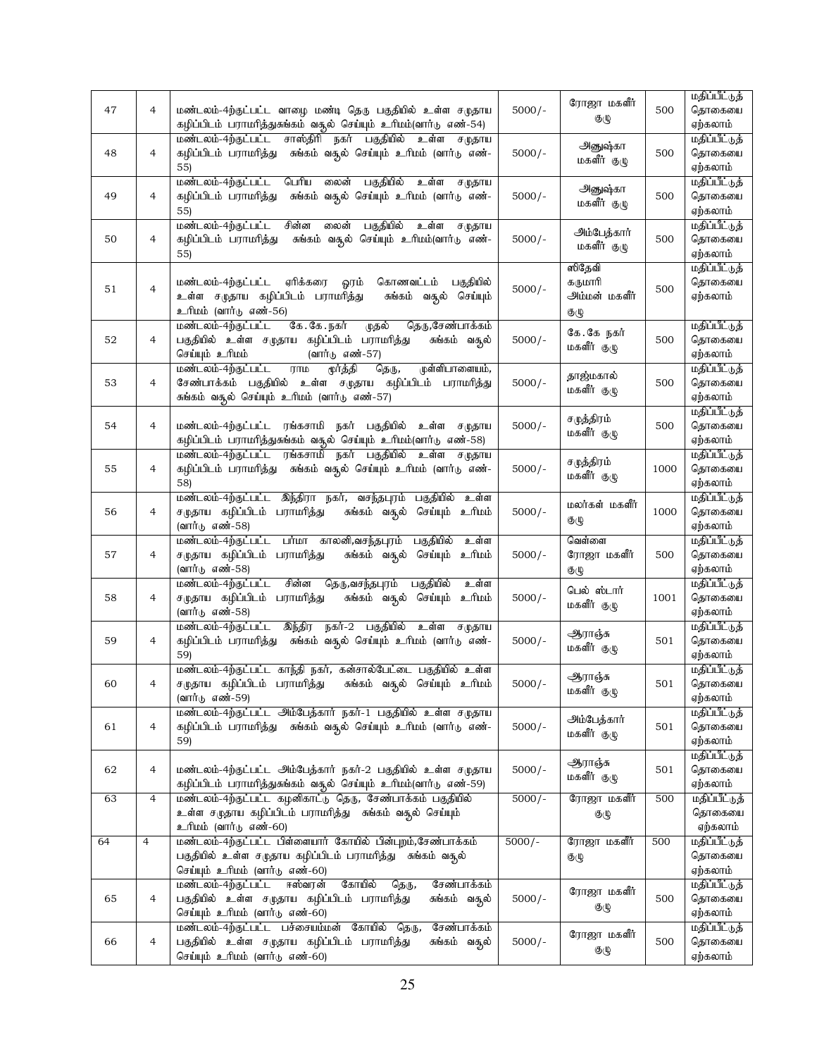| 47 | 4 | மண்டலம்-4ற்குட்பட்ட வாழை மண்டி தெரு பகுதியில் உள்ள சமுதாய கழிப்பிடம் பராமரித்துசுங்கம் வசூல் செய்யும் உரிமம்(வார்டு எண்-54) | 5000/- | ரோஜா மகளீர் குழு | 500 | மதிப்பீட்டுத் தொகையை ஏற்கலாம் |
|---|---|---|---|---|---|---|
| 48 | 4 | மண்டலம்-4ற்குட்பட்ட சாஸ்திரி நகர் பகுதியில் உள்ள சமுதாய கழிப்பிடம் பராமரித்து சுங்கம் வசூல் செய்யும் உரிமம் (வார்டு எண்-55) | 5000/- | அனுஷ்கா மகளீர் குழு | 500 | மதிப்பீட்டுத் தொகையை ஏற்கலாம் |
| 49 | 4 | மண்டலம்-4ற்குட்பட்ட பெரிய லைன் பகுதியில் உள்ள சமுதாய கழிப்பிடம் பராமரித்து சுங்கம் வசூல் செய்யும் உரிமம் (வார்டு எண்-55) | 5000/- | அனுஷ்கா மகளீர் குழு | 500 | மதிப்பீட்டுத் தொகையை ஏற்கலாம் |
| 50 | 4 | மண்டலம்-4ற்குட்பட்ட சின்ன லைன் பகுதியில் உள்ள சமுதாய கழிப்பிடம் பராமரித்து சுங்கம் வசூல் செய்யும் உரிமம்(வார்டு எண்-55) | 5000/- | அம்பேத்கார் மகளீர் குழு | 500 | மதிப்பீட்டுத் தொகையை ஏற்கலாம் |
| 51 | 4 | மண்டலம்-4ற்குட்பட்ட ஏரிக்கரை ஓரம் கொணவட்டம் பகுதியில் உள்ள சமுதாய கழிப்பிடம் பராமரித்து சுங்கம் வசூல் செய்யும் உரிமம் (வார்டு எண்-56) | 5000/- | ஸ்ரீதேவி கருமாரி அம்மன் மகளீர் குழு | 500 | மதிப்பீட்டுத் தொகையை ஏற்கலாம் |
| 52 | 4 | மண்டலம்-4ற்குட்பட்ட கே.கே.நகர் முதல் தெரு,சேண்பாக்கம் பகுதியில் உள்ள சமுதாய கழிப்பிடம் பராமரித்து சுங்கம் வசூல் செய்யும் உரிமம் (வார்டு எண்-57) | 5000/- | கே.கே நகர் மகளீர் குழு | 500 | மதிப்பீட்டுத் தொகையை ஏற்கலாம் |
| 53 | 4 | மண்டலம்-4ற்குட்பட்ட ராம மூர்த்தி தெரு, முள்ளிபாளையம், சேண்பாக்கம் பகுதியில் உள்ள சமுதாய கழிப்பிடம் பராமரித்து சுங்கம் வசூல் செய்யும் உரிமம் (வார்டு எண்-57) | 5000/- | தாஜ்மகால் மகளீர் குழு | 500 | மதிப்பீட்டுத் தொகையை ஏற்கலாம் |
| 54 | 4 | மண்டலம்-4ற்குட்பட்ட ரங்கசாமி நகர் பகுதியில் உள்ள சமுதாய கழிப்பிடம் பராமரித்துசுங்கம் வசூல் செய்யும் உரிமம்(வார்டு எண்-58) | 5000/- | சமுத்திரம் மகளீர் குழு | 500 | மதிப்பீட்டுத் தொகையை ஏற்கலாம் |
| 55 | 4 | மண்டலம்-4ற்குட்பட்ட ரங்கசாமி நகர் பகுதியில் உள்ள சமுதாய கழிப்பிடம் பராமரித்து சுங்கம் வசூல் செய்யும் உரிமம் (வார்டு எண்-58) | 5000/- | சமுத்திரம் மகளீர் குழு | 1000 | மதிப்பீட்டுத் தொகையை ஏற்கலாம் |
| 56 | 4 | மண்டலம்-4ற்குட்பட்ட இந்திரா நகர், வசந்தபுரம் பகுதியில் உள்ள சமுதாய கழிப்பிடம் பராமரித்து சுங்கம் வசூல் செய்யும் உரிமம் (வார்டு எண்-58) | 5000/- | மலர்கள் மகளீர் குழு | 1000 | மதிப்பீட்டுத் தொகையை ஏற்கலாம் |
| 57 | 4 | மண்டலம்-4ற்குட்பட்ட பர்மா காலனி,வசந்தபுரம் பகுதியில் உள்ள சமுதாய கழிப்பிடம் பராமரித்து சுங்கம் வசூல் செய்யும் உரிமம் (வார்டு எண்-58) | 5000/- | வெள்ளை ரோஜா மகளீர் குழு | 500 | மதிப்பீட்டுத் தொகையை ஏற்கலாம் |
| 58 | 4 | மண்டலம்-4ற்குட்பட்ட சின்ன தெரு,வசந்தபுரம் பகுதியில் உள்ள சமுதாய கழிப்பிடம் பராமரித்து சுங்கம் வசூல் செய்யும் உரிமம் (வார்டு எண்-58) | 5000/- | பெல் ஸ்டார் மகளீர் குழு | 1001 | மதிப்பீட்டுத் தொகையை ஏற்கலாம் |
| 59 | 4 | மண்டலம்-4ற்குட்பட்ட இந்திர நகர்-2 பகுதியில் உள்ள சமுதாய கழிப்பிடம் பராமரித்து சுங்கம் வசூல் செய்யும் உரிமம் (வார்டு எண்-59) | 5000/- | ஆராஞ்சு மகளீர் குழு | 501 | மதிப்பீட்டுத் தொகையை ஏற்கலாம் |
| 60 | 4 | மண்டலம்-4ற்குட்பட்ட காந்தி நகர், கன்சால்பேட்டை பகுதியில் உள்ள சமுதாய கழிப்பிடம் பராமரித்து சுங்கம் வசூல் செய்யும் உரிமம் (வார்டு எண்-59) | 5000/- | ஆராஞ்சு மகளீர் குழு | 501 | மதிப்பீட்டுத் தொகையை ஏற்கலாம் |
| 61 | 4 | மண்டலம்-4ற்குட்பட்ட அம்பேத்கார் நகர்-1 பகுதியில் உள்ள சமுதாய கழிப்பிடம் பராமரித்து சுங்கம் வசூல் செய்யும் உரிமம் (வார்டு எண்-59) | 5000/- | அம்பேத்கார் மகளீர் குழு | 501 | மதிப்பீட்டுத் தொகையை ஏற்கலாம் |
| 62 | 4 | மண்டலம்-4ற்குட்பட்ட அம்பேத்கார் நகர்-2 பகுதியில் உள்ள சமுதாய கழிப்பிடம் பராமரித்துசுங்கம் வசூல் செய்யும் உரிமம்(வார்டு எண்-59) | 5000/- | ஆராஞ்சு மகளீர் குழு | 501 | மதிப்பீட்டுத் தொகையை ஏற்கலாம் |
| 63 | 4 | மண்டலம்-4ற்குட்பட்ட கழனிகாட்டு தெரு, சேண்பாக்கம் பகுதியில் உள்ள சமுதாய கழிப்பிடம் பராமரித்து சுங்கம் வசூல் செய்யும் உரிமம் (வார்டு எண்-60) | 5000/- | ரோஜா மகளீர் குழு | 500 | மதிப்பீட்டுத் தொகையை ஏற்கலாம் |
| 64 | 4 | மண்டலம்-4ற்குட்பட்ட பிள்ளையார் கோயில் பின்புறம்,சேண்பாக்கம் பகுதியில் உள்ள சமுதாய கழிப்பிடம் பராமரித்து சுங்கம் வசூல் செய்யும் உரிமம் (வார்டு எண்-60) | 5000/- | ரோஜா மகளீர் குழு | 500 | மதிப்பீட்டுத் தொகையை ஏற்கலாம் |
| 65 | 4 | மண்டலம்-4ற்குட்பட்ட ஈஸ்வரன் கோயில் தெரு, சேண்பாக்கம் பகுதியில் உள்ள சமுதாய கழிப்பிடம் பராமரித்து சுங்கம் வசூல் செய்யும் உரிமம் (வார்டு எண்-60) | 5000/- | ரோஜா மகளீர் குழு | 500 | மதிப்பீட்டுத் தொகையை ஏற்கலாம் |
| 66 | 4 | மண்டலம்-4ற்குட்பட்ட பச்சையம்மன் கோயில் தெரு, சேண்பாக்கம் பகுதியில் உள்ள சமுதாய கழிப்பிடம் பராமரித்து சுங்கம் வசூல் செய்யும் உரிமம் (வார்டு எண்-60) | 5000/- | ரோஜா மகளீர் குழு | 500 | மதிப்பீட்டுத் தொகையை ஏற்கலாம் |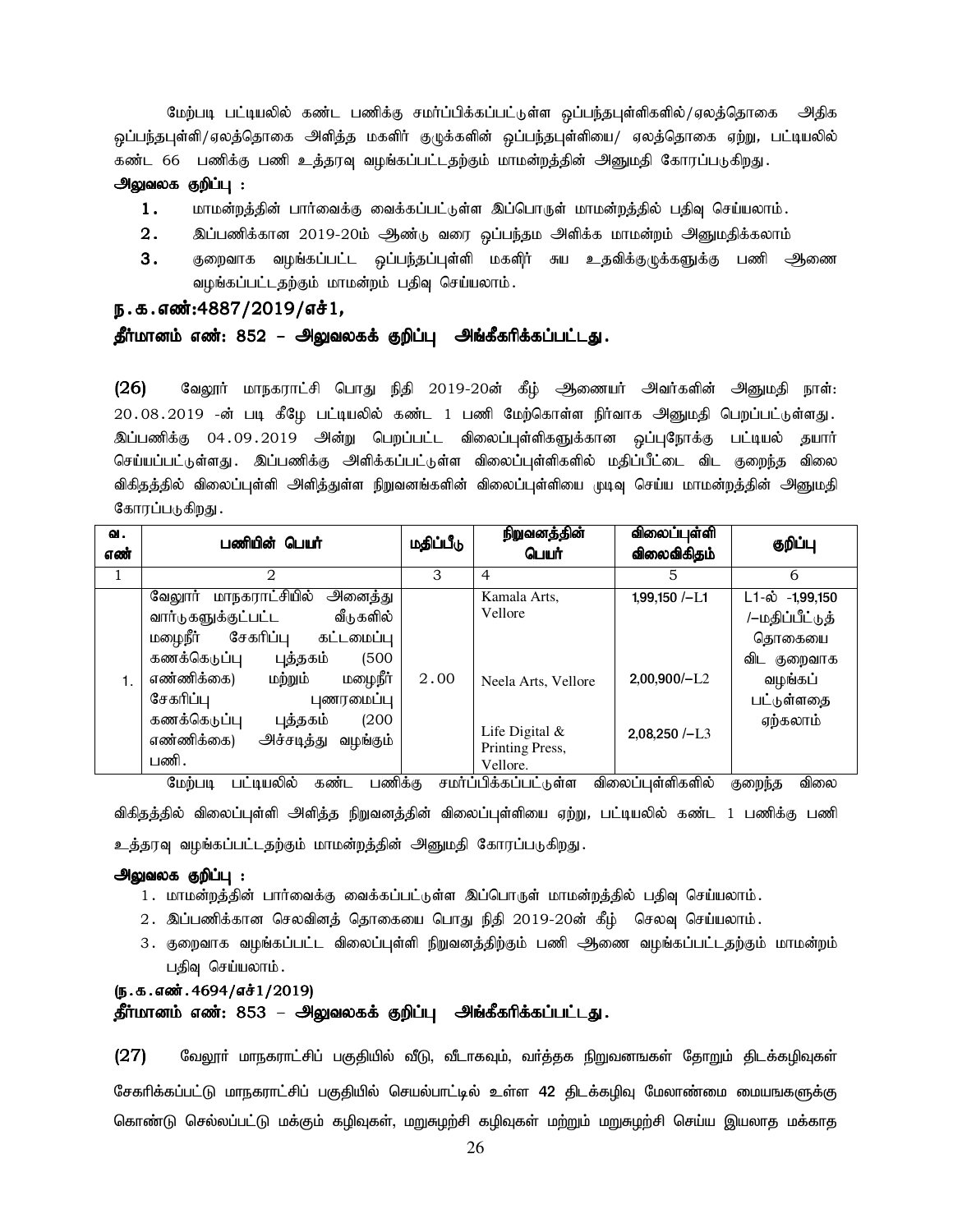மேற்படி பட்டியலில் கண்ட பணிக்கு சமர்ப்பிக்கப்பட்டுள்ள ஒப்பந்தபுள்ளிகளில்/ஏலத்தொகை அதிக ஒப்பந்தபுள்ளி/ஏலத்தொகை அளித்த மகளிர் குழுக்களின் ஒப்பந்தபுள்ளியை/ ஏலத்தொகை ஏற்று, பட்டியலில் கண்ட 66 பணிக்கு பணி உத்தரவு வழங்கப்பட்டதற்கும் மாமன்றத்தின் அனுமதி கோரப்படுகிறது.

**அலுவலக குறிப்பு :**

1. மாமன்றத்தின் பார்வைக்கு வைக்கப்பட்டுள்ள இப்பொருள் மாமன்றத்தில் பதிவு செய்யலாம்.
2. இப்பணிக்கான 2019-20ம் ஆண்டு வரை ஒப்பந்தம அளிக்க மாமன்றம் அனுமதிக்கலாம்
3. குறைவாக வழங்கப்பட்ட ஒப்பந்தப்புள்ளி மகளிர் சுய உதவிக்குழுக்களுக்கு பணி ஆணை வழங்கப்பட்டதற்கும் மாமன்றம் பதிவு செய்யலாம்.

**ந.க.எண்:4887/2019/எச்1,**

**தீர்மானம் எண்: 852 – அலுவலகக் குறிப்பு அங்கீகரிக்கப்பட்டது.**

**(26)** வேலூர் மாநகராட்சி பொது நிதி 2019-20ன் கீழ் ஆணையர் அவர்களின் அனுமதி நாள்: 20.08.2019 -ன் படி கீழே பட்டியலில் கண்ட 1 பணி மேற்கொள்ள நிர்வாக அனுமதி பெறப்பட்டுள்ளது. இப்பணிக்கு 04.09.2019 அன்று பெறப்பட்ட விலைப்புள்ளிகளுக்கான ஒப்புநோக்கு பட்டியல் தயார் செய்யப்பட்டுள்ளது. இப்பணிக்கு அளிக்கப்பட்டுள்ள விலைப்புள்ளிகளில் மதிப்பீட்டை விட குறைந்த விலை விகிதத்தில் விலைப்புள்ளி அளித்துள்ள நிறுவனங்களின் விலைப்புள்ளியை முடிவு செய்ய மாமன்றத்தின் அனுமதி கோரப்படுகிறது.

| வ. எண் | பணியின் பெயர் | மதிப்பீடு | நிறுவனத்தின் பெயர் | விலைப்புள்ளி விலைவிகிதம் | குறிப்பு |
|---|---|---|---|---|---|
| 1 | 2 | 3 | 4 | 5 | 6 |
| 1. | வேலூர் மாநகராட்சியில் அனைத்து வார்டுகளுக்குட்பட்ட வீடுகளில் மழைநீர் சேகரிப்பு கட்டமைப்பு கணக்கெடுப்பு புத்தகம் (500 எண்ணிக்கை) மற்றும் மழைநீர் சேகரிப்பு புணரமைப்பு கணக்கெடுப்பு புத்தகம் (200 எண்ணிக்கை) அச்சடித்து வழங்கும் பணி. | 2.00 | Kamala Arts, Vellore<br>Neela Arts, Vellore<br>Life Digital & Printing Press, Vellore. | 1,99,150 /–L1<br>2,00,900/–L2<br>2,08,250 /–L3 | L1-ல் -1,99,150 /–மதிப்பீட்டுத் தொகையை விட குறைவாக வழங்கப் பட்டுள்ளதை ஏற்கலாம் |

மேற்படி பட்டியலில் கண்ட பணிக்கு சமர்ப்பிக்கப்பட்டுள்ள விலைப்புள்ளிகளில் குறைந்த விலை விகிதத்தில் விலைப்புள்ளி அளித்த நிறுவனத்தின் விலைப்புள்ளியை ஏற்று, பட்டியலில் கண்ட 1 பணிக்கு பணி உத்தரவு வழங்கப்பட்டதற்கும் மாமன்றத்தின் அனுமதி கோரப்படுகிறது.

**அலுவலக குறிப்பு :**

1. மாமன்றத்தின் பார்வைக்கு வைக்கப்பட்டுள்ள இப்பொருள் மாமன்றத்தில் பதிவு செய்யலாம்.
2. இப்பணிக்கான செலவினத் தொகையை பொது நிதி 2019-20ன் கீழ் செலவு செய்யலாம்.
3. குறைவாக வழங்கப்பட்ட விலைப்புள்ளி நிறுவனத்திற்கும் பணி ஆணை வழங்கப்பட்டதற்கும் மாமன்றம் பதிவு செய்யலாம்.

**(ந.க.எண்.4694/எச்1/2019)**

**தீர்மானம் எண்: 853 – அலுவலகக் குறிப்பு அங்கீகரிக்கப்பட்டது.**

**(27)** வேலூர் மாநகராட்சிப் பகுதியில் வீடு, வீடாகவும், வர்த்தக நிறுவனங்கள் தோறும் திடக்கழிவுகள் சேகரிக்கப்பட்டு மாநகராட்சிப் பகுதியில் செயல்பாட்டில் உள்ள 42 திடக்கழிவு மேலாண்மை மையங்களுக்கு கொண்டு செல்லப்பட்டு மக்கும் கழிவுகள், மறுசுழற்சி கழிவுகள் மற்றும் மறுசுழற்சி செய்ய இயலாத மக்காத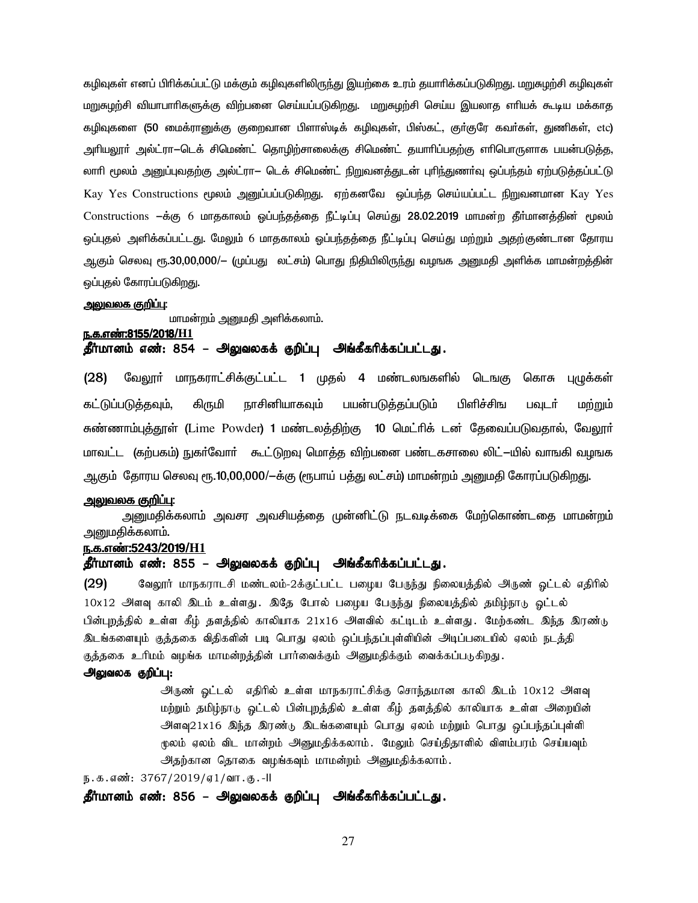கழிவுகள் எனப் பிரிக்கப்பட்டு மக்கும் கழிவுகளிலிருந்து இயற்கை உரம் தயாரிக்கப்படுகிறது. மறுசுழற்சி கழிவுகள் மறுசுழற்சி வியாபாரிகளுக்கு விற்பனை செய்யப்படுகிறது. மறுசுழற்சி செய்ய இயலாத எரியக் கூடிய மக்காத கழிவுகளை (50 மைக்ரானுக்கு குறைவான பிளாஸ்டிக் கழிவுகள், பிஸ்கட், குர்குரே கவர்கள், துணிகள், etc) அரியலூர் அல்ட்ரா–டெக் சிமெண்ட் தொழிற்சாலைக்கு சிமெண்ட் தயாரிப்பதற்கு எரிபொருளாக பயன்படுத்த, லாரி மூலம் அனுப்புவதற்கு அல்ட்ரா– டெக் சிமெண்ட் நிறுவனத்துடன் புரிந்துணர்வு ஒப்பந்தம் ஏற்படுத்தப்பட்டு Kay Yes Constructions மூலம் அனுப்பப்படுகிறது. ஏற்கனவே ஒப்பந்த செய்யப்பட்ட நிறுவனமான Kay Yes Constructions –க்கு 6 மாதகாலம் ஒப்பந்தத்தை நீட்டிப்பு செய்து 28.02.2019 மாமன்ற தீர்மானத்தின் மூலம் ஒப்புதல் அளிக்கப்பட்டது. மேலும் 6 மாதகாலம் ஒப்பந்தத்தை நீட்டிப்பு செய்து மற்றும் அதற்குண்டான தோரய ஆகும் செலவு ரூ.30,00,000/– (முப்பது லட்சம்) பொது நிதியிலிருந்து வழஙக அனுமதி அளிக்க மாமன்றத்தின் ஒப்புதல் கோரப்படுகிறது.

<u>**அலுவலக குறிப்பு:**</u>

மாமன்றம் அனுமதி அளிக்கலாம்.

<u>**ந.க.எண்:8155/2018/H1**</u>

**தீர்மானம் எண்: 854 – அலுவலகக் குறிப்பு அங்கீகரிக்கப்பட்டது.**

(28) வேலூர் மாநகராட்சிக்குட்பட்ட 1 முதல் 4 மண்டலஙகளில் டெஙகு கொசு புழுக்கள் கட்டுப்படுத்தவும், கிருமி நாசினியாகவும் பயன்படுத்தப்படும் பிளிச்சிங பவுடர் மற்றும் சுண்ணாம்புத்தூள் (Lime Powder) 1 மண்டலத்திற்கு 10 மெட்ரிக் டன் தேவைப்படுவதால், வேலூர் மாவட்ட (கற்பகம்) நுகர்வோர் கூட்டுறவு மொத்த விற்பனை பண்டகசாலை லிட்–யில் வாஙகி வழஙக ஆகும் தோரய செலவு ரூ.10,00,000/–க்கு (ரூபாய் பத்து லட்சம்) மாமன்றம் அனுமதி கோரப்படுகிறது.

<u>**அலுவலக குறிப்பு:**</u>

அனுமதிக்கலாம் அவசர அவசியத்தை முன்னிட்டு நடவடிக்கை மேற்கொண்டதை மாமன்றம் அனுமதிக்கலாம்.

<u>**ந.க.எண்:5243/2019/H1**</u>

**தீர்மானம் எண்: 855 – அலுவலகக் குறிப்பு அங்கீகரிக்கப்பட்டது.**

(29) வேலூர் மாநகராடசி மண்டலம்-2க்குட்பட்ட பழைய பேருந்து நிலையத்தில் அருண் ஓட்டல் எதிரில் 10x12 அளவு காலி இடம் உள்ளது. இதே போல் பழைய பேருந்து நிலையத்தில் தமிழ்நாடு ஓட்டல் பின்புறத்தில் உள்ள கீழ் தளத்தில் காலியாக 21x16 அளவில் கட்டிடம் உள்ளது. மேற்கண்ட இந்த இரண்டு இடங்களையும் குத்தகை விதிகளின் படி பொது ஏலம் ஒப்பந்தப்புள்ளியின் அடிப்படையில் ஏலம் நடத்தி குத்தகை உரிமம் வழங்க மாமன்றத்தின் பார்வைக்கும் அனுமதிக்கும் வைக்கப்படுகிறது.

**அலுவலக குறிப்பு:**

அருண் ஓட்டல் எதிரில் உள்ள மாநகராட்சிக்கு சொந்தமான காலி இடம் 10x12 அளவு மற்றும் தமிழ்நாடு ஓட்டல் பின்புறத்தில் உள்ள கீழ் தளத்தில் காலியாக உள்ள அறையின் அளவு21x16 இந்த இரண்டு இடங்களையும் பொது ஏலம் மற்றும் பொது ஒப்பந்தப்புள்ளி மூலம் ஏலம் விட மான்றம் அனுமதிக்கலாம். மேலும் செய்திதாளில் விளம்பரம் செய்யவும் அதற்கான தொகை வழங்கவும் மாமன்றம் அனுமதிக்கலாம்.

ந.க.எண்: 3767/2019/ஏ1/வா.கு.-II

**தீர்மானம் எண்: 856 – அலுவலகக் குறிப்பு அங்கீகரிக்கப்பட்டது.**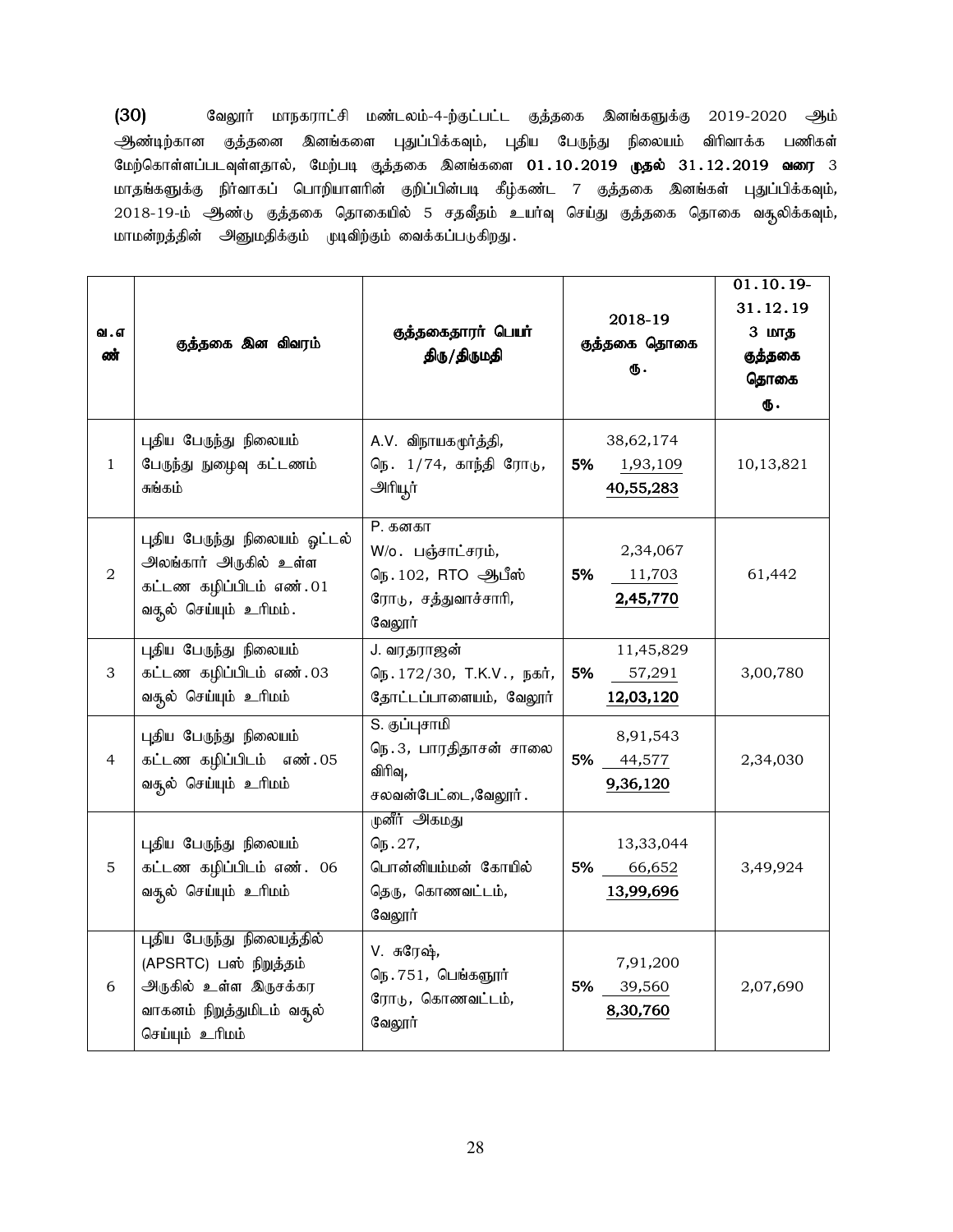**(30)** வேலூர் மாநகராட்சி மண்டலம்-4-ற்குட்பட்ட குத்தகை இனங்களுக்கு 2019-2020 ஆம் ஆண்டிற்கான குத்தனை இனங்களை புதுப்பிக்கவும், புதிய பேருந்து நிலையம் விரிவாக்க பணிகள் மேற்கொள்ளப்படவுள்ளதால், மேற்படி குத்தகை இனங்களை **01.10.2019 முதல் 31.12.2019 வரை** 3 மாதங்களுக்கு நிர்வாகப் பொறியாளரின் குறிப்பின்படி கீழ்கண்ட 7 குத்தகை இனங்கள் புதுப்பிக்கவும், 2018-19-ம் ஆண்டு குத்தகை தொகையில் 5 சதவீதம் உயர்வு செய்து குத்தகை தொகை வசூலிக்கவும், மாமன்றத்தின் அனுமதிக்கும் முடிவிற்கும் வைக்கப்படுகிறது.

| வ.எண் | குத்தகை இன விவரம் | குத்தகைதாரர் பெயர் திரு/திருமதி | 2018-19 குத்தகை தொகை ரூ. | 01.10.19-31.12.19 3 மாத குத்தகை தொகை ரூ. |
|---|---|---|---|---|
| 1 | புதிய பேருந்து நிலையம் பேருந்து நுழைவு கட்டணம் சுங்கம் | A.V. விநாயகமூர்த்தி, நெ. 1/74, காந்தி ரோடு, அரியூர் | 38,62,174<br>5% 1,93,109<br>**40,55,283** | 10,13,821 |
| 2 | புதிய பேருந்து நிலையம் ஓட்டல் அலங்கார் அருகில் உள்ள கட்டண கழிப்பிடம் எண்.01 வசூல் செய்யும் உரிமம். | P. கனகா W/o. பஞ்சாட்சரம், நெ.102, RTO ஆபீஸ் ரோடு, சத்துவாச்சாரி, வேலூர் | 2,34,067<br>5% 11,703<br>**2,45,770** | 61,442 |
| 3 | புதிய பேருந்து நிலையம் கட்டண கழிப்பிடம் எண்.03 வசூல் செய்யும் உரிமம் | J. வரதராஜன் நெ.172/30, T.K.V., நகர், தோட்டப்பாளையம், வேலூர் | 11,45,829<br>5% 57,291<br>**12,03,120** | 3,00,780 |
| 4 | புதிய பேருந்து நிலையம் கட்டண கழிப்பிடம் எண்.05 வசூல் செய்யும் உரிமம் | S. குப்புசாமி நெ.3, பாரதிதாசன் சாலை விரிவு, சலவன்பேட்டை,வேலூர். | 8,91,543<br>5% 44,577<br>**9,36,120** | 2,34,030 |
| 5 | புதிய பேருந்து நிலையம் கட்டண கழிப்பிடம் எண். 06 வசூல் செய்யும் உரிமம் | முனீர் அகமது நெ.27, பொன்னியம்மன் கோயில் தெரு, கொணவட்டம், வேலூர் | 13,33,044<br>5% 66,652<br>**13,99,696** | 3,49,924 |
| 6 | புதிய பேருந்து நிலையத்தில் (APSRTC) பஸ் நிறுத்தம் அருகில் உள்ள இருசக்கர வாகனம் நிறுத்துமிடம் வசூல் செய்யும் உரிமம் | V. சுரேஷ், நெ.751, பெங்களூர் ரோடு, கொணவட்டம், வேலூர் | 7,91,200<br>5% 39,560<br>**8,30,760** | 2,07,690 |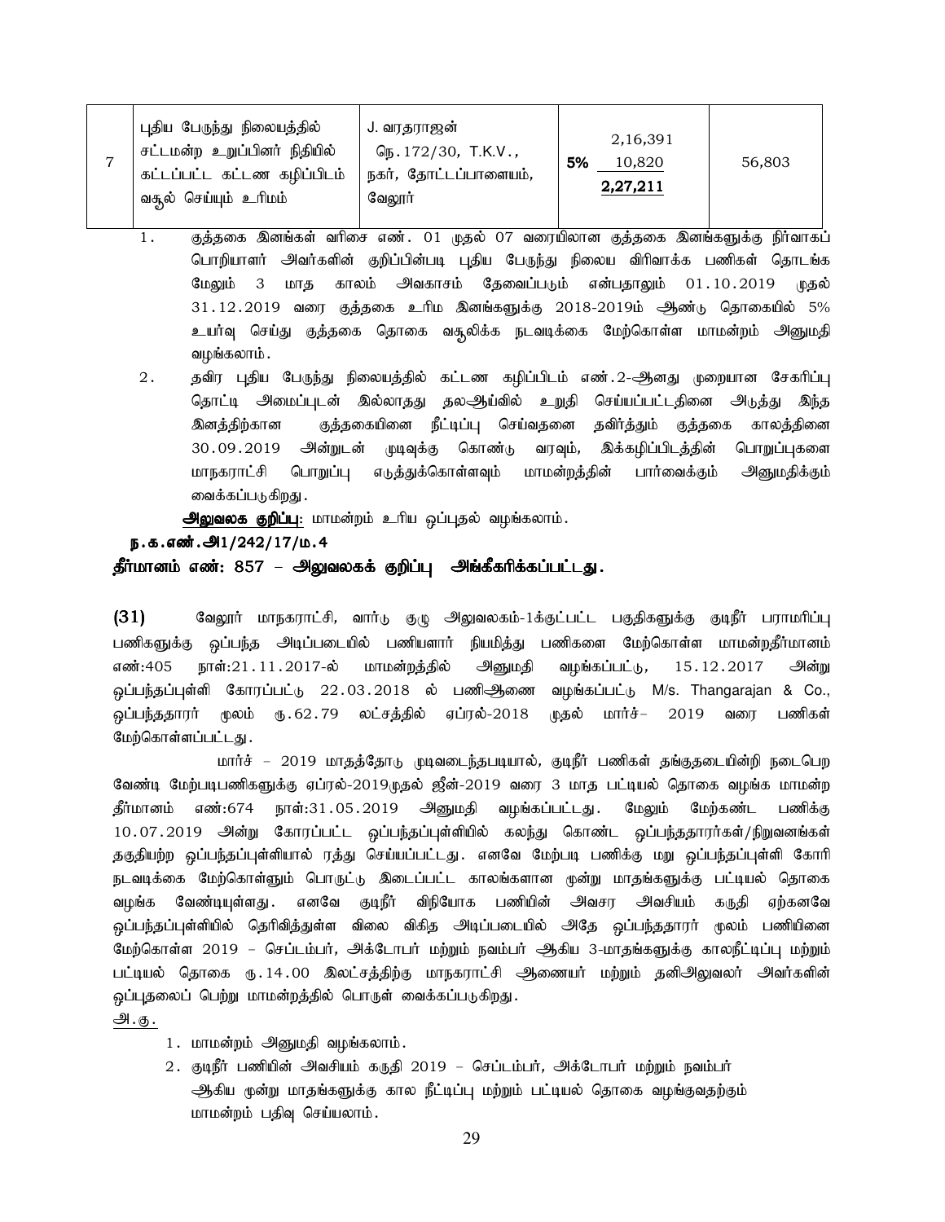| 7 | புதிய பேருந்து நிலையத்தில் சட்டமன்ற உறுப்பினர் நிதியில் கட்டப்பட்ட கட்டண கழிப்பிடம் வசூல் செய்யும் உரிமம் | J. வரதராஜன் நெ.172/30, T.K.V., நகர், தோட்டப்பாளையம், வேலூர் | 5% | 2,16,391<br>10,820<br>**2,27,211** | 56,803 |
|---|---|---|---|---|---|

1. குத்தகை இனங்கள் வரிசை எண். 01 முதல் 07 வரையிலான குத்தகை இனங்களுக்கு நிர்வாகப் பொறியாளர் அவர்களின் குறிப்பின்படி புதிய பேருந்து நிலைய விரிவாக்க பணிகள் தொடங்க மேலும் 3 மாத காலம் அவகாசம் தேவைப்படும் என்பதாலும் 01.10.2019 முதல் 31.12.2019 வரை குத்தகை உரிம இனங்களுக்கு 2018-2019ம் ஆண்டு தொகையில் 5% உயர்வு செய்து குத்தகை தொகை வசூலிக்க நடவடிக்கை மேற்கொள்ள மாமன்றம் அனுமதி வழங்கலாம்.
2. தவிர புதிய பேருந்து நிலையத்தில் கட்டண கழிப்பிடம் எண்.2-ஆனது முறையான சேகரிப்பு தொட்டி அமைப்புடன் இல்லாதது தலஆய்வில் உறுதி செய்யப்பட்டதினை அடுத்து இந்த இனத்திற்கான குத்தகையினை நீட்டிப்பு செய்வதனை தவிர்த்தும் குத்தகை காலத்தினை 30.09.2019 அன்றுடன் முடிவுக்கு கொண்டு வரவும், இக்கழிப்பிடத்தின் பொறுப்புகளை மாநகராட்சி பொறுப்பு எடுத்துக்கொள்ளவும் மாமன்றத்தின் பார்வைக்கும் அனுமதிக்கும் வைக்கப்படுகிறது.

**அலுவலக குறிப்பு**: மாமன்றம் உரிய ஒப்புதல் வழங்கலாம்.

**ந.க.எண்.அ1/242/17/ம.4**

**தீர்மானம் எண்: 857 – அலுவலகக் குறிப்பு அங்கீகரிக்கப்பட்டது.**

**(31)** வேலூர் மாநகராட்சி, வார்டு குழு அலுவலகம்-1க்குட்பட்ட பகுதிகளுக்கு குடிநீர் பராமரிப்பு பணிகளுக்கு ஒப்பந்த அடிப்படையில் பணியாளர் நியமித்து பணிகளை மேற்கொள்ள மாமன்றதீர்மானம் எண்:405 நாள்:21.11.2017-ல் மாமன்றத்தில் அனுமதி வழங்கப்பட்டு, 15.12.2017 அன்று ஒப்பந்தப்புள்ளி கோரப்பட்டு 22.03.2018 ல் பணிஆணை வழங்கப்பட்டு M/s. Thangarajan & Co., ஒப்பந்ததாரர் மூலம் ரூ.62.79 லட்சத்தில் ஏப்ரல்-2018 முதல் மார்ச்– 2019 வரை பணிகள் மேற்கொள்ளப்பட்டது.

மார்ச் – 2019 மாதத்தோடு முடிவடைந்தபடியால், குடிநீர் பணிகள் தங்குதடையின்றி நடைபெற வேண்டி மேற்படிபணிகளுக்கு ஏப்ரல்-2019முதல் ஜீன்-2019 வரை 3 மாத பட்டியல் தொகை வழங்க மாமன்ற தீர்மானம் எண்:674 நாள்:31.05.2019 அனுமதி வழங்கப்பட்டது. மேலும் மேற்கண்ட பணிக்கு 10.07.2019 அன்று கோரப்பட்ட ஒப்பந்தப்புள்ளியில் கலந்து கொண்ட ஒப்பந்ததாரர்கள்/நிறுவனங்கள் தகுதியற்ற ஒப்பந்தப்புள்ளியால் ரத்து செய்யப்பட்டது. எனவே மேற்படி பணிக்கு மறு ஒப்பந்தப்புள்ளி கோரி நடவடிக்கை மேற்கொள்ளும் பொருட்டு இடைப்பட்ட காலங்களான மூன்று மாதங்களுக்கு பட்டியல் தொகை வழங்க வேண்டியுள்ளது. எனவே குடிநீர் விநியோக பணியின் அவசர அவசியம் கருதி ஏற்கனவே ஒப்பந்தப்புள்ளியில் தெரிவித்துள்ள விலை விகித அடிப்படையில் அதே ஒப்பந்ததாரர் மூலம் பணியினை மேற்கொள்ள 2019 – செப்டம்பர், அக்டோபர் மற்றும் நவம்பர் ஆகிய 3-மாதங்களுக்கு காலநீட்டிப்பு மற்றும் பட்டியல் தொகை ரூ.14.00 இலட்சத்திற்கு மாநகராட்சி ஆணையர் மற்றும் தனிஅலுவலர் அவர்களின் ஒப்புதலைப் பெற்று மாமன்றத்தில் பொருள் வைக்கப்படுகிறது.

அ.கு.

1. மாமன்றம் அனுமதி வழங்கலாம்.
2. குடிநீர் பணியின் அவசியம் கருதி 2019 – செப்டம்பர், அக்டோபர் மற்றும் நவம்பர் ஆகிய மூன்று மாதங்களுக்கு கால நீட்டிப்பு மற்றும் பட்டியல் தொகை வழங்குவதற்கும் மாமன்றம் பதிவு செய்யலாம்.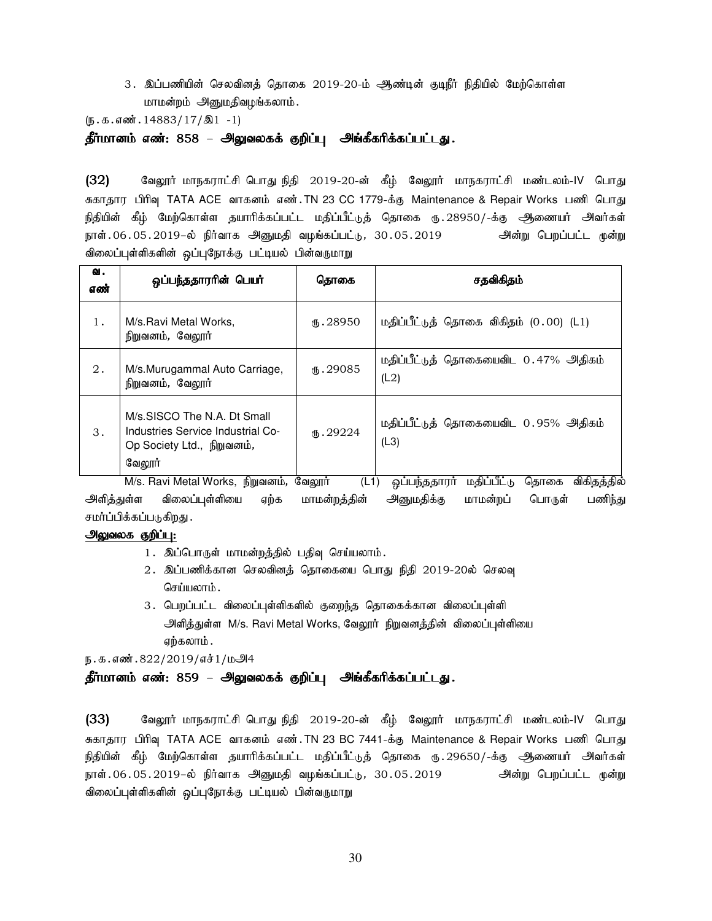3. இப்பணியின் செலவினத் தொகை 2019-20-ம் ஆண்டின் குடிநீர் நிதியில் மேற்கொள்ள மாமன்றம் அனுமதிவழங்கலாம்.

(ந.க.எண்.14883/17/இ1 -1)

**தீர்மானம் எண்: 858 – அலுவலகக் குறிப்பு அங்கீகரிக்கப்பட்டது.**

**(32)** வேலூர் மாநகராட்சி பொது நிதி 2019-20-ன் கீழ் வேலூர் மாநகராட்சி மண்டலம்-IV பொது சுகாதார பிரிவு TATA ACE வாகனம் எண்.TN 23 CC 1779-க்கு Maintenance & Repair Works பணி பொது நிதியின் கீழ் மேற்கொள்ள தயாரிக்கப்பட்ட மதிப்பீட்டுத் தொகை ரு.28950/-க்கு ஆணையர் அவர்கள் நாள்.06.05.2019–ல் நிர்வாக அனுமதி வழங்கப்பட்டு, 30.05.2019 அன்று பெறப்பட்ட மூன்று விலைப்புள்ளிகளின் ஒப்புநோக்கு பட்டியல் பின்வருமாறு

| வ. எண் | ஒப்பந்ததாரரின் பெயர் | தொகை | சதவிகிதம் |
|---|---|---|---|
| 1. | M/s.Ravi Metal Works, நிறுவனம், வேலூர் | ரு.28950 | மதிப்பீட்டுத் தொகை விகிதம் (0.00) (L1) |
| 2. | M/s.Murugammal Auto Carriage, நிறுவனம், வேலூர் | ரு.29085 | மதிப்பீட்டுத் தொகையைவிட 0.47% அதிகம் (L2) |
| 3. | M/s.SISCO The N.A. Dt Small Industries Service Industrial Co-Op Society Ltd., நிறுவனம், வேலூர் | ரு.29224 | மதிப்பீட்டுத் தொகையைவிட 0.95% அதிகம் (L3) |

M/s. Ravi Metal Works, நிறுவனம், வேலூர் (L1) ஒப்பந்ததாரர் மதிப்பீட்டு தொகை விகிதத்தில் அளித்துள்ள விலைப்புள்ளியை ஏற்க மாமன்றத்தின் அனுமதிக்கு மாமன்றப் பொருள் பணிந்து சமர்ப்பிக்கப்படுகிறது.

**அலுவலக குறிப்பு:**

1. இப்பொருள் மாமன்றத்தில் பதிவு செய்யலாம்.
2. இப்பணிக்கான செலவினத் தொகையை பொது நிதி 2019-20ல் செலவு செய்யலாம்.
3. பெறப்பட்ட விலைப்புள்ளிகளில் குறைந்த தொகைக்கான விலைப்புள்ளி அளித்துள்ள M/s. Ravi Metal Works, வேலூர் நிறுவனத்தின் விலைப்புள்ளியை ஏற்கலாம்.

ந.க.எண்.822/2019/எச்1/மஅ4

**தீர்மானம் எண்: 859 – அலுவலகக் குறிப்பு அங்கீகரிக்கப்பட்டது.**

**(33)** வேலூர் மாநகராட்சி பொது நிதி 2019-20-ன் கீழ் வேலூர் மாநகராட்சி மண்டலம்-IV பொது சுகாதார பிரிவு TATA ACE வாகனம் எண்.TN 23 BC 7441-க்கு Maintenance & Repair Works பணி பொது நிதியின் கீழ் மேற்கொள்ள தயாரிக்கப்பட்ட மதிப்பீட்டுத் தொகை ரு.29650/-க்கு ஆணையர் அவர்கள் நாள்.06.05.2019–ல் நிர்வாக அனுமதி வழங்கப்பட்டு, 30.05.2019 அன்று பெறப்பட்ட மூன்று விலைப்புள்ளிகளின் ஒப்புநோக்கு பட்டியல் பின்வருமாறு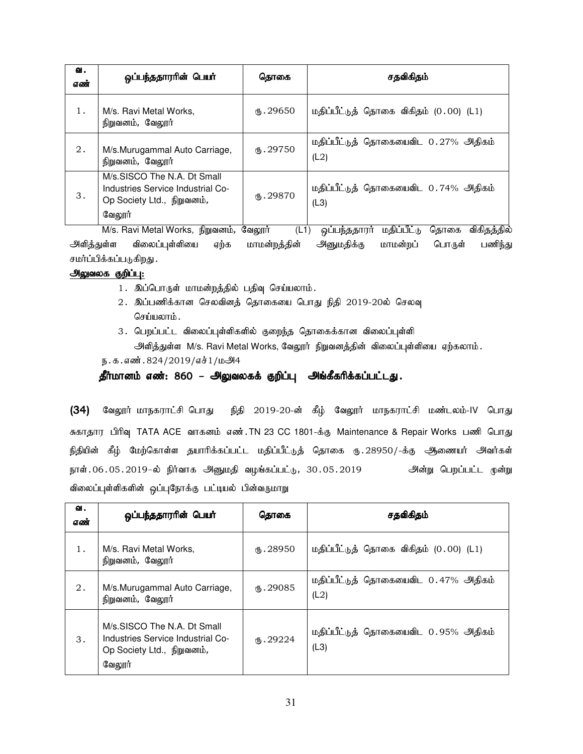| வ. எண் | ஒப்பந்ததாரரின் பெயர் | தொகை | சதவிகிதம் |
|---|---|---|---|
| 1. | M/s. Ravi Metal Works, நிறுவனம், வேலூர் | ரு.29650 | மதிப்பீட்டுத் தொகை விகிதம் (0.00) (L1) |
| 2. | M/s.Murugammal Auto Carriage, நிறுவனம், வேலூர் | ரு.29750 | மதிப்பீட்டுத் தொகையைவிட 0.27% அதிகம் (L2) |
| 3. | M/s.SISCO The N.A. Dt Small Industries Service Industrial Co-Op Society Ltd., நிறுவனம், வேலூர் | ரு.29870 | மதிப்பீட்டுத் தொகையைவிட 0.74% அதிகம் (L3) |

M/s. Ravi Metal Works, நிறுவனம், வேலூர் (L1) ஒப்பந்ததாரர் மதிப்பீட்டு தொகை விகிதத்தில் அளித்துள்ள விலைப்புள்ளியை ஏற்க மாமன்றத்தின் அனுமதிக்கு மாமன்றப் பொருள் பணிந்து சமர்ப்பிக்கப்படுகிறது.

**அலுவலக குறிப்பு:**

1. இப்பொருள் மாமன்றத்தில் பதிவு செய்யலாம்.
2. இப்பணிக்கான செலவினத் தொகையை பொது நிதி 2019-20ல் செலவு செய்யலாம்.
3. பெறப்பட்ட விலைப்புள்ளிகளில் குறைந்த தொகைக்கான விலைப்புள்ளி அளித்துள்ள M/s. Ravi Metal Works, வேலூர் நிறுவனத்தின் விலைப்புள்ளியை ஏற்கலாம்.

ந.க.எண்.824/2019/எச்1/மஅ4

**தீர்மானம் எண்: 860 – அலுவலகக் குறிப்பு அங்கீகரிக்கப்பட்டது.**

**(34)** வேலூர் மாநகராட்சி பொது நிதி 2019-20-ன் கீழ் வேலூர் மாநகராட்சி மண்டலம்-IV பொது சுகாதார பிரிவு TATA ACE வாகனம் எண்.TN 23 CC 1801-க்கு Maintenance & Repair Works பணி பொது நிதியின் கீழ் மேற்கொள்ள தயாரிக்கப்பட்ட மதிப்பீட்டுத் தொகை ரு.28950/-க்கு ஆணையர் அவர்கள் நாள்.06.05.2019-ல் நிர்வாக அனுமதி வழங்கப்பட்டு, 30.05.2019 அன்று பெறப்பட்ட மூன்று விலைப்புள்ளிகளின் ஒப்புநோக்கு பட்டியல் பின்வருமாறு

| வ. எண் | ஒப்பந்ததாரரின் பெயர் | தொகை | சதவிகிதம் |
|---|---|---|---|
| 1. | M/s. Ravi Metal Works, நிறுவனம், வேலூர் | ரு.28950 | மதிப்பீட்டுத் தொகை விகிதம் (0.00) (L1) |
| 2. | M/s.Murugammal Auto Carriage, நிறுவனம், வேலூர் | ரு.29085 | மதிப்பீட்டுத் தொகையைவிட 0.47% அதிகம் (L2) |
| 3. | M/s.SISCO The N.A. Dt Small Industries Service Industrial Co-Op Society Ltd., நிறுவனம், வேலூர் | ரு.29224 | மதிப்பீட்டுத் தொகையைவிட 0.95% அதிகம் (L3) |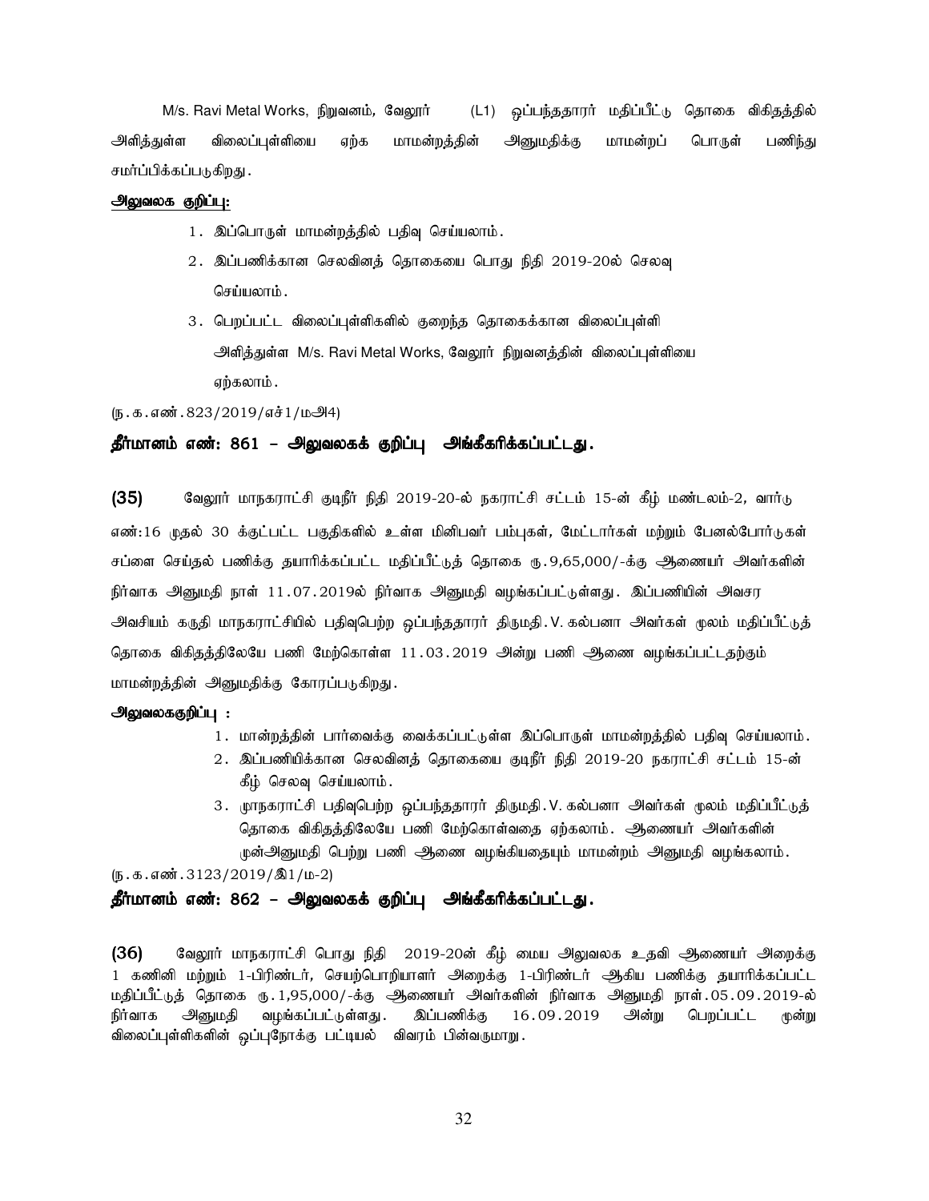M/s. Ravi Metal Works, நிறுவனம், வேலூர் (L1) ஒப்பந்ததாரர் மதிப்பீட்டு தொகை விகிதத்தில் அளித்துள்ள விலைப்புள்ளியை ஏற்க மாமன்றத்தின் அனுமதிக்கு மாமன்றப் பொருள் பணிந்து சமர்ப்பிக்கப்படுகிறது.

**அலுவலக குறிப்பு:**

1. இப்பொருள் மாமன்றத்தில் பதிவு செய்யலாம்.
2. இப்பணிக்கான செலவினத் தொகையை பொது நிதி 2019-20ல் செலவு செய்யலாம்.
3. பெறப்பட்ட விலைப்புள்ளிகளில் குறைந்த தொகைக்கான விலைப்புள்ளி அளித்துள்ள M/s. Ravi Metal Works, வேலூர் நிறுவனத்தின் விலைப்புள்ளியை ஏற்கலாம்.

(ந.க.எண்.823/2019/எச்1/மஅ4)

**தீர்மானம் எண்: 861 – அலுவலகக் குறிப்பு அங்கீகரிக்கப்பட்டது.**

**(35)** வேலூர் மாநகராட்சி குடிநீர் நிதி 2019-20-ல் நகராட்சி சட்டம் 15-ன் கீழ் மண்டலம்-2, வார்டு எண்:16 முதல் 30 க்குட்பட்ட பகுதிகளில் உள்ள மினிபவர் பம்புகள், மேட்டார்கள் மற்றும் பேனல்போர்டுகள் சப்ளை செய்தல் பணிக்கு தயாரிக்கப்பட்ட மதிப்பீட்டுத் தொகை ரு.9,65,000/-க்கு ஆணையர் அவர்களின் நிர்வாக அனுமதி நாள் 11.07.2019ல் நிர்வாக அனுமதி வழங்கப்பட்டுள்ளது. இப்பணியின் அவசர அவசியம் கருதி மாநகராட்சியில் பதிவுபெற்ற ஒப்பந்ததாரர் திருமதி.V.கல்பனா அவர்கள் மூலம் மதிப்பீட்டுத் தொகை விகிதத்திலேயே பணி மேற்கொள்ள 11.03.2019 அன்று பணி ஆணை வழங்கப்பட்டதற்கும் மாமன்றத்தின் அனுமதிக்கு கோரப்படுகிறது.

**அலுவலககுறிப்பு :**

1. மான்றத்தின் பார்வைக்கு வைக்கப்பட்டுள்ள இப்பொருள் மாமன்றத்தில் பதிவு செய்யலாம்.
2. இப்பணியிக்கான செலவினத் தொகையை குடிநீர் நிதி 2019-20 நகராட்சி சட்டம் 15-ன் கீழ் செலவு செய்யலாம்.
3. முநகராட்சி பதிவுபெற்ற ஒப்பந்ததாரர் திருமதி.V.கல்பனா அவர்கள் மூலம் மதிப்பீட்டுத் தொகை விகிதத்திலேயே பணி மேற்கொள்வதை ஏற்கலாம். ஆணையர் அவர்களின் முன்அனுமதி பெற்று பணி ஆணை வழங்கியதையும் மாமன்றம் அனுமதி வழங்கலாம்.

(ந.க.எண்.3123/2019/இ1/ம-2)

**தீர்மானம் எண்: 862 – அலுவலகக் குறிப்பு அங்கீகரிக்கப்பட்டது.**

**(36)** வேலூர் மாநகராட்சி பொது நிதி 2019-20ன் கீழ் மைய அலுவலக உதவி ஆணையர் அறைக்கு 1 கணினி மற்றும் 1-பிரிண்டர், செயற்பொறியாளர் அறைக்கு 1-பிரிண்டர் ஆகிய பணிக்கு தயாரிக்கப்பட்ட மதிப்பீட்டுத் தொகை ரு.1,95,000/-க்கு ஆணையர் அவர்களின் நிர்வாக அனுமதி நாள்.05.09.2019-ல் நிர்வாக அனுமதி வழங்கப்பட்டுள்ளது. இப்பணிக்கு 16.09.2019 அன்று பெறப்பட்ட முன்று விலைப்புள்ளிகளின் ஒப்புநோக்கு பட்டியல் விவரம் பின்வருமாறு.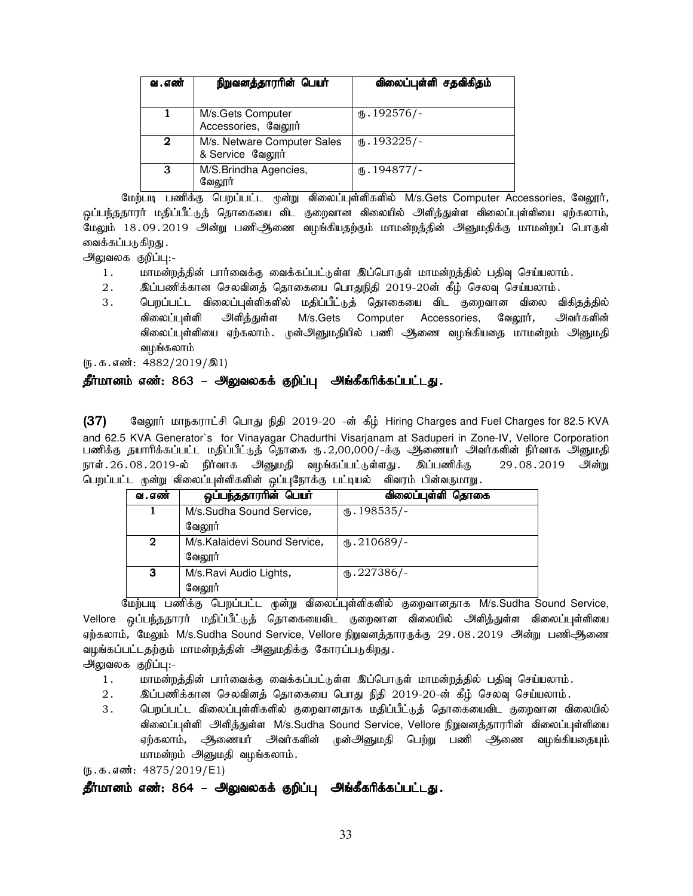| வ.எண் | நிறுவனத்தாரரின் பெயர் | விலைப்புள்ளி சதவிகிதம் |
|---|---|---|
| 1 | M/s.Gets Computer Accessories, வேலூா் | ரு.192576/- |
| 2 | M/s. Netware Computer Sales & Service வேலூா் | ரு.193225/- |
| 3 | M/S.Brindha Agencies, வேலூா் | ரு.194877/- |

மேற்படி பணிக்கு பெறப்பட்ட மூன்று விலைப்புள்ளிகளில் M/s.Gets Computer Accessories, வேலூா், ஒப்பந்ததாரா் மதிப்பீட்டுத் தொகையை விட குறைவான விலையில் அளித்துள்ள விலைப்புள்ளியை ஏற்கலாம், மேலும் 18.09.2019 அன்று பணிஆணை வழங்கியதற்கும் மாமன்றத்தின் அனுமதிக்கு மாமன்றப் பொருள் வைக்கப்படுகிறது.

அலுவலக குறிப்பு:-

1. மாமன்றத்தின் பார்வைக்கு வைக்கப்பட்டுள்ள இப்பொருள் மாமன்றத்தில் பதிவு செய்யலாம்.
2. இப்பணிக்கான செலவினத் தொகையை பொதுநிதி 2019-20ன் கீழ் செலவு செய்யலாம்.
3. பெறப்பட்ட விலைப்புள்ளிகளில் மதிப்பீட்டுத் தொகையை விட குறைவான விலை விகிதத்தில் விலைப்புள்ளி அளித்துள்ள M/s.Gets Computer Accessories, வேலூா், அவா்களின் விலைப்புள்ளியை ஏற்கலாம். முன்அனுமதியில் பணி ஆணை வழங்கியதை மாமன்றம் அனுமதி வழங்கலாம்

(ந.க.எண்: 4882/2019/இ1)

**தீா்மானம் எண்: 863 – அலுவலகக் குறிப்பு அங்கீகரிக்கப்பட்டது.**

**(37)** வேலூா் மாநகராட்சி பொது நிதி 2019-20 -ன் கீழ் Hiring Charges and Fuel Charges for 82.5 KVA and 62.5 KVA Generator`s for Vinayagar Chadurthi Visarjanam at Saduperi in Zone-IV, Vellore Corporation பணிக்கு தயாரிக்கப்பட்ட மதிப்பீட்டுத் தொகை ரு.2,00,000/-க்கு ஆணையா் அவா்களின் நிா்வாக அனுமதி நாள்.26.08.2019-ல் நிா்வாக அனுமதி வழங்கப்பட்டுள்ளது. இப்பணிக்கு 29.08.2019 அன்று பெறப்பட்ட மூன்று விலைப்புள்ளிகளின் ஒப்புநோக்கு பட்டியல் விவரம் பின்வருமாறு.

| வ.எண் | ஒப்பந்ததாரரின் பெயர் | விலைப்புள்ளி தொகை |
|---|---|---|
| 1 | M/s.Sudha Sound Service, வேலூா் | ரு.198535/- |
| 2 | M/s.Kalaidevi Sound Service, வேலூா் | ரு.210689/- |
| 3 | M/s.Ravi Audio Lights, வேலூா் | ரு.227386/- |

மேற்படி பணிக்கு பெறப்பட்ட மூன்று விலைப்புள்ளிகளில் குறைவானதாக M/s.Sudha Sound Service, Vellore ஒப்பந்ததாரா் மதிப்பீட்டுத் தொகையைவிட குறைவான விலையில் அளித்துள்ள விலைப்புள்ளியை ஏற்கலாம், மேலும் M/s.Sudha Sound Service, Vellore நிறுவனத்தாரருக்கு 29.08.2019 அன்று பணிஆணை வழங்கப்பட்டதற்கும் மாமன்றத்தின் அனுமதிக்கு கோரப்படுகிறது.

அலுவலக குறிப்பு:-

1. மாமன்றத்தின் பார்வைக்கு வைக்கப்பட்டுள்ள இப்பொருள் மாமன்றத்தில் பதிவு செய்யலாம்.
2. இப்பணிக்கான செலவினத் தொகையை பொது நிதி 2019-20-ன் கீழ் செலவு செய்யலாம்.
3. பெறப்பட்ட விலைப்புள்ளிகளில் குறைவானதாக மதிப்பீட்டுத் தொகையைவிட குறைவான விலையில் விலைப்புள்ளி அளித்துள்ள M/s.Sudha Sound Service, Vellore நிறுவனத்தாரரின் விலைப்புள்ளியை ஏற்கலாம், ஆணையா் அவா்களின் முன்அனுமதி பெற்று பணி ஆணை வழங்கியதையும் மாமன்றம் அனுமதி வழங்கலாம்.

(ந.க.எண்: 4875/2019/E1)

**தீா்மானம் எண்: 864 – அலுவலகக் குறிப்பு அங்கீகரிக்கப்பட்டது.**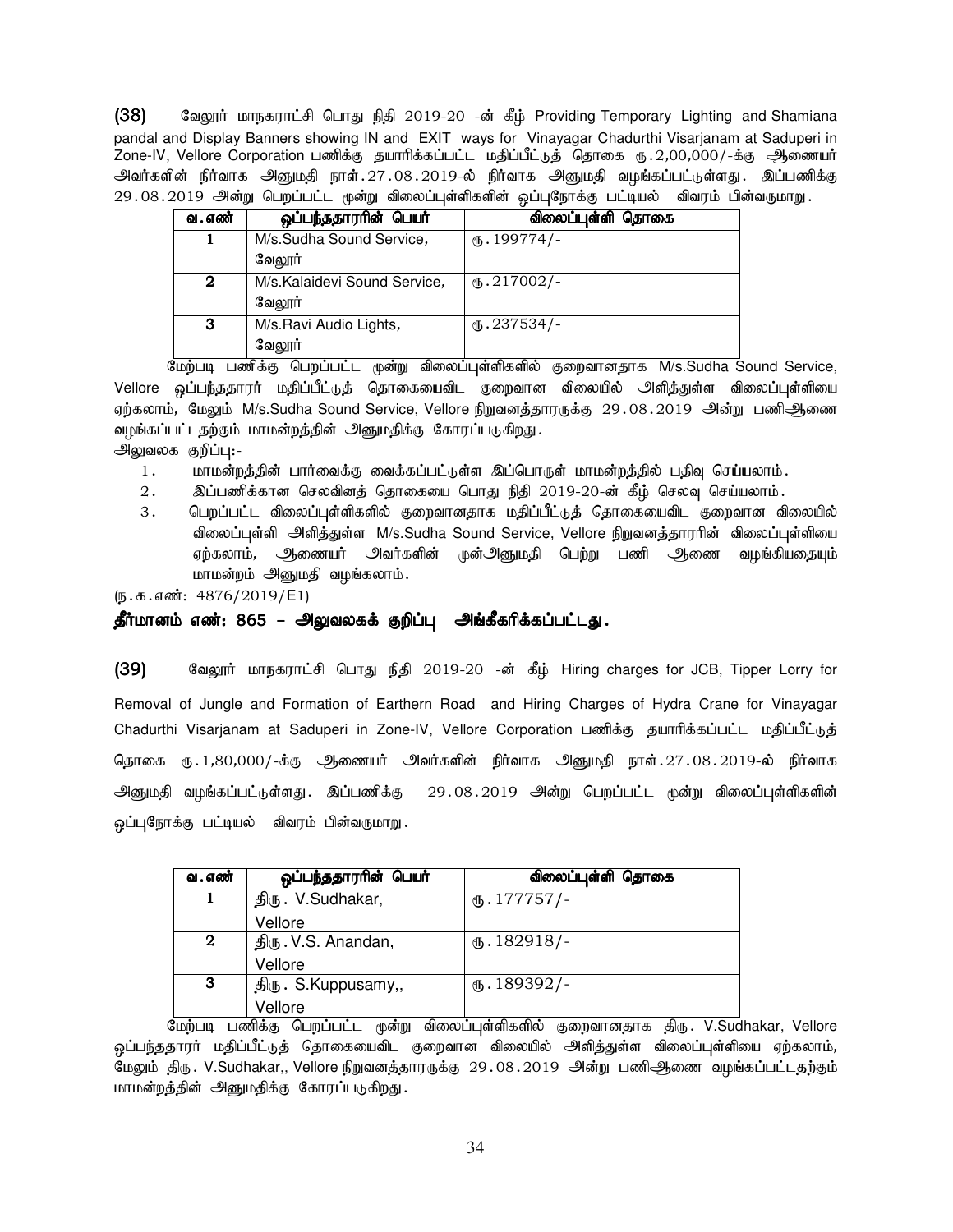**(38)** வேலூர் மாநகராட்சி பொது நிதி 2019-20 -ன் கீழ் Providing Temporary Lighting and Shamiana pandal and Display Banners showing IN and EXIT ways for Vinayagar Chadurthi Visarjanam at Saduperi in Zone-IV, Vellore Corporation பணிக்கு தயாரிக்கப்பட்ட மதிப்பீட்டுத் தொகை ரூ.2,00,000/-க்கு ஆணையர் அவர்களின் நிர்வாக அனுமதி நாள்.27.08.2019-ல் நிர்வாக அனுமதி வழங்கப்பட்டுள்ளது. இப்பணிக்கு 29.08.2019 அன்று பெறப்பட்ட மூன்று விலைப்புள்ளிகளின் ஒப்புநோக்கு பட்டியல் விவரம் பின்வருமாறு.

| வ.எண் | ஒப்பந்ததாரரின் பெயர் | விலைப்புள்ளி தொகை |
|---|---|---|
| 1 | M/s.Sudha Sound Service, வேலூர் | ரூ.199774/- |
| 2 | M/s.Kalaidevi Sound Service, வேலூர் | ரூ.217002/- |
| 3 | M/s.Ravi Audio Lights, வேலூர் | ரூ.237534/- |

மேற்படி பணிக்கு பெறப்பட்ட மூன்று விலைப்புள்ளிகளில் குறைவானதாக M/s.Sudha Sound Service, Vellore ஒப்பந்ததாரர் மதிப்பீட்டுத் தொகையைவிட குறைவான விலையில் அளித்துள்ள விலைப்புள்ளியை ஏற்கலாம், மேலும் M/s.Sudha Sound Service, Vellore நிறுவனத்தாரருக்கு 29.08.2019 அன்று பணிஆணை வழங்கப்பட்டதற்கும் மாமன்றத்தின் அனுமதிக்கு கோரப்படுகிறது.

அலுவலக குறிப்பு:-

1. மாமன்றத்தின் பார்வைக்கு வைக்கப்பட்டுள்ள இப்பொருள் மாமன்றத்தில் பதிவு செய்யலாம்.
2. இப்பணிக்கான செலவினத் தொகையை பொது நிதி 2019-20-ன் கீழ் செலவு செய்யலாம்.
3. பெறப்பட்ட விலைப்புள்ளிகளில் குறைவானதாக மதிப்பீட்டுத் தொகையைவிட குறைவான விலையில் விலைப்புள்ளி அளித்துள்ள M/s.Sudha Sound Service, Vellore நிறுவனத்தாரரின் விலைப்புள்ளியை ஏற்கலாம், ஆணையர் அவர்களின் முன்அனுமதி பெற்று பணி ஆணை வழங்கியதையும் மாமன்றம் அனுமதி வழங்கலாம்.

(ந.க.எண்: 4876/2019/E1)

**தீர்மானம் எண்: 865 – அலுவலகக் குறிப்பு அங்கீகரிக்கப்பட்டது.**

**(39)** வேலூர் மாநகராட்சி பொது நிதி 2019-20 -ன் கீழ் Hiring charges for JCB, Tipper Lorry for Removal of Jungle and Formation of Earthern Road and Hiring Charges of Hydra Crane for Vinayagar Chadurthi Visarjanam at Saduperi in Zone-IV, Vellore Corporation பணிக்கு தயாரிக்கப்பட்ட மதிப்பீட்டுத் தொகை ரூ.1,80,000/-க்கு ஆணையர் அவர்களின் நிர்வாக அனுமதி நாள்.27.08.2019-ல் நிர்வாக அனுமதி வழங்கப்பட்டுள்ளது. இப்பணிக்கு 29.08.2019 அன்று பெறப்பட்ட மூன்று விலைப்புள்ளிகளின் ஒப்புநோக்கு பட்டியல் விவரம் பின்வருமாறு.

| வ.எண் | ஒப்பந்ததாரரின் பெயர் | விலைப்புள்ளி தொகை |
|---|---|---|
| 1 | திரு. V.Sudhakar, Vellore | ரூ.177757/- |
| 2 | திரு.V.S. Anandan, Vellore | ரூ.182918/- |
| 3 | திரு. S.Kuppusamy,, Vellore | ரூ.189392/- |

மேற்படி பணிக்கு பெறப்பட்ட மூன்று விலைப்புள்ளிகளில் குறைவானதாக திரு. V.Sudhakar, Vellore ஒப்பந்ததாரர் மதிப்பீட்டுத் தொகையைவிட குறைவான விலையில் அளித்துள்ள விலைப்புள்ளியை ஏற்கலாம், மேலும் திரு. V.Sudhakar,, Vellore நிறுவனத்தாரருக்கு 29.08.2019 அன்று பணிஆணை வழங்கப்பட்டதற்கும் மாமன்றத்தின் அனுமதிக்கு கோரப்படுகிறது.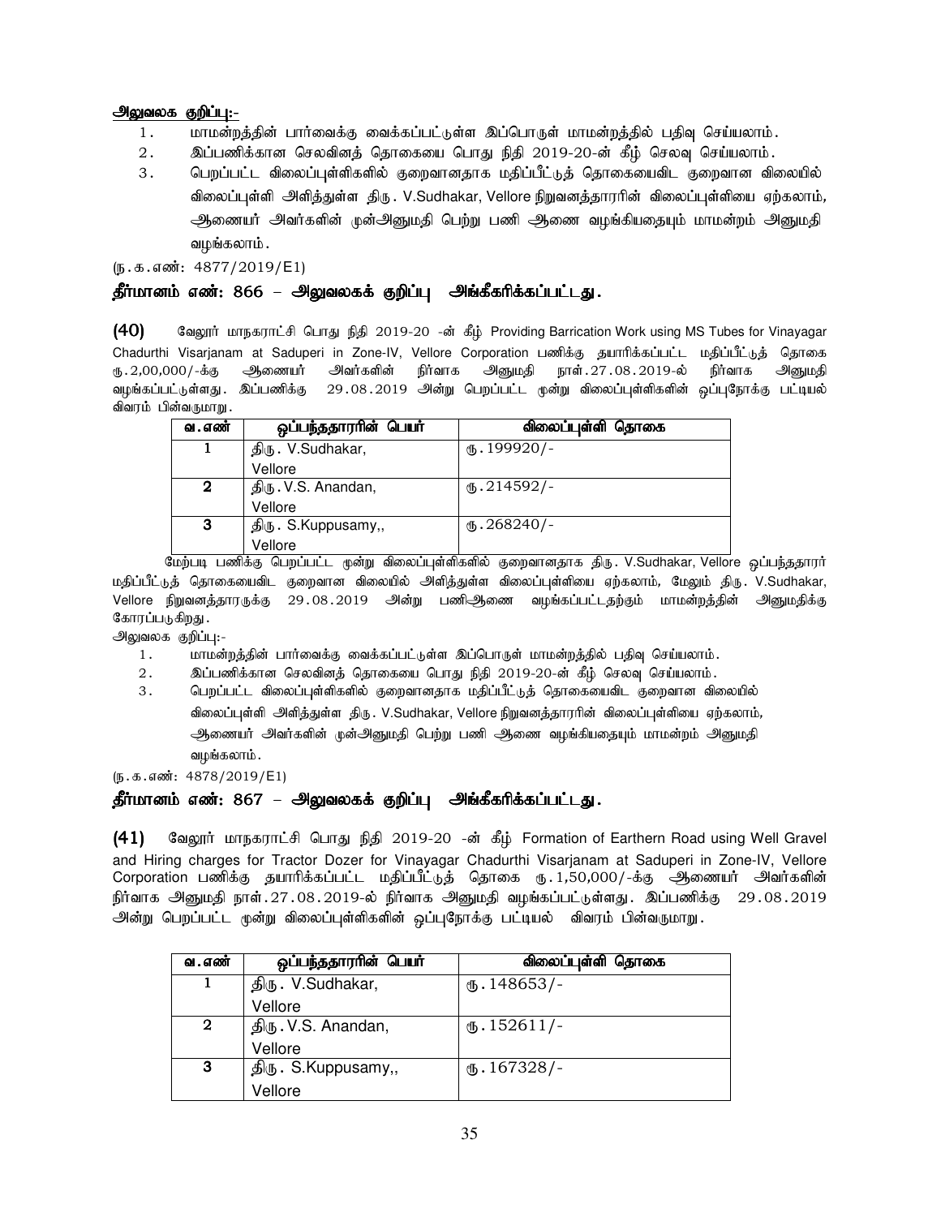**அலுவலக குறிப்பு:-**

1. மாமன்றத்தின் பார்வைக்கு வைக்கப்பட்டுள்ள இப்பொருள் மாமன்றத்தில் பதிவு செய்யலாம்.
2. இப்பணிக்கான செலவினத் தொகையை பொது நிதி 2019-20-ன் கீழ் செலவு செய்யலாம்.
3. பெறப்பட்ட விலைப்புள்ளிகளில் குறைவானதாக மதிப்பீட்டுத் தொகையைவிட குறைவான விலையில் விலைப்புள்ளி அளித்துள்ள திரு. V.Sudhakar, Vellore நிறுவனத்தாரரின் விலைப்புள்ளியை ஏற்கலாம், ஆணையர் அவர்களின் முன்அனுமதி பெற்று பணி ஆணை வழங்கியதையும் மாமன்றம் அனுமதி வழங்கலாம்.

(ந.க.எண்: 4877/2019/E1)

## தீர்மானம் எண்: 866 – அலுவலகக் குறிப்பு அங்கீகரிக்கப்பட்டது.

**(40)** வேலூர் மாநகராட்சி பொது நிதி 2019-20 -ன் கீழ் Providing Barrication Work using MS Tubes for Vinayagar Chadurthi Visarjanam at Saduperi in Zone-IV, Vellore Corporation பணிக்கு தயாரிக்கப்பட்ட மதிப்பீட்டுத் தொகை ரூ.2,00,000/-க்கு ஆணையர் அவர்களின் நிர்வாக அனுமதி நாள்.27.08.2019-ல் நிர்வாக அனுமதி வழங்கப்பட்டுள்ளது. இப்பணிக்கு 29.08.2019 அன்று பெறப்பட்ட மூன்று விலைப்புள்ளிகளின் ஒப்புநோக்கு பட்டியல் விவரம் பின்வருமாறு.

| வ.எண் | ஒப்பந்ததாரரின் பெயர் | விலைப்புள்ளி தொகை |
|---|---|---|
| 1 | திரு. V.Sudhakar, Vellore | ரூ.199920/- |
| 2 | திரு.V.S. Anandan, Vellore | ரூ.214592/- |
| 3 | திரு. S.Kuppusamy,, Vellore | ரூ.268240/- |

மேற்படி பணிக்கு பெறப்பட்ட மூன்று விலைப்புள்ளிகளில் குறைவானதாக திரு. V.Sudhakar, Vellore ஒப்பந்ததாரர் மதிப்பீட்டுத் தொகையைவிட குறைவான விலையில் அளித்துள்ள விலைப்புள்ளியை ஏற்கலாம், மேலும் திரு. V.Sudhakar, Vellore நிறுவனத்தாருக்கு 29.08.2019 அன்று பணிஆணை வழங்கப்பட்டதற்கும் மாமன்றத்தின் அனுமதிக்கு கோரப்படுகிறது.

அலுவலக குறிப்பு:-

1. மாமன்றத்தின் பார்வைக்கு வைக்கப்பட்டுள்ள இப்பொருள் மாமன்றத்தில் பதிவு செய்யலாம்.
2. இப்பணிக்கான செலவினத் தொகையை பொது நிதி 2019-20-ன் கீழ் செலவு செய்யலாம்.
3. பெறப்பட்ட விலைப்புள்ளிகளில் குறைவானதாக மதிப்பீட்டுத் தொகையைவிட குறைவான விலையில் விலைப்புள்ளி அளித்துள்ள திரு. V.Sudhakar, Vellore நிறுவனத்தாரரின் விலைப்புள்ளியை ஏற்கலாம், ஆணையர் அவர்களின் முன்அனுமதி பெற்று பணி ஆணை வழங்கியதையும் மாமன்றம் அனுமதி வழங்கலாம்.

(ந.க.எண்: 4878/2019/E1)

## தீர்மானம் எண்: 867 – அலுவலகக் குறிப்பு அங்கீகரிக்கப்பட்டது.

**(41)** வேலூர் மாநகராட்சி பொது நிதி 2019-20 -ன் கீழ் Formation of Earthern Road using Well Gravel and Hiring charges for Tractor Dozer for Vinayagar Chadurthi Visarjanam at Saduperi in Zone-IV, Vellore Corporation பணிக்கு தயாரிக்கப்பட்ட மதிப்பீட்டுத் தொகை ரூ.1,50,000/-க்கு ஆணையர் அவர்களின் நிர்வாக அனுமதி நாள்.27.08.2019-ல் நிர்வாக அனுமதி வழங்கப்பட்டுள்ளது. இப்பணிக்கு 29.08.2019 அன்று பெறப்பட்ட மூன்று விலைப்புள்ளிகளின் ஒப்புநோக்கு பட்டியல் விவரம் பின்வருமாறு.

| வ.எண் | ஒப்பந்ததாரரின் பெயர் | விலைப்புள்ளி தொகை |
|---|---|---|
| 1 | திரு. V.Sudhakar, Vellore | ரூ.148653/- |
| 2 | திரு.V.S. Anandan, Vellore | ரூ.152611/- |
| 3 | திரு. S.Kuppusamy,, Vellore | ரூ.167328/- |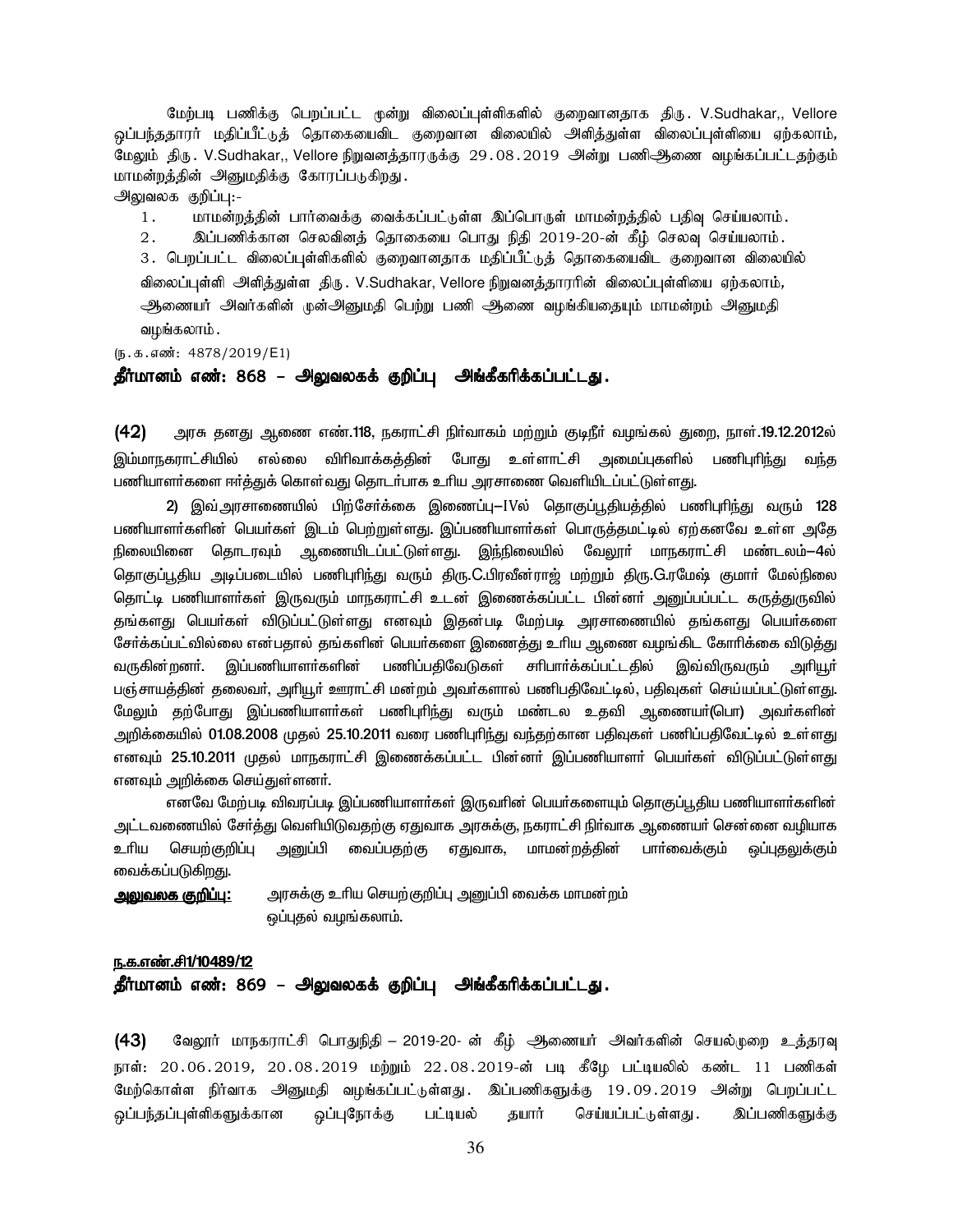மேற்படி பணிக்கு பெறப்பட்ட மூன்று விலைப்புள்ளிகளில் குறைவானதாக திரு. V.Sudhakar,, Vellore ஒப்பந்ததாரர் மதிப்பீட்டுத் தொகையைவிட குறைவான விலையில் அளித்துள்ள விலைப்புள்ளியை ஏற்கலாம், மேலும் திரு. V.Sudhakar,, Vellore நிறுவனத்தாரருக்கு 29.08.2019 அன்று பணிஆணை வழங்கப்பட்டதற்கும் மாமன்றத்தின் அனுமதிக்கு கோரப்படுகிறது.

அலுவலக குறிப்பு:-

1. மாமன்றத்தின் பார்வைக்கு வைக்கப்பட்டுள்ள இப்பொருள் மாமன்றத்தில் பதிவு செய்யலாம்.
2. இப்பணிக்கான செலவினத் தொகையை பொது நிதி 2019-20-ன் கீழ் செலவு செய்யலாம்.
3. பெறப்பட்ட விலைப்புள்ளிகளில் குறைவானதாக மதிப்பீட்டுத் தொகையைவிட குறைவான விலையில் விலைப்புள்ளி அளித்துள்ள திரு. V.Sudhakar, Vellore நிறுவனத்தாரின் விலைப்புள்ளியை ஏற்கலாம், ஆணையர் அவர்களின் முன்அனுமதி பெற்று பணி ஆணை வழங்கியதையும் மாமன்றம் அனுமதி வழங்கலாம்.

(ந.க.எண்: 4878/2019/E1)

**தீர்மானம் எண்: 868 – அலுவலகக் குறிப்பு அங்கீகரிக்கப்பட்டது.**

**(42)** அரசு தனது ஆணை எண்.118, நகராட்சி நிர்வாகம் மற்றும் குடிநீர் வழங்கல் துறை, நாள்.19.12.2012ல் இம்மாநகராட்சியில் எல்லை விரிவாக்கத்தின் போது உள்ளாட்சி அமைப்புகளில் பணிபுரிந்து வந்த பணியாளர்களை ஈர்த்துக் கொள்வது தொடர்பாக உரிய அரசாணை வெளியிடப்பட்டுள்ளது.

2) இவ் அரசாணையில் பிற்சேர்க்கை இணைப்பு–IVல் தொகுப்பூதியத்தில் பணிபுரிந்து வரும் 128 பணியாளர்களின் பெயர்கள் இடம் பெற்றுள்ளது. இப்பணியாளர்கள் பொருத்தமட்டில் ஏற்கனவே உள்ள அதே நிலையினை தொடரவும் ஆணையிடப்பட்டுள்ளது. இந்நிலையில் வேலூர் மாநகராட்சி மண்டலம்–4ல் தொகுப்பூதிய அடிப்படையில் பணிபுரிந்து வரும் திரு.C.பிரவீன்ராஜ் மற்றும் திரு.G.ரமேஷ் குமார் மேல்நிலை தொட்டி பணியாளர்கள் இருவரும் மாநகராட்சி உடன் இணைக்கப்பட்ட பின்னர் அனுப்பப்பட்ட கருத்துருவில் தங்களது பெயர்கள் விடுப்பட்டுள்ளது எனவும் இதன்படி மேற்படி அரசாணையில் தங்களது பெயர்களை சேர்க்கப்பட்வில்லை என்பதால் தங்களின் பெயர்களை இணைத்து உரிய ஆணை வழங்கிட கோரிக்கை விடுத்து வருகின்றனர். இப்பணியாளர்களின் பணிப்பதிவேடுகள் சரிபார்க்கப்பட்டதில் இவ்விருவரும் அரியூர் பஞ்சாயத்தின் தலைவர், அரியூர் ஊராட்சி மன்றம் அவர்களால் பணிபதிவேட்டில், பதிவுகள் செய்யப்பட்டுள்ளது. மேலும் தற்போது இப்பணியாளர்கள் பணிபுரிந்து வரும் மண்டல உதவி ஆணையர்(பொ) அவர்களின் அறிக்கையில் 01.08.2008 முதல் 25.10.2011 வரை பணிபுரிந்து வந்தற்கான பதிவுகள் பணிப்பதிவேட்டில் உள்ளது எனவும் 25.10.2011 முதல் மாநகராட்சி இணைக்கப்பட்ட பின்னர் இப்பணியாளர் பெயர்கள் விடுப்பட்டுள்ளது எனவும் அறிக்கை செய்துள்ளனர்.

எனவே மேற்படி விவரப்படி இப்பணியாளர்கள் இருவரின் பெயர்களையும் தொகுப்பூதிய பணியாளர்களின் அட்டவணையில் சேர்த்து வெளியிடுவதற்கு ஏதுவாக அரசுக்கு, நகராட்சி நிர்வாக ஆணையர் சென்னை வழியாக உரிய செயற்குறிப்பு அனுப்பி வைப்பதற்கு ஏதுவாக, மாமன்றத்தின் பார்வைக்கும் ஒப்புதலுக்கும் வைக்கப்படுகிறது.

**<u>அலுவலக குறிப்பு:</u>** அரசுக்கு உரிய செயற்குறிப்பு அனுப்பி வைக்க மாமன்றம் ஒப்புதல் வழங்கலாம்.

**<u>ந.க.எண்.சி1/10489/12</u>**

**தீர்மானம் எண்: 869 – அலுவலகக் குறிப்பு அங்கீகரிக்கப்பட்டது.**

**(43)** வேலூர் மாநகராட்சி பொதுநிதி – 2019-20- ன் கீழ் ஆணையர் அவர்களின் செயல்முறை உத்தரவு நாள்: 20.06.2019, 20.08.2019 மற்றும் 22.08.2019-ன் படி கீழே பட்டியலில் கண்ட 11 பணிகள் மேற்கொள்ள நிர்வாக அனுமதி வழங்கப்பட்டுள்ளது. இப்பணிகளுக்கு 19.09.2019 அன்று பெறப்பட்ட ஒப்பந்தப்புள்ளிகளுக்கான ஒப்புநோக்கு பட்டியல் தயார் செய்யப்பட்டுள்ளது. இப்பணிகளுக்கு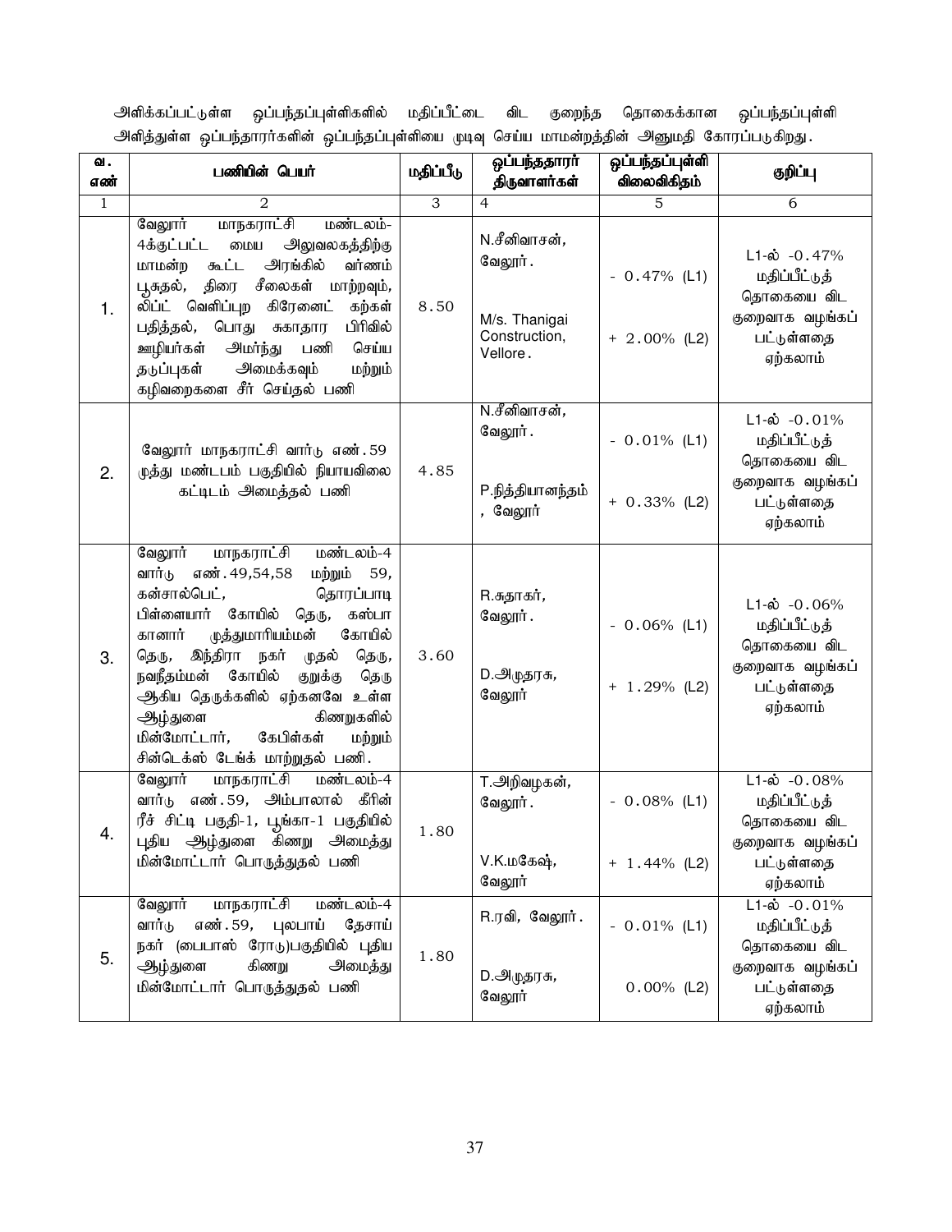அளிக்கப்பட்டுள்ள ஒப்பந்தப்புள்ளிகளில் மதிப்பீட்டை விட குறைந்த தொகைக்கான ஒப்பந்தப்புள்ளி அளித்துள்ள ஒப்பந்தாரர்களின் ஒப்பந்தப்புள்ளியை முடிவு செய்ய மாமன்றத்தின் அனுமதி கோரப்படுகிறது.

| வ. எண் | பணியின் பெயர் | மதிப்பீடு | ஒப்பந்ததாரர் திருவாளர்கள் | ஒப்பந்தப்புள்ளி விலைவிகிதம் | குறிப்பு |
|---|---|---|---|---|---|
| 1 | 2 | 3 | 4 | 5 | 6 |
| 1. | வேலூர் மாநகராட்சி மண்டலம்-4க்குட்பட்ட மைய அலுவலகத்திற்கு மாமன்ற கூட்ட அரங்கில் வர்ணம் பூசுதல், திரை சீலைகள் மாற்றவும், லிப்ட் வெளிப்புற கிரேனைட் கற்கள் பதித்தல், பொது சுகாதார பிரிவில் ஊழியர்கள் அமர்ந்து பணி செய்ய தடுப்புகள் அமைக்கவும் மற்றும் கழிவறைகளை சீர் செய்தல் பணி | 8.50 | N.சீனிவாசன், வேலூர்.<br><br>M/s. Thanigai Construction, Vellore. | - 0.47% (L1)<br><br>+ 2.00% (L2) | L1-ல் -0.47% மதிப்பீட்டுத் தொகையை விட குறைவாக வழங்கப் பட்டுள்ளதை ஏற்கலாம் |
| 2. | வேலூர் மாநகராட்சி வார்டு எண்.59 முத்து மண்டபம் பகுதியில் நியாயவிலை கட்டிடம் அமைத்தல் பணி | 4.85 | N.சீனிவாசன், வேலூர்.<br><br>P.நித்தியானந்தம், வேலூர் | - 0.01% (L1)<br><br>+ 0.33% (L2) | L1-ல் -0.01% மதிப்பீட்டுத் தொகையை விட குறைவாக வழங்கப் பட்டுள்ளதை ஏற்கலாம் |
| 3. | வேலூர் மாநகராட்சி மண்டலம்-4 வார்டு எண்.49,54,58 மற்றும் 59, கன்சால்பெட், தொரப்பாடி பிள்ளையார் கோயில் தெரு, கஸ்பா கானார் முத்துமாரியம்மன் கோயில் தெரு, இந்திரா நகர் முதல் தெரு, நவநீதம்மன் கோயில் குறுக்கு தெரு ஆகிய தெருக்களில் ஏற்கனவே உள்ள ஆழ்துளை கிணறுகளில் மின்மோட்டார், கேபிள்கள் மற்றும் சின்டெக்ஸ் டேங்க் மாற்றுதல் பணி. | 3.60 | R.சுதாகர், வேலூர்.<br><br>D.அமுதரசு, வேலூர் | - 0.06% (L1)<br><br>+ 1.29% (L2) | L1-ல் -0.06% மதிப்பீட்டுத் தொகையை விட குறைவாக வழங்கப் பட்டுள்ளதை ஏற்கலாம் |
| 4. | வேலூர் மாநகராட்சி மண்டலம்-4 வார்டு எண்.59, அம்பாலால் கீரின் ரீச் சிட்டி பகுதி-1, பூங்கா-1 பகுதியில் புதிய ஆழ்துளை கிணறு அமைத்து மின்மோட்டார் பொருத்துதல் பணி | 1.80 | T.அறிவழகன், வேலூர்.<br><br>V.K.மகேஷ், வேலூர் | - 0.08% (L1)<br><br>+ 1.44% (L2) | L1-ல் -0.08% மதிப்பீட்டுத் தொகையை விட குறைவாக வழங்கப் பட்டுள்ளதை ஏற்கலாம் |
| 5. | வேலூர் மாநகராட்சி மண்டலம்-4 வார்டு எண்.59, புலபாய் தேசாய் நகர் (பைபாஸ் ரோடு)பகுதியில் புதிய ஆழ்துளை கிணறு அமைத்து மின்மோட்டார் பொருத்துதல் பணி | 1.80 | R.ரவி, வேலூர்.<br><br>D.அமுதரசு, வேலூர் | - 0.01% (L1)<br><br>0.00% (L2) | L1-ல் -0.01% மதிப்பீட்டுத் தொகையை விட குறைவாக வழங்கப் பட்டுள்ளதை ஏற்கலாம் |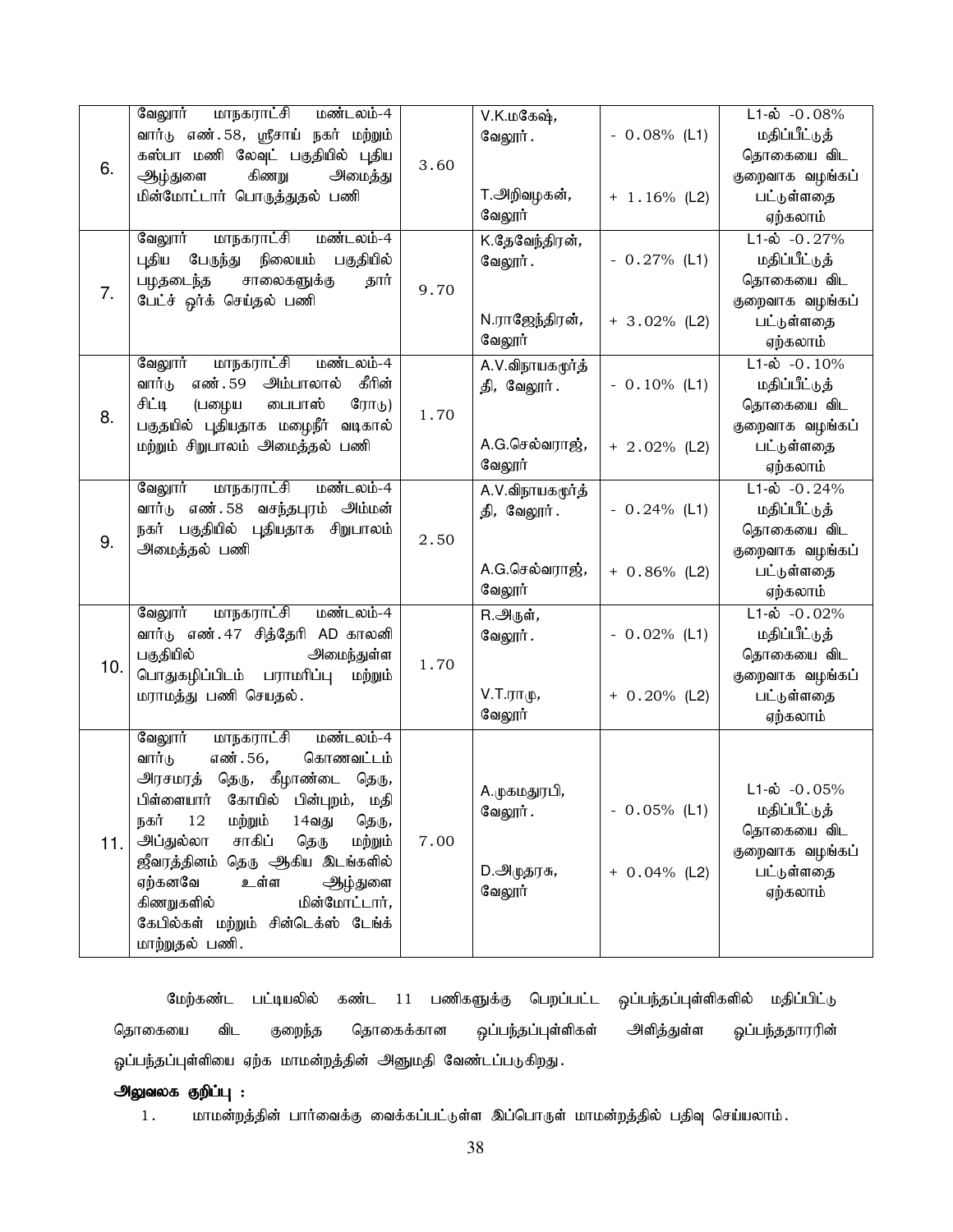| | | | | | |
|---|---|---|---|---|---|
| 6. | வேலூர் மாநகராட்சி மண்டலம்-4 வார்டு எண்.58, ஸ்ரீசாய் நகர் மற்றும் கஸ்பா மணி லேவுட் பகுதியில் புதிய ஆழ்துளை கிணறு அமைத்து மின்மோட்டார் பொருத்துதல் பணி | 3.60 | V.K.மகேஷ், வேலூர்.<br><br>T.அறிவழகன், வேலூர் | - 0.08% (L1)<br><br>+ 1.16% (L2) | L1-ல் -0.08% மதிப்பீட்டுத் தொகையை விட குறைவாக வழங்கப் பட்டுள்ளதை ஏற்கலாம் |
| 7. | வேலூர் மாநகராட்சி மண்டலம்-4 புதிய பேருந்து நிலையம் பகுதியில் பழுதடைந்த சாலைகளுக்கு தார் பேட்ச் ஒர்க் செய்தல் பணி | 9.70 | K.தேவேந்திரன், வேலூர்.<br><br>N.ராஜேந்திரன், வேலூர் | - 0.27% (L1)<br><br>+ 3.02% (L2) | L1-ல் -0.27% மதிப்பீட்டுத் தொகையை விட குறைவாக வழங்கப் பட்டுள்ளதை ஏற்கலாம் |
| 8. | வேலூர் மாநகராட்சி மண்டலம்-4 வார்டு எண்.59 அம்பாலால் கீரின் சிட்டி (பழைய பைபாஸ் ரோடு) பகுதயில் புதியதாக மழைநீர் வடிகால் மற்றும் சிறுபாலம் அமைத்தல் பணி | 1.70 | A.V.விநாயகமூர்த்தி, வேலூர்.<br><br>A.G.செல்வராஜ், வேலூர் | - 0.10% (L1)<br><br>+ 2.02% (L2) | L1-ல் -0.10% மதிப்பீட்டுத் தொகையை விட குறைவாக வழங்கப் பட்டுள்ளதை ஏற்கலாம் |
| 9. | வேலூர் மாநகராட்சி மண்டலம்-4 வார்டு எண்.58 வசந்தபுரம் அம்மன் நகர் பகுதியில் புதியதாக சிறுபாலம் அமைத்தல் பணி | 2.50 | A.V.விநாயகமூர்த்தி, வேலூர்.<br><br>A.G.செல்வராஜ், வேலூர் | - 0.24% (L1)<br><br>+ 0.86% (L2) | L1-ல் -0.24% மதிப்பீட்டுத் தொகையை விட குறைவாக வழங்கப் பட்டுள்ளதை ஏற்கலாம் |
| 10. | வேலூர் மாநகராட்சி மண்டலம்-4 வார்டு எண்.47 சித்தேரி AD காலனி பகுதியில் அமைந்துள்ள பொதுகழிப்பிடம் பராமரிப்பு மற்றும் மராமத்து பணி செயதல். | 1.70 | R.அருள், வேலூர்.<br><br>V.T.ராமு, வேலூர் | - 0.02% (L1)<br><br>+ 0.20% (L2) | L1-ல் -0.02% மதிப்பீட்டுத் தொகையை விட குறைவாக வழங்கப் பட்டுள்ளதை ஏற்கலாம் |
| 11. | வேலூர் மாநகராட்சி மண்டலம்-4 வார்டு எண்.56, கொணவட்டம் அரசமரத் தெரு, கீழாண்டை தெரு, பிள்ளையார் கோயில் பின்புறம், மதி நகர் 12 மற்றும் 14வது தெரு, அப்துல்லா சாகிப் தெரு மற்றும் ஜீவரத்தினம் தெரு ஆகிய இடங்களில் ஏற்கனவே உள்ள ஆழ்துளை கிணறுகளில் மின்மோட்டார், கேபில்கள் மற்றும் சின்டெக்ஸ் டேங்க் மாற்றுதல் பணி. | 7.00 | A.முகமதுரபி, வேலூர்.<br><br>D.அமுதரசு, வேலூர் | - 0.05% (L1)<br><br>+ 0.04% (L2) | L1-ல் -0.05% மதிப்பீட்டுத் தொகையை விட குறைவாக வழங்கப் பட்டுள்ளதை ஏற்கலாம் |

மேற்கண்ட பட்டியலில் கண்ட 11 பணிகளுக்கு பெறப்பட்ட ஒப்பந்தப்புள்ளிகளில் மதிப்பிட்டு தொகையை விட குறைந்த தொகைக்கான ஒப்பந்தப்புள்ளிகள் அளித்துள்ள ஒப்பந்ததாரரின் ஒப்பந்தப்புள்ளியை ஏற்க மாமன்றத்தின் அனுமதி வேண்டப்படுகிறது.

**அலுவலக குறிப்பு :**

1. மாமன்றத்தின் பார்வைக்கு வைக்கப்பட்டுள்ள இப்பொருள் மாமன்றத்தில் பதிவு செய்யலாம்.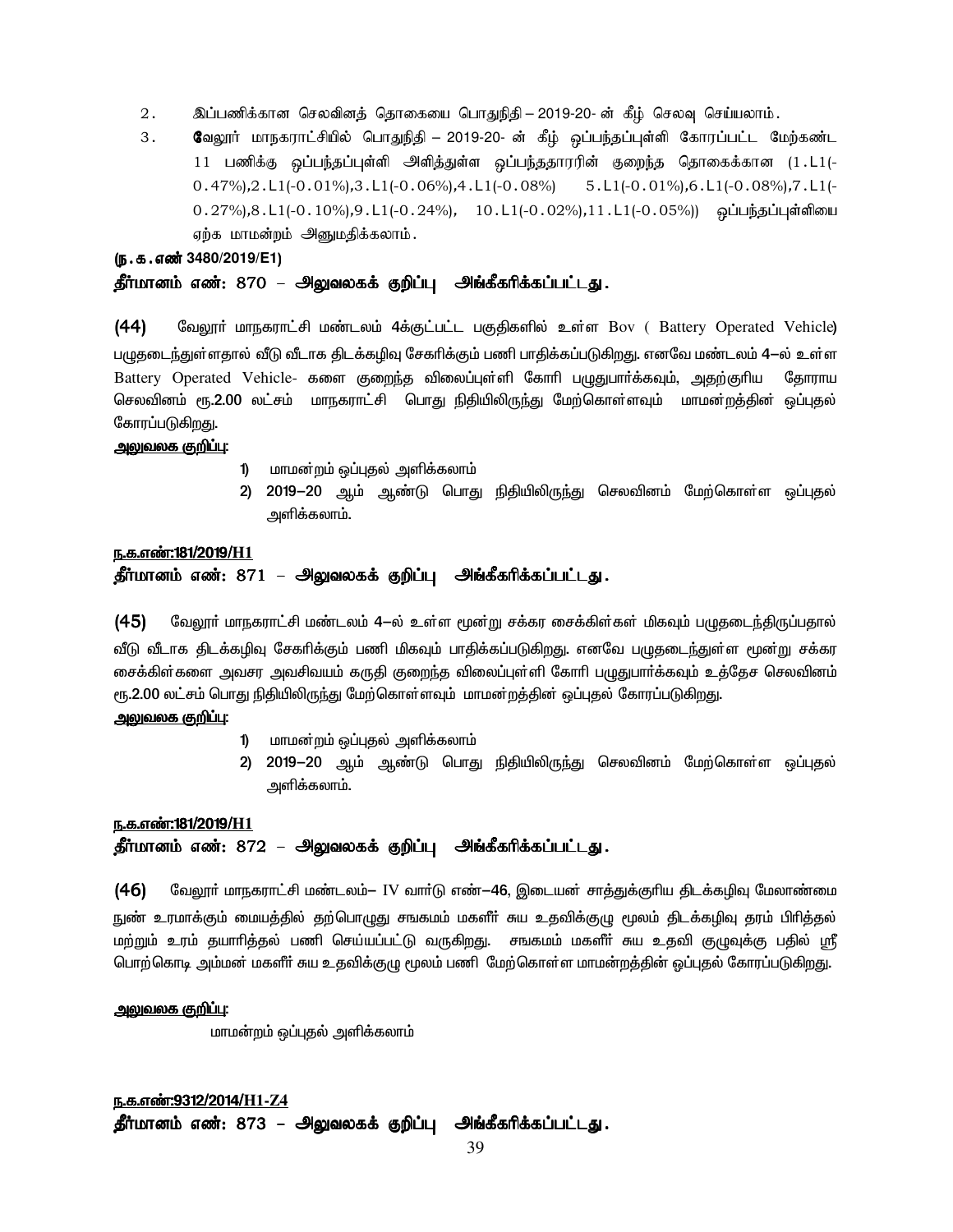2. இப்பணிக்கான செலவினத் தொகையை பொதுநிதி – 2019-20- ன் கீழ் செலவு செய்யலாம்.
3. **வே**லூர் மாநகராட்சியில் பொதுநிதி – 2019-20- ன் கீழ் ஒப்பந்தப்புள்ளி கோரப்பட்ட மேற்கண்ட 11 பணிக்கு ஒப்பந்தப்புள்ளி அளித்துள்ள ஒப்பந்ததாரரின் குறைந்த தொகைக்கான (1.L1(-0.47%),2.L1(-0.01%),3.L1(-0.06%),4.L1(-0.08%) 5.L1(-0.01%),6.L1(-0.08%),7.L1(-0.27%),8.L1(-0.10%),9.L1(-0.24%), 10.L1(-0.02%),11.L1(-0.05%)) ஒப்பந்தப்புள்ளியை ஏற்க மாமன்றம் அனுமதிக்கலாம்.

**(ந.க.எண் 3480/2019/E1)**

**தீர்மானம் எண்: 870 – அலுவலகக் குறிப்பு அங்கீகரிக்கப்பட்டது.**

**(44)** வேலூர் மாநகராட்சி மண்டலம் 4க்குட்பட்ட பகுதிகளில் உள்ள Bov ( Battery Operated Vehicle) பழுதடைந்துள்ளதால் வீடு வீடாக திடக்கழிவு சேகரிக்கும் பணி பாதிக்கப்படுகிறது. எனவே மண்டலம் 4–ல் உள்ள Battery Operated Vehicle- களை குறைந்த விலைப்புள்ளி கோரி பழுதுபார்க்கவும், அதற்குரிய தோராய செலவினம் ரூ.2.00 லட்சம் மாநகராட்சி பொது நிதியிலிருந்து மேற்கொள்ளவும் மாமன்றத்தின் ஒப்புதல் கோரப்படுகிறது.

**அலுவலக குறிப்பு:**

1) மாமன்றம் ஒப்புதல் அளிக்கலாம்
2) 2019–20 ஆம் ஆண்டு பொது நிதியிலிருந்து செலவினம் மேற்கொள்ள ஒப்புதல் அளிக்கலாம்.

**ந.க.எண்:181/2019/H1**

**தீர்மானம் எண்: 871 – அலுவலகக் குறிப்பு அங்கீகரிக்கப்பட்டது.**

**(45)** வேலூர் மாநகராட்சி மண்டலம் 4–ல் உள்ள மூன்று சக்கர சைக்கிள்கள் மிகவும் பழுதடைந்திருப்பதால் வீடு வீடாக திடக்கழிவு சேகரிக்கும் பணி மிகவும் பாதிக்கப்படுகிறது. எனவே பழுதடைந்துள்ள மூன்று சக்கர சைக்கிள்களை அவசர அவசியம் கருதி குறைந்த விலைப்புள்ளி கோரி பழுதுபார்க்கவும் உத்தேச செலவினம் ரூ.2.00 லட்சம் பொது நிதியிலிருந்து மேற்கொள்ளவும் மாமன்றத்தின் ஒப்புதல் கோரப்படுகிறது.

**அலுவலக குறிப்பு:**

1) மாமன்றம் ஒப்புதல் அளிக்கலாம்
2) 2019–20 ஆம் ஆண்டு பொது நிதியிலிருந்து செலவினம் மேற்கொள்ள ஒப்புதல் அளிக்கலாம்.

**ந.க.எண்:181/2019/H1**

**தீர்மானம் எண்: 872 – அலுவலகக் குறிப்பு அங்கீகரிக்கப்பட்டது.**

**(46)** வேலூர் மாநகராட்சி மண்டலம்– IV வார்டு எண்–46, இடையன் சாத்துக்குரிய திடக்கழிவு மேலாண்மை நுண் உரமாக்கும் மையத்தில் தற்பொழுது சஙகமம் மகளீர் சுய உதவிக்குழு மூலம் திடக்கழிவு தரம் பிரித்தல் மற்றும் உரம் தயாரித்தல் பணி செய்யப்பட்டு வருகிறது. சஙகமம் மகளீர் சுய உதவி குழுவுக்கு பதில் ஸ்ரீ பொற்கொடி அம்மன் மகளீர் சுய உதவிக்குழு மூலம் பணி மேற்கொள்ள மாமன்றத்தின் ஒப்புதல் கோரப்படுகிறது.

**அலுவலக குறிப்பு:**

மாமன்றம் ஒப்புதல் அளிக்கலாம்

**ந.க.எண்:9312/2014/H1-Z4**

**தீர்மானம் எண்: 873 – அலுவலகக் குறிப்பு அங்கீகரிக்கப்பட்டது.**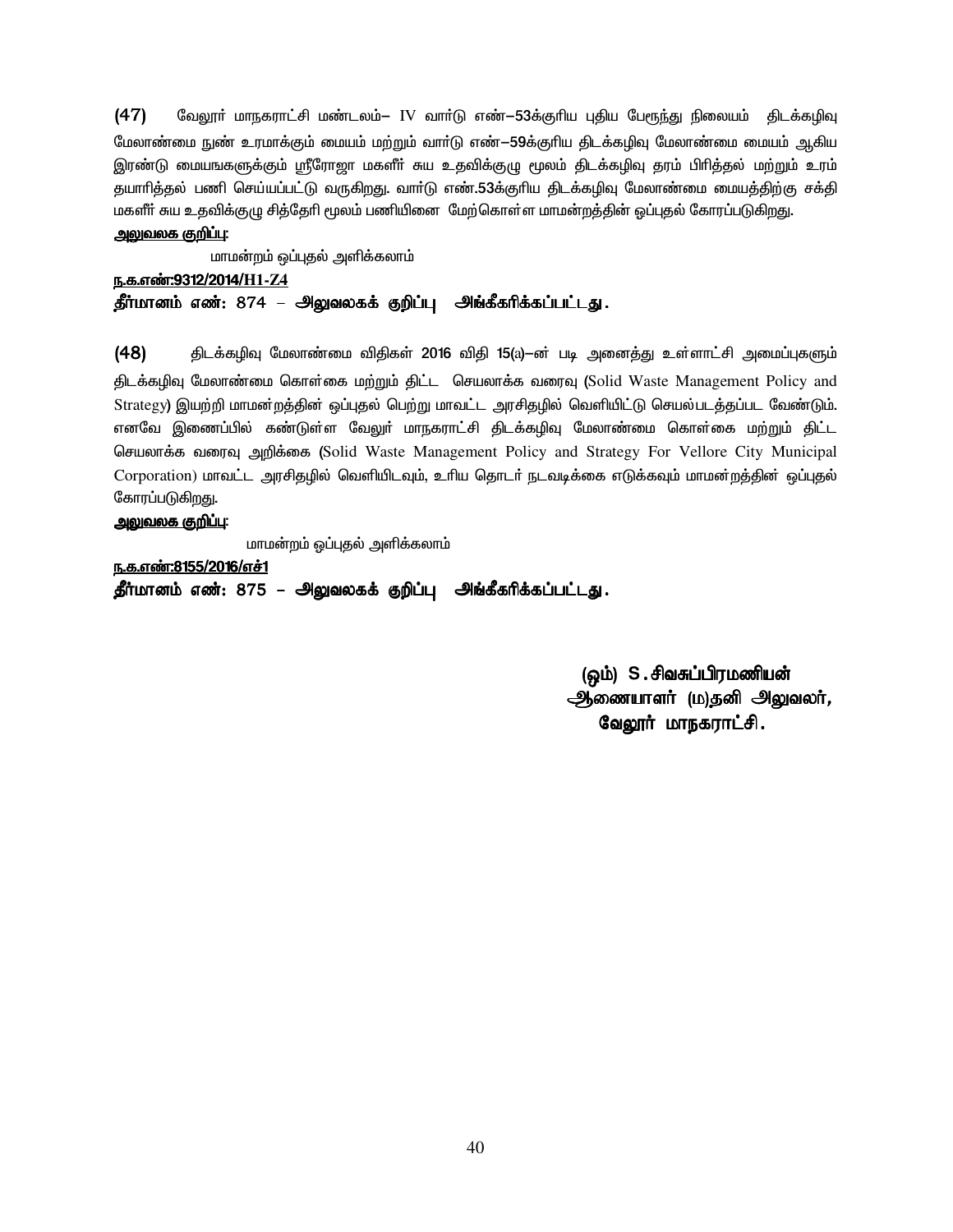(47) வேலூர் மாநகராட்சி மண்டலம்– IV வார்டு எண்–53க்குரிய புதிய பேரூந்து நிலையம் திடக்கழிவு மேலாண்மை நுண் உரமாக்கும் மையம் மற்றும் வார்டு எண்–59க்குரிய திடக்கழிவு மேலாண்மை மையம் ஆகிய இரண்டு மையஙகளுக்கும் ஸ்ரீரோஜா மகளிர் சுய உதவிக்குழு மூலம் திடக்கழிவு தரம் பிரித்தல் மற்றும் உரம் தயாரித்தல் பணி செய்யப்பட்டு வருகிறது. வார்டு எண்.53க்குரிய திடக்கழிவு மேலாண்மை மையத்திற்கு சக்தி மகளிர் சுய உதவிக்குழு சித்தேரி மூலம் பணியினை மேற்கொள்ள மாமன்றத்தின் ஒப்புதல் கோரப்படுகிறது.

<u>அலுவலக குறிப்பு:</u>

மாமன்றம் ஒப்புதல் அளிக்கலாம்

<u>ந.க.எண்:9312/2014/H1-Z4</u>

**தீர்மானம் எண்: 874 – அலுவலகக் குறிப்பு அங்கீகரிக்கப்பட்டது.**

(48) திடக்கழிவு மேலாண்மை விதிகள் 2016 விதி 15(a)–ன் படி அனைத்து உள்ளாட்சி அமைப்புகளும் திடக்கழிவு மேலாண்மை கொள்கை மற்றும் திட்ட செயலாக்க வரைவு (Solid Waste Management Policy and Strategy) இயற்றி மாமன்றத்தின் ஒப்புதல் பெற்று மாவட்ட அரசிதழில் வெளியிட்டு செயல்படத்தப்பட வேண்டும். எனவே இணைப்பில் கண்டுள்ள வேலூர் மாநகராட்சி திடக்கழிவு மேலாண்மை கொள்கை மற்றும் திட்ட செயலாக்க வரைவு அறிக்கை (Solid Waste Management Policy and Strategy For Vellore City Municipal Corporation) மாவட்ட அரசிதழில் வெளியிடவும், உரிய தொடர் நடவடிக்கை எடுக்கவும் மாமன்றத்தின் ஒப்புதல் கோரப்படுகிறது.

<u>அலுவலக குறிப்பு:</u>

மாமன்றம் ஒப்புதல் அளிக்கலாம்

<u>ந.க.எண்:8155/2016/எச்1</u>

**தீர்மானம் எண்: 875 – அலுவலகக் குறிப்பு அங்கீகரிக்கப்பட்டது.**

**(ஒம்) S.சிவசுப்பிரமணியன்**
**ஆணையாளர் (ம)தனி அலுவலர்,**
**வேலூர் மாநகராட்சி.**